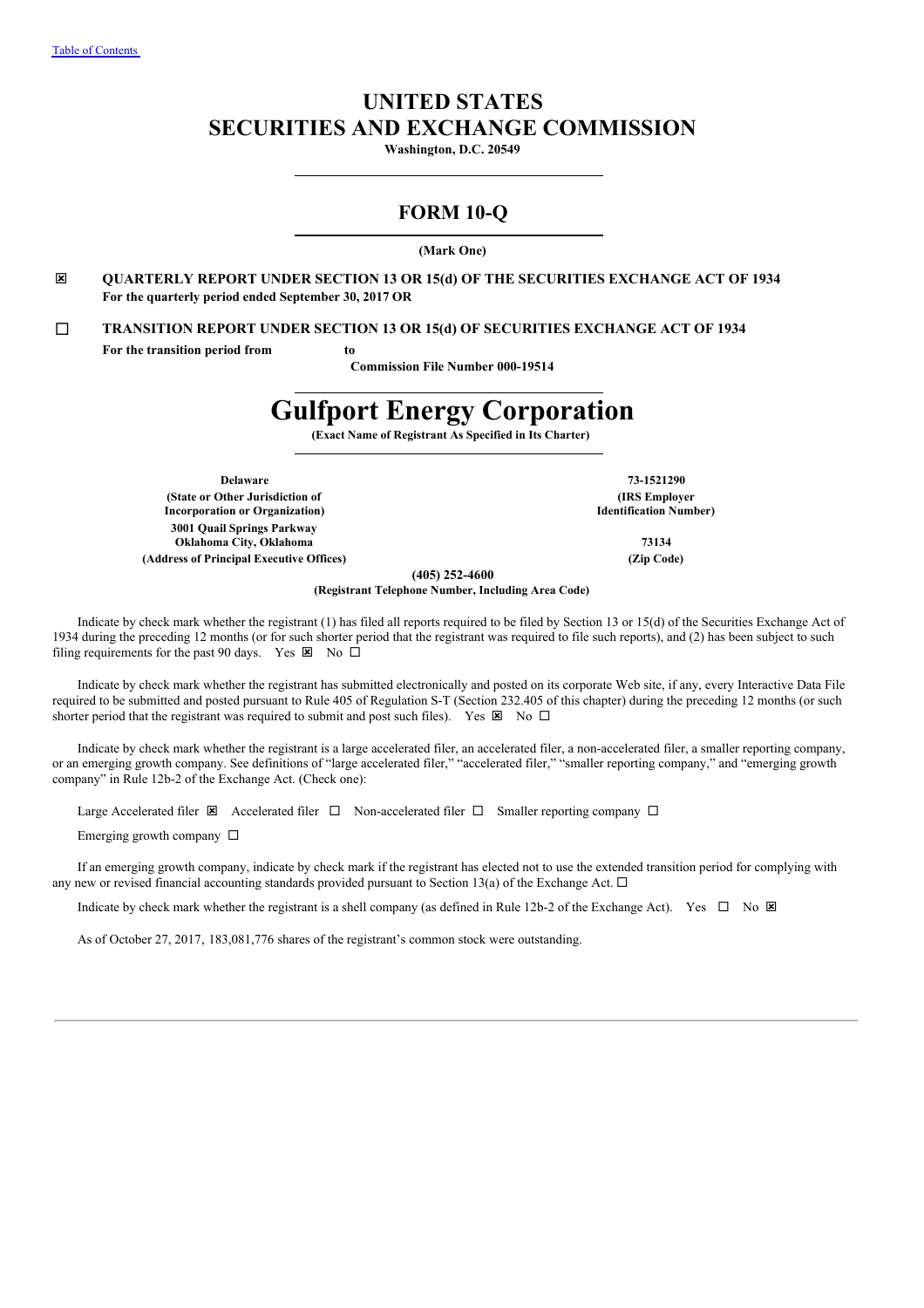[Table of Contents](#)

# UNITED STATES
# SECURITIES AND EXCHANGE COMMISSION

**Washington, D.C. 20549**

## FORM 10-Q

**(Mark One)**

☒ **QUARTERLY REPORT UNDER SECTION 13 OR 15(d) OF THE SECURITIES EXCHANGE ACT OF 1934**
**For the quarterly period ended September 30, 2017 OR**

☐ **TRANSITION REPORT UNDER SECTION 13 OR 15(d) OF SECURITIES EXCHANGE ACT OF 1934**
**For the transition period from to**

**Commission File Number 000-19514**

# Gulfport Energy Corporation

**(Exact Name of Registrant As Specified in Its Charter)**

| | |
|---|---|
| **Delaware** | **73-1521290** |
| **(State or Other Jurisdiction of Incorporation or Organization)** | **(IRS Employer Identification Number)** |
| **3001 Quail Springs Parkway Oklahoma City, Oklahoma** | **73134** |
| **(Address of Principal Executive Offices)** | **(Zip Code)** |

**(405) 252-4600**
**(Registrant Telephone Number, Including Area Code)**

Indicate by check mark whether the registrant (1) has filed all reports required to be filed by Section 13 or 15(d) of the Securities Exchange Act of 1934 during the preceding 12 months (or for such shorter period that the registrant was required to file such reports), and (2) has been subject to such filing requirements for the past 90 days. Yes ☒ No ☐

Indicate by check mark whether the registrant has submitted electronically and posted on its corporate Web site, if any, every Interactive Data File required to be submitted and posted pursuant to Rule 405 of Regulation S-T (Section 232.405 of this chapter) during the preceding 12 months (or for such shorter period that the registrant was required to submit and post such files). Yes ☒ No ☐

Indicate by check mark whether the registrant is a large accelerated filer, an accelerated filer, a non-accelerated filer, a smaller reporting company, or an emerging growth company. See definitions of "large accelerated filer," "accelerated filer," "smaller reporting company," and "emerging growth company" in Rule 12b-2 of the Exchange Act. (Check one):

Large Accelerated filer ☒ Accelerated filer ☐ Non-accelerated filer ☐ Smaller reporting company ☐

Emerging growth company ☐

If an emerging growth company, indicate by check mark if the registrant has elected not to use the extended transition period for complying with any new or revised financial accounting standards provided pursuant to Section 13(a) of the Exchange Act. ☐

Indicate by check mark whether the registrant is a shell company (as defined in Rule 12b-2 of the Exchange Act). Yes ☐ No ☒

As of October 27, 2017, 183,081,776 shares of the registrant's common stock were outstanding.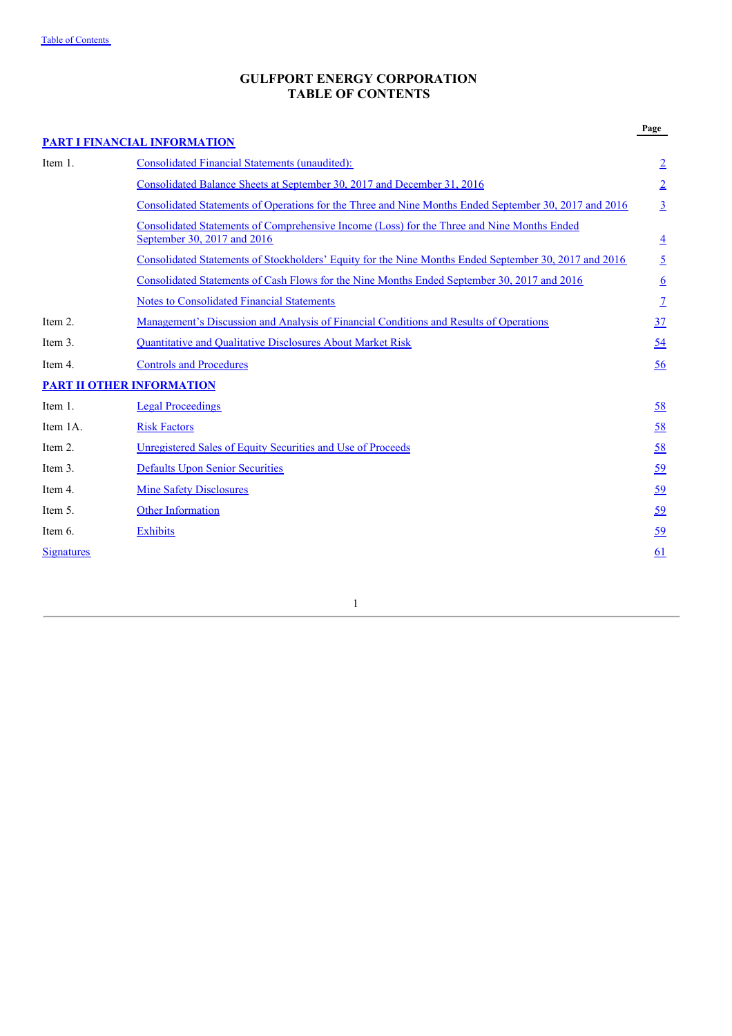# GULFPORT ENERGY CORPORATION
## TABLE OF CONTENTS

| | | Page |
|---|---|---|
| **PART I FINANCIAL INFORMATION** | | |
| Item 1. | Consolidated Financial Statements (unaudited): | 2 |
| | Consolidated Balance Sheets at September 30, 2017 and December 31, 2016 | 2 |
| | Consolidated Statements of Operations for the Three and Nine Months Ended September 30, 2017 and 2016 | 3 |
| | Consolidated Statements of Comprehensive Income (Loss) for the Three and Nine Months Ended September 30, 2017 and 2016 | 4 |
| | Consolidated Statements of Stockholders' Equity for the Nine Months Ended September 30, 2017 and 2016 | 5 |
| | Consolidated Statements of Cash Flows for the Nine Months Ended September 30, 2017 and 2016 | 6 |
| | Notes to Consolidated Financial Statements | 7 |
| Item 2. | Management's Discussion and Analysis of Financial Conditions and Results of Operations | 37 |
| Item 3. | Quantitative and Qualitative Disclosures About Market Risk | 54 |
| Item 4. | Controls and Procedures | 56 |
| **PART II OTHER INFORMATION** | | |
| Item 1. | Legal Proceedings | 58 |
| Item 1A. | Risk Factors | 58 |
| Item 2. | Unregistered Sales of Equity Securities and Use of Proceeds | 58 |
| Item 3. | Defaults Upon Senior Securities | 59 |
| Item 4. | Mine Safety Disclosures | 59 |
| Item 5. | Other Information | 59 |
| Item 6. | Exhibits | 59 |
| Signatures | | 61 |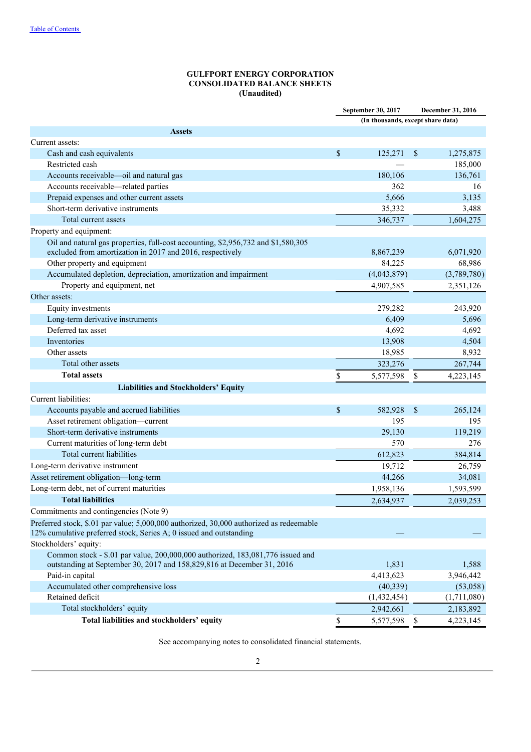Table of Contents

# GULFPORT ENERGY CORPORATION
## CONSOLIDATED BALANCE SHEETS
### (Unaudited)

| | September 30, 2017 | December 31, 2016 |
|---|---|---|
| | (In thousands, except share data) | |
| **Assets** | | |
| Current assets: | | |
| Cash and cash equivalents | $ 125,271 | $ 1,275,875 |
| Restricted cash | — | 185,000 |
| Accounts receivable—oil and natural gas | 180,106 | 136,761 |
| Accounts receivable—related parties | 362 | 16 |
| Prepaid expenses and other current assets | 5,666 | 3,135 |
| Short-term derivative instruments | 35,332 | 3,488 |
| Total current assets | 346,737 | 1,604,275 |
| Property and equipment: | | |
| Oil and natural gas properties, full-cost accounting, $2,956,732 and $1,580,305 excluded from amortization in 2017 and 2016, respectively | 8,867,239 | 6,071,920 |
| Other property and equipment | 84,225 | 68,986 |
| Accumulated depletion, depreciation, amortization and impairment | (4,043,879) | (3,789,780) |
| Property and equipment, net | 4,907,585 | 2,351,126 |
| Other assets: | | |
| Equity investments | 279,282 | 243,920 |
| Long-term derivative instruments | 6,409 | 5,696 |
| Deferred tax asset | 4,692 | 4,692 |
| Inventories | 13,908 | 4,504 |
| Other assets | 18,985 | 8,932 |
| Total other assets | 323,276 | 267,744 |
| **Total assets** | $ 5,577,598 | $ 4,223,145 |
| **Liabilities and Stockholders' Equity** | | |
| Current liabilities: | | |
| Accounts payable and accrued liabilities | $ 582,928 | $ 265,124 |
| Asset retirement obligation—current | 195 | 195 |
| Short-term derivative instruments | 29,130 | 119,219 |
| Current maturities of long-term debt | 570 | 276 |
| Total current liabilities | 612,823 | 384,814 |
| Long-term derivative instrument | 19,712 | 26,759 |
| Asset retirement obligation—long-term | 44,266 | 34,081 |
| Long-term debt, net of current maturities | 1,958,136 | 1,593,599 |
| **Total liabilities** | 2,634,937 | 2,039,253 |
| Commitments and contingencies (Note 9) | | |
| Preferred stock, \$.01 par value; 5,000,000 authorized, 30,000 authorized as redeemable 12% cumulative preferred stock, Series A; 0 issued and outstanding | — | — |
| Stockholders' equity: | | |
| Common stock - \$.01 par value, 200,000,000 authorized, 183,081,776 issued and outstanding at September 30, 2017 and 158,829,816 at December 31, 2016 | 1,831 | 1,588 |
| Paid-in capital | 4,413,623 | 3,946,442 |
| Accumulated other comprehensive loss | (40,339) | (53,058) |
| Retained deficit | (1,432,454) | (1,711,080) |
| Total stockholders' equity | 2,942,661 | 2,183,892 |
| **Total liabilities and stockholders' equity** | $ 5,577,598 | $ 4,223,145 |

See accompanying notes to consolidated financial statements.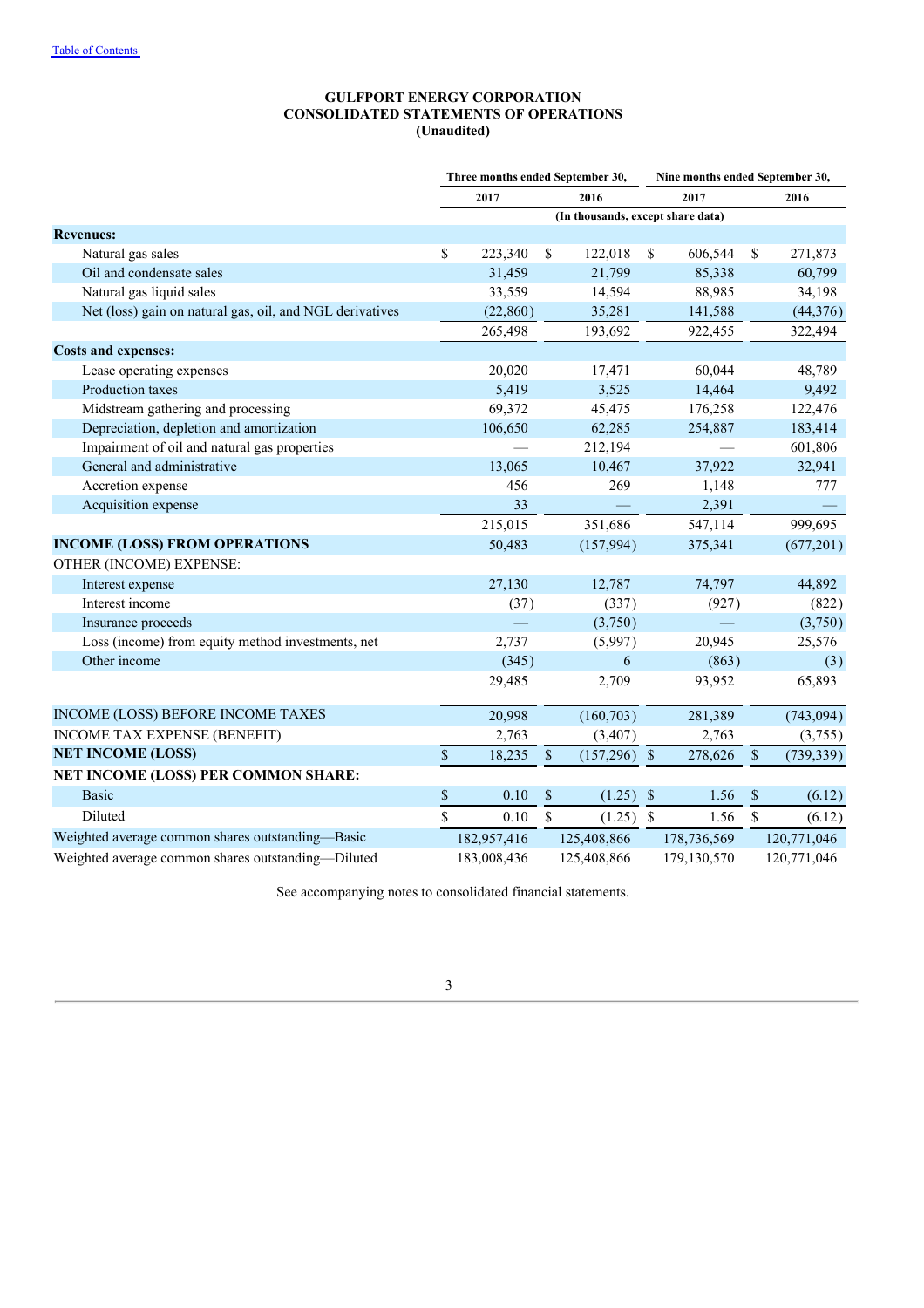[Table of Contents](#)

# GULFPORT ENERGY CORPORATION
## CONSOLIDATED STATEMENTS OF OPERATIONS
### (Unaudited)

| | Three months ended September 30, | | Nine months ended September 30, | |
|---|---|---|---|---|
| | 2017 | 2016 | 2017 | 2016 |
| | (In thousands, except share data) | | | |
| **Revenues:** | | | | |
| Natural gas sales | $ 223,340 | $ 122,018 | $ 606,544 | $ 271,873 |
| Oil and condensate sales | 31,459 | 21,799 | 85,338 | 60,799 |
| Natural gas liquid sales | 33,559 | 14,594 | 88,985 | 34,198 |
| Net (loss) gain on natural gas, oil, and NGL derivatives | (22,860) | 35,281 | 141,588 | (44,376) |
| | 265,498 | 193,692 | 922,455 | 322,494 |
| **Costs and expenses:** | | | | |
| Lease operating expenses | 20,020 | 17,471 | 60,044 | 48,789 |
| Production taxes | 5,419 | 3,525 | 14,464 | 9,492 |
| Midstream gathering and processing | 69,372 | 45,475 | 176,258 | 122,476 |
| Depreciation, depletion and amortization | 106,650 | 62,285 | 254,887 | 183,414 |
| Impairment of oil and natural gas properties | — | 212,194 | — | 601,806 |
| General and administrative | 13,065 | 10,467 | 37,922 | 32,941 |
| Accretion expense | 456 | 269 | 1,148 | 777 |
| Acquisition expense | 33 | — | 2,391 | — |
| | 215,015 | 351,686 | 547,114 | 999,695 |
| **INCOME (LOSS) FROM OPERATIONS** | 50,483 | (157,994) | 375,341 | (677,201) |
| OTHER (INCOME) EXPENSE: | | | | |
| Interest expense | 27,130 | 12,787 | 74,797 | 44,892 |
| Interest income | (37) | (337) | (927) | (822) |
| Insurance proceeds | — | (3,750) | — | (3,750) |
| Loss (income) from equity method investments, net | 2,737 | (5,997) | 20,945 | 25,576 |
| Other income | (345) | 6 | (863) | (3) |
| | 29,485 | 2,709 | 93,952 | 65,893 |
| INCOME (LOSS) BEFORE INCOME TAXES | 20,998 | (160,703) | 281,389 | (743,094) |
| INCOME TAX EXPENSE (BENEFIT) | 2,763 | (3,407) | 2,763 | (3,755) |
| **NET INCOME (LOSS)** | $ 18,235 | $ (157,296) | $ 278,626 | $ (739,339) |
| **NET INCOME (LOSS) PER COMMON SHARE:** | | | | |
| Basic | $ 0.10 | $ (1.25) | $ 1.56 | $ (6.12) |
| Diluted | $ 0.10 | $ (1.25) | $ 1.56 | $ (6.12) |
| Weighted average common shares outstanding—Basic | 182,957,416 | 125,408,866 | 178,736,569 | 120,771,046 |
| Weighted average common shares outstanding—Diluted | 183,008,436 | 125,408,866 | 179,130,570 | 120,771,046 |

See accompanying notes to consolidated financial statements.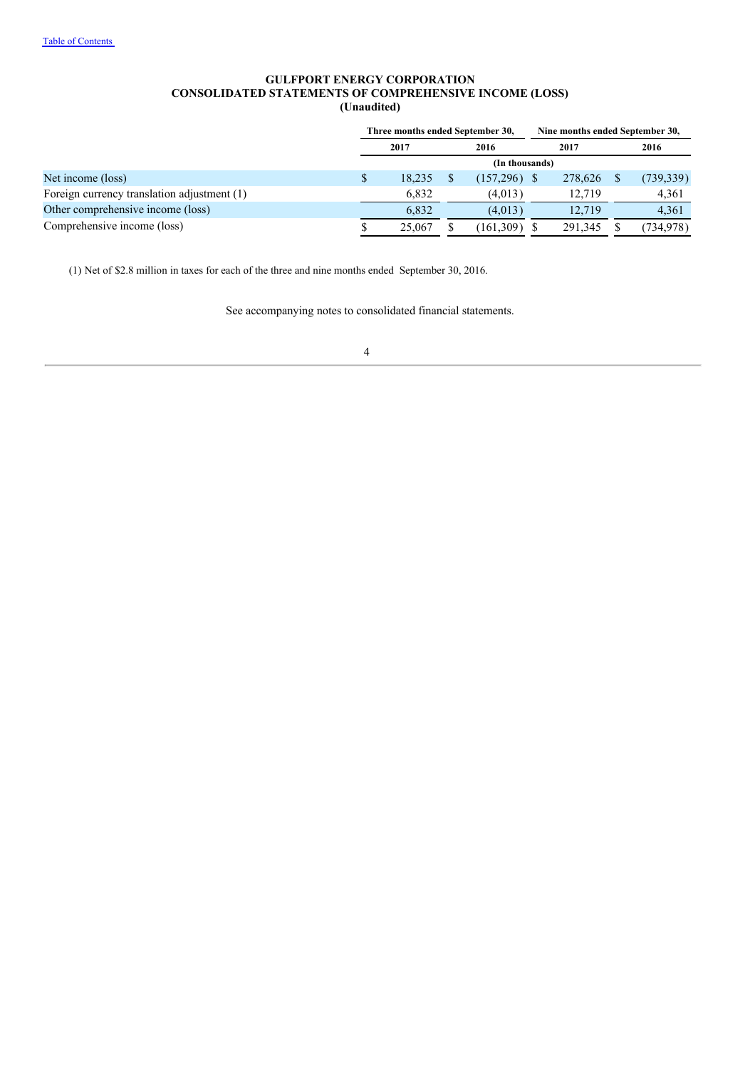**GULFPORT ENERGY CORPORATION**
**CONSOLIDATED STATEMENTS OF COMPREHENSIVE INCOME (LOSS)**
**(Unaudited)**

| | Three months ended September 30, | | Nine months ended September 30, | |
|---|---|---|---|---|
| | 2017 | 2016 | 2017 | 2016 |
| | (In thousands) | | | |
| Net income (loss) | $ 18,235 | $ (157,296) | $ 278,626 | $ (739,339) |
| Foreign currency translation adjustment (1) | 6,832 | (4,013) | 12,719 | 4,361 |
| Other comprehensive income (loss) | 6,832 | (4,013) | 12,719 | 4,361 |
| Comprehensive income (loss) | $ 25,067 | $ (161,309) | $ 291,345 | $ (734,978) |

(1) Net of $2.8 million in taxes for each of the three and nine months ended September 30, 2016.

See accompanying notes to consolidated financial statements.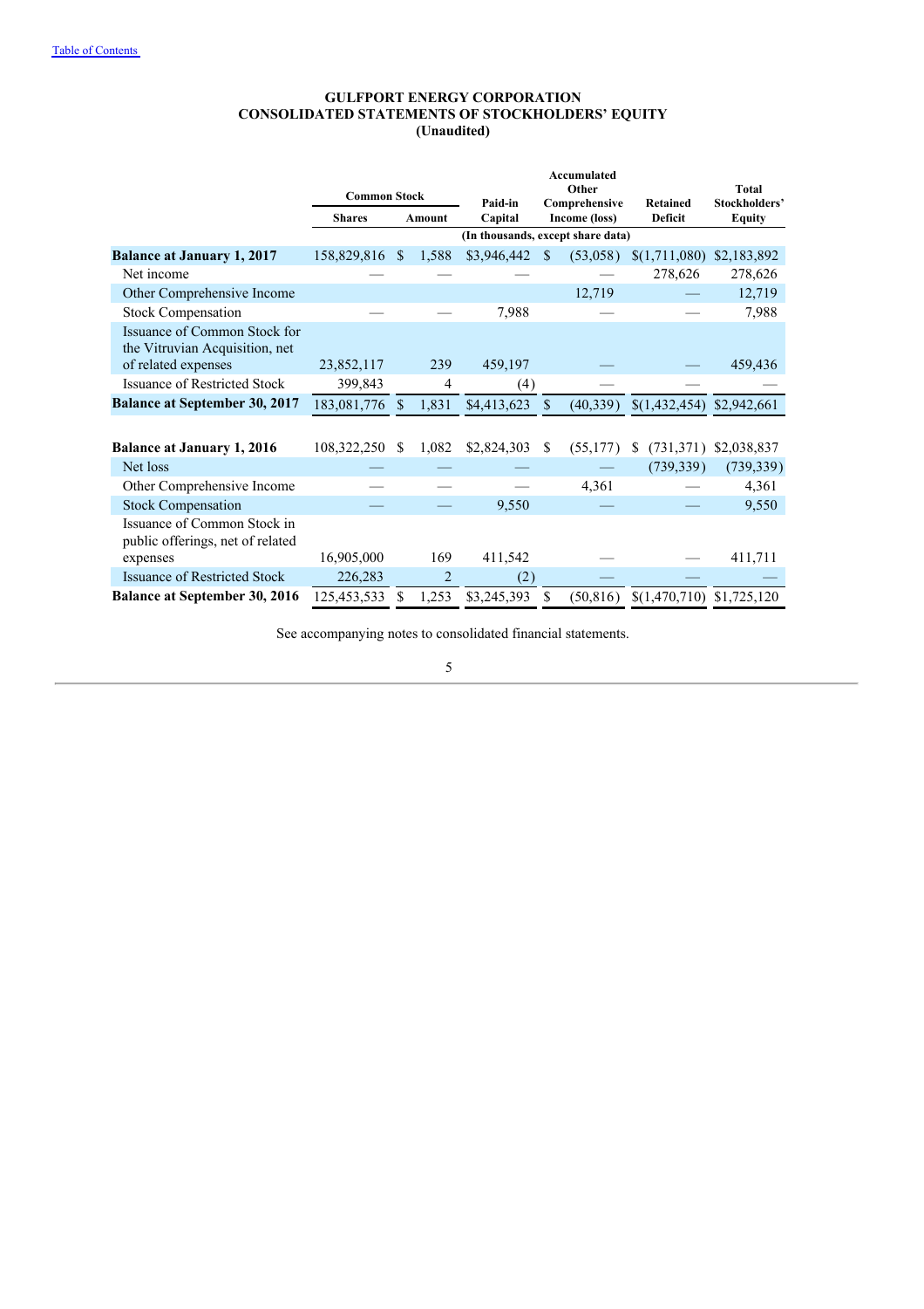GULFPORT ENERGY CORPORATION
CONSOLIDATED STATEMENTS OF STOCKHOLDERS' EQUITY
(Unaudited)

| | Common Stock | | Paid-in Capital | Accumulated Other Comprehensive Income (loss) | Retained Deficit | Total Stockholders' Equity |
|---|---|---|---|---|---|---|
| | Shares | Amount | | | | |
| | | (In thousands, except share data) | | | | |
| **Balance at January 1, 2017** | 158,829,816 | $ 1,588 | $3,946,442 | $ (53,058) | $(1,711,080) | $2,183,892 |
| Net income | — | — | — | — | 278,626 | 278,626 |
| Other Comprehensive Income | | | | 12,719 | — | 12,719 |
| Stock Compensation | — | — | 7,988 | — | — | 7,988 |
| Issuance of Common Stock for the Vitruvian Acquisition, net of related expenses | 23,852,117 | 239 | 459,197 | — | — | 459,436 |
| Issuance of Restricted Stock | 399,843 | 4 | (4) | — | — | — |
| **Balance at September 30, 2017** | 183,081,776 | $ 1,831 | $4,413,623 | $ (40,339) | $(1,432,454) | $2,942,661 |
| | | | | | | |
| **Balance at January 1, 2016** | 108,322,250 | $ 1,082 | $2,824,303 | $ (55,177) | $ (731,371) | $2,038,837 |
| Net loss | — | — | — | — | (739,339) | (739,339) |
| Other Comprehensive Income | — | — | — | 4,361 | — | 4,361 |
| Stock Compensation | — | — | 9,550 | — | — | 9,550 |
| Issuance of Common Stock in public offerings, net of related expenses | 16,905,000 | 169 | 411,542 | — | — | 411,711 |
| Issuance of Restricted Stock | 226,283 | 2 | (2) | — | — | — |
| **Balance at September 30, 2016** | 125,453,533 | $ 1,253 | $3,245,393 | $ (50,816) | $(1,470,710) | $1,725,120 |

See accompanying notes to consolidated financial statements.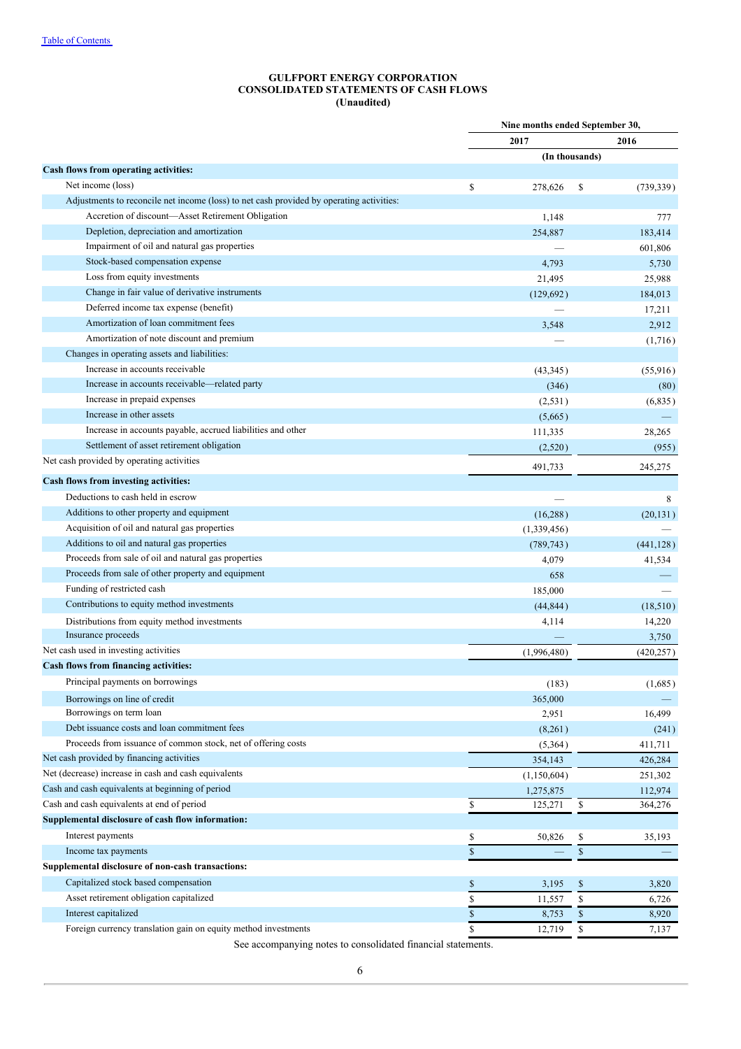**GULFPORT ENERGY CORPORATION**
**CONSOLIDATED STATEMENTS OF CASH FLOWS**
**(Unaudited)**

| | Nine months ended September 30, | |
|---|---|---|
| | 2017 | 2016 |
| | (In thousands) | |
| **Cash flows from operating activities:** | | |
| Net income (loss) | $ 278,626 | $ (739,339) |
| Adjustments to reconcile net income (loss) to net cash provided by operating activities: | | |
| Accretion of discount—Asset Retirement Obligation | 1,148 | 777 |
| Depletion, depreciation and amortization | 254,887 | 183,414 |
| Impairment of oil and natural gas properties | — | 601,806 |
| Stock-based compensation expense | 4,793 | 5,730 |
| Loss from equity investments | 21,495 | 25,988 |
| Change in fair value of derivative instruments | (129,692) | 184,013 |
| Deferred income tax expense (benefit) | — | 17,211 |
| Amortization of loan commitment fees | 3,548 | 2,912 |
| Amortization of note discount and premium | — | (1,716) |
| Changes in operating assets and liabilities: | | |
| Increase in accounts receivable | (43,345) | (55,916) |
| Increase in accounts receivable—related party | (346) | (80) |
| Increase in prepaid expenses | (2,531) | (6,835) |
| Increase in other assets | (5,665) | — |
| Increase in accounts payable, accrued liabilities and other | 111,335 | 28,265 |
| Settlement of asset retirement obligation | (2,520) | (955) |
| Net cash provided by operating activities | 491,733 | 245,275 |
| **Cash flows from investing activities:** | | |
| Deductions to cash held in escrow | — | 8 |
| Additions to other property and equipment | (16,288) | (20,131) |
| Acquisition of oil and natural gas properties | (1,339,456) | — |
| Additions to oil and natural gas properties | (789,743) | (441,128) |
| Proceeds from sale of oil and natural gas properties | 4,079 | 41,534 |
| Proceeds from sale of other property and equipment | 658 | — |
| Funding of restricted cash | 185,000 | — |
| Contributions to equity method investments | (44,844) | (18,510) |
| Distributions from equity method investments | 4,114 | 14,220 |
| Insurance proceeds | — | 3,750 |
| Net cash used in investing activities | (1,996,480) | (420,257) |
| **Cash flows from financing activities:** | | |
| Principal payments on borrowings | (183) | (1,685) |
| Borrowings on line of credit | 365,000 | — |
| Borrowings on term loan | 2,951 | 16,499 |
| Debt issuance costs and loan commitment fees | (8,261) | (241) |
| Proceeds from issuance of common stock, net of offering costs | (5,364) | 411,711 |
| Net cash provided by financing activities | 354,143 | 426,284 |
| Net (decrease) increase in cash and cash equivalents | (1,150,604) | 251,302 |
| Cash and cash equivalents at beginning of period | 1,275,875 | 112,974 |
| Cash and cash equivalents at end of period | $ 125,271 | $ 364,276 |
| **Supplemental disclosure of cash flow information:** | | |
| Interest payments | $ 50,826 | $ 35,193 |
| Income tax payments | $ — | $ — |
| **Supplemental disclosure of non-cash transactions:** | | |
| Capitalized stock based compensation | $ 3,195 | $ 3,820 |
| Asset retirement obligation capitalized | $ 11,557 | $ 6,726 |
| Interest capitalized | $ 8,753 | $ 8,920 |
| Foreign currency translation gain on equity method investments | $ 12,719 | $ 7,137 |

See accompanying notes to consolidated financial statements.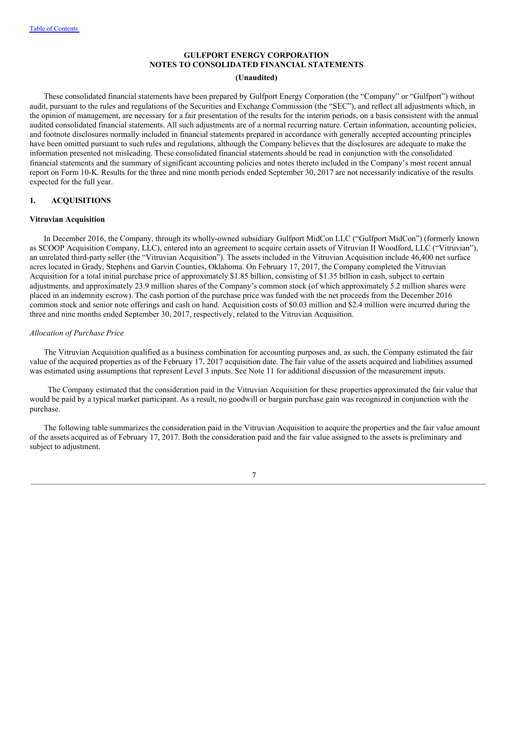[Table of Contents](#)

**GULFPORT ENERGY CORPORATION**
**NOTES TO CONSOLIDATED FINANCIAL STATEMENTS**
**(Unaudited)**

These consolidated financial statements have been prepared by Gulfport Energy Corporation (the "Company" or "Gulfport") without audit, pursuant to the rules and regulations of the Securities and Exchange Commission (the "SEC"), and reflect all adjustments which, in the opinion of management, are necessary for a fair presentation of the results for the interim periods, on a basis consistent with the annual audited consolidated financial statements. All such adjustments are of a normal recurring nature. Certain information, accounting policies, and footnote disclosures normally included in financial statements prepared in accordance with generally accepted accounting principles have been omitted pursuant to such rules and regulations, although the Company believes that the disclosures are adequate to make the information presented not misleading. These consolidated financial statements should be read in conjunction with the consolidated financial statements and the summary of significant accounting policies and notes thereto included in the Company's most recent annual report on Form 10-K. Results for the three and nine month periods ended September 30, 2017 are not necessarily indicative of the results expected for the full year.

## 1. ACQUISITIONS

**Vitruvian Acquisition**

In December 2016, the Company, through its wholly-owned subsidiary Gulfport MidCon LLC ("Gulfport MidCon") (formerly known as SCOOP Acquisition Company, LLC), entered into an agreement to acquire certain assets of Vitruvian II Woodford, LLC ("Vitruvian"), an unrelated third-party seller (the "Vitruvian Acquisition"). The assets included in the Vitruvian Acquisition include 46,400 net surface acres located in Grady, Stephens and Garvin Counties, Oklahoma. On February 17, 2017, the Company completed the Vitruvian Acquisition for a total initial purchase price of approximately $1.85 billion, consisting of $1.35 billion in cash, subject to certain adjustments, and approximately 23.9 million shares of the Company's common stock (of which approximately 5.2 million shares were placed in an indemnity escrow). The cash portion of the purchase price was funded with the net proceeds from the December 2016 common stock and senior note offerings and cash on hand. Acquisition costs of $0.03 million and $2.4 million were incurred during the three and nine months ended September 30, 2017, respectively, related to the Vitruvian Acquisition.

*Allocation of Purchase Price*

The Vitruvian Acquisition qualified as a business combination for accounting purposes and, as such, the Company estimated the fair value of the acquired properties as of the February 17, 2017 acquisition date. The fair value of the assets acquired and liabilities assumed was estimated using assumptions that represent Level 3 inputs. See Note 11 for additional discussion of the measurement inputs.

The Company estimated that the consideration paid in the Vitruvian Acquisition for these properties approximated the fair value that would be paid by a typical market participant. As a result, no goodwill or bargain purchase gain was recognized in conjunction with the purchase.

The following table summarizes the consideration paid in the Vitruvian Acquisition to acquire the properties and the fair value amount of the assets acquired as of February 17, 2017. Both the consideration paid and the fair value assigned to the assets is preliminary and subject to adjustment.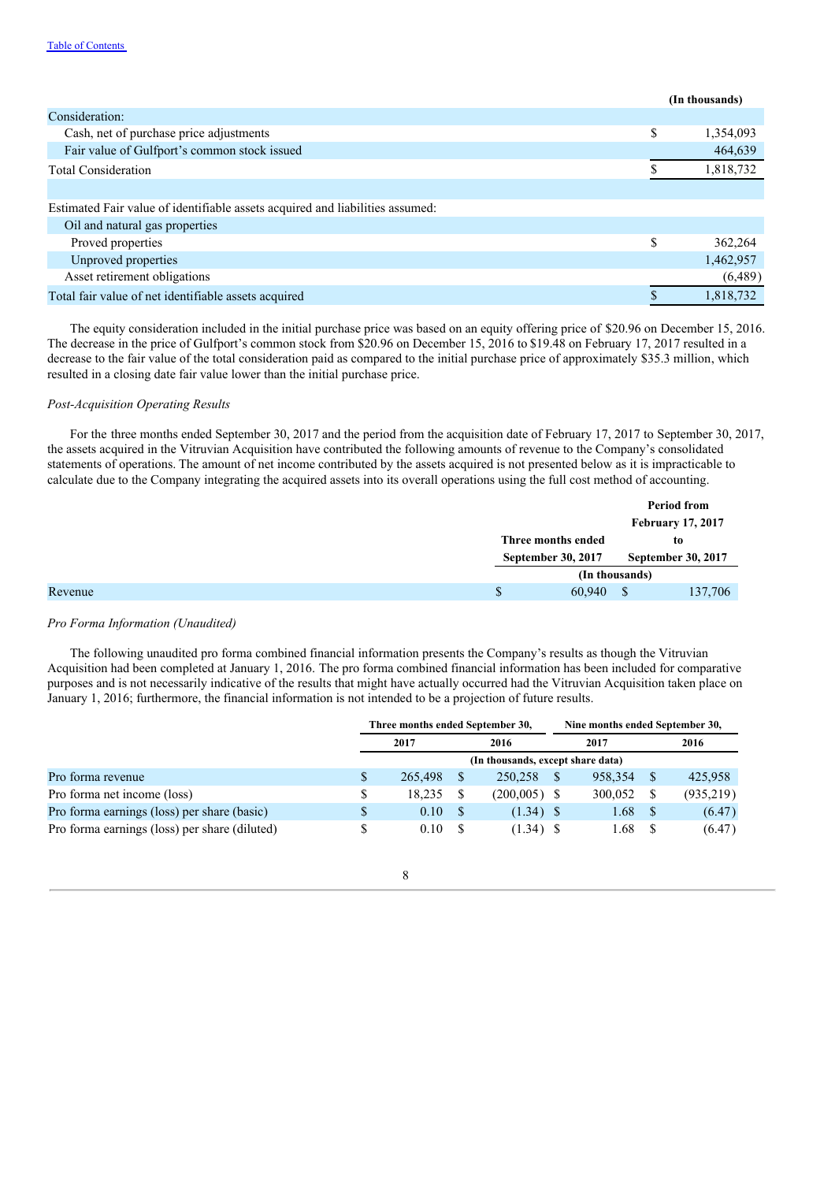| | (In thousands) |
|---|---|
| Consideration: | |
| Cash, net of purchase price adjustments | $ 1,354,093 |
| Fair value of Gulfport's common stock issued | 464,639 |
| Total Consideration | $ 1,818,732 |
| | |
| Estimated Fair value of identifiable assets acquired and liabilities assumed: | |
| Oil and natural gas properties | |
| Proved properties | $ 362,264 |
| Unproved properties | 1,462,957 |
| Asset retirement obligations | (6,489) |
| Total fair value of net identifiable assets acquired | $ 1,818,732 |

The equity consideration included in the initial purchase price was based on an equity offering price of $20.96 on December 15, 2016. The decrease in the price of Gulfport's common stock from $20.96 on December 15, 2016 to $19.48 on February 17, 2017 resulted in a decrease to the fair value of the total consideration paid as compared to the initial purchase price of approximately $35.3 million, which resulted in a closing date fair value lower than the initial purchase price.

*Post-Acquisition Operating Results*

For the three months ended September 30, 2017 and the period from the acquisition date of February 17, 2017 to September 30, 2017, the assets acquired in the Vitruvian Acquisition have contributed the following amounts of revenue to the Company's consolidated statements of operations. The amount of net income contributed by the assets acquired is not presented below as it is impracticable to calculate due to the Company integrating the acquired assets into its overall operations using the full cost method of accounting.

| | Three months ended September 30, 2017 | Period from February 17, 2017 to September 30, 2017 |
|---|---|---|
| | (In thousands) | |
| Revenue | $ 60,940 | $ 137,706 |

*Pro Forma Information (Unaudited)*

The following unaudited pro forma combined financial information presents the Company's results as though the Vitruvian Acquisition had been completed at January 1, 2016. The pro forma combined financial information has been included for comparative purposes and is not necessarily indicative of the results that might have actually occurred had the Vitruvian Acquisition taken place on January 1, 2016; furthermore, the financial information is not intended to be a projection of future results.

| | Three months ended September 30, | | Nine months ended September 30, | |
|---|---|---|---|---|
| | 2017 | 2016 | 2017 | 2016 |
| | (In thousands, except share data) | | | |
| Pro forma revenue | $ 265,498 | $ 250,258 | $ 958,354 | $ 425,958 |
| Pro forma net income (loss) | $ 18,235 | $ (200,005) | $ 300,052 | $ (935,219) |
| Pro forma earnings (loss) per share (basic) | $ 0.10 | $ (1.34) | $ 1.68 | $ (6.47) |
| Pro forma earnings (loss) per share (diluted) | $ 0.10 | $ (1.34) | $ 1.68 | $ (6.47) |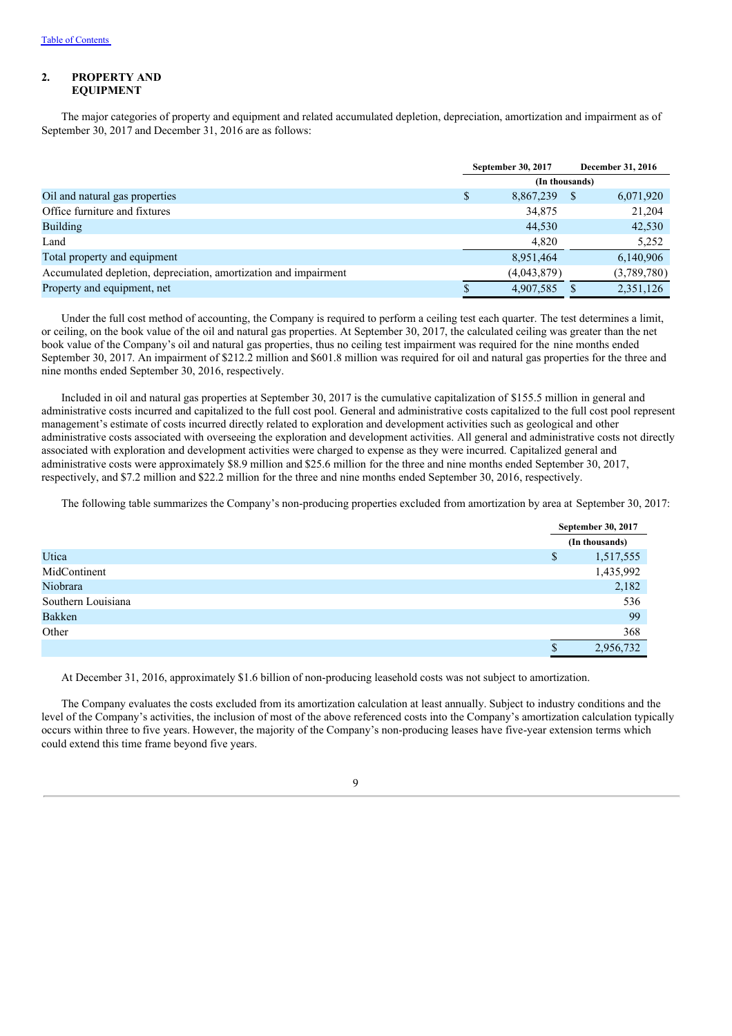## 2. PROPERTY AND EQUIPMENT

The major categories of property and equipment and related accumulated depletion, depreciation, amortization and impairment as of September 30, 2017 and December 31, 2016 are as follows:

| | September 30, 2017 | December 31, 2016 |
|---|---|---|
| | (In thousands) | |
| Oil and natural gas properties | $ 8,867,239 | $ 6,071,920 |
| Office furniture and fixtures | 34,875 | 21,204 |
| Building | 44,530 | 42,530 |
| Land | 4,820 | 5,252 |
| Total property and equipment | 8,951,464 | 6,140,906 |
| Accumulated depletion, depreciation, amortization and impairment | (4,043,879) | (3,789,780) |
| Property and equipment, net | $ 4,907,585 | $ 2,351,126 |

Under the full cost method of accounting, the Company is required to perform a ceiling test each quarter. The test determines a limit, or ceiling, on the book value of the oil and natural gas properties. At September 30, 2017, the calculated ceiling was greater than the net book value of the Company's oil and natural gas properties, thus no ceiling test impairment was required for the nine months ended September 30, 2017. An impairment of $212.2 million and $601.8 million was required for oil and natural gas properties for the three and nine months ended September 30, 2016, respectively.

Included in oil and natural gas properties at September 30, 2017 is the cumulative capitalization of $155.5 million in general and administrative costs incurred and capitalized to the full cost pool. General and administrative costs capitalized to the full cost pool represent management's estimate of costs incurred directly related to exploration and development activities such as geological and other administrative costs associated with overseeing the exploration and development activities. All general and administrative costs not directly associated with exploration and development activities were charged to expense as they were incurred. Capitalized general and administrative costs were approximately $8.9 million and $25.6 million for the three and nine months ended September 30, 2017, respectively, and $7.2 million and $22.2 million for the three and nine months ended September 30, 2016, respectively.

The following table summarizes the Company's non-producing properties excluded from amortization by area at September 30, 2017:

| | September 30, 2017 |
|---|---|
| | (In thousands) |
| Utica | $ 1,517,555 |
| MidContinent | 1,435,992 |
| Niobrara | 2,182 |
| Southern Louisiana | 536 |
| Bakken | 99 |
| Other | 368 |
| | $ 2,956,732 |

At December 31, 2016, approximately $1.6 billion of non-producing leasehold costs was not subject to amortization.

The Company evaluates the costs excluded from its amortization calculation at least annually. Subject to industry conditions and the level of the Company's activities, the inclusion of most of the above referenced costs into the Company's amortization calculation typically occurs within three to five years. However, the majority of the Company's non-producing leases have five-year extension terms which could extend this time frame beyond five years.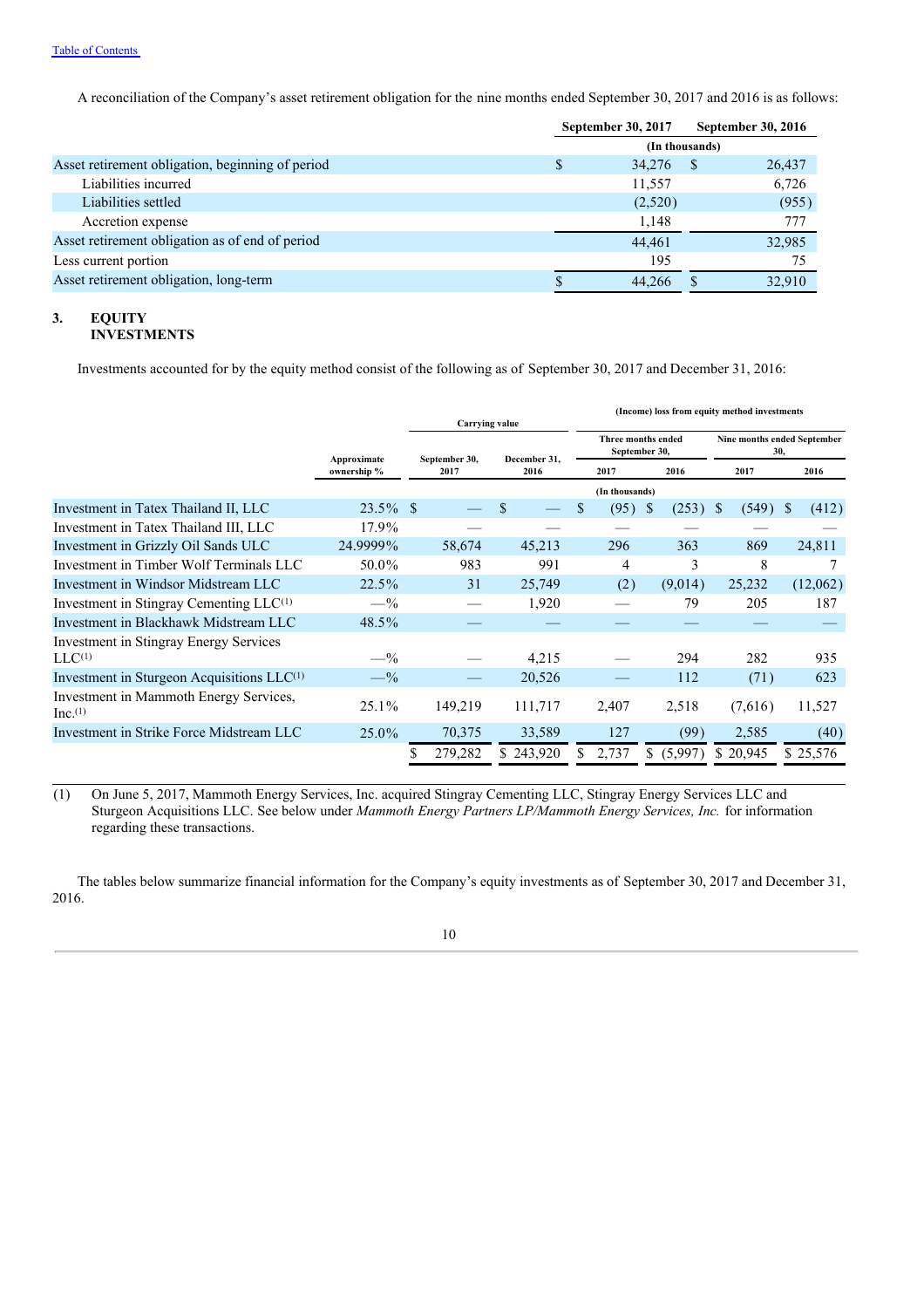[Table of Contents](#)

A reconciliation of the Company's asset retirement obligation for the nine months ended September 30, 2017 and 2016 is as follows:

| | September 30, 2017 | September 30, 2016 |
|---|---|---|
| | (In thousands) | |
| Asset retirement obligation, beginning of period | $ 34,276 | $ 26,437 |
| Liabilities incurred | 11,557 | 6,726 |
| Liabilities settled | (2,520) | (955) |
| Accretion expense | 1,148 | 777 |
| Asset retirement obligation as of end of period | 44,461 | 32,985 |
| Less current portion | 195 | 75 |
| Asset retirement obligation, long-term | $ 44,266 | $ 32,910 |

## 3. EQUITY INVESTMENTS

Investments accounted for by the equity method consist of the following as of September 30, 2017 and December 31, 2016:

| | | Carrying value | | (Income) loss from equity method investments | | | |
|---|---|---|---|---|---|---|---|
| | | | | Three months ended September 30, | | Nine months ended September 30, | |
| | Approximate ownership % | September 30, 2017 | December 31, 2016 | 2017 | 2016 | 2017 | 2016 |
| | | | | (In thousands) | | | |
| Investment in Tatex Thailand II, LLC | 23.5% | $ — | $ — | $ (95) | $ (253) | $ (549) | $ (412) |
| Investment in Tatex Thailand III, LLC | 17.9% | — | — | — | — | — | — |
| Investment in Grizzly Oil Sands ULC | 24.9999% | 58,674 | 45,213 | 296 | 363 | 869 | 24,811 |
| Investment in Timber Wolf Terminals LLC | 50.0% | 983 | 991 | 4 | 3 | 8 | 7 |
| Investment in Windsor Midstream LLC | 22.5% | 31 | 25,749 | (2) | (9,014) | 25,232 | (12,062) |
| Investment in Stingray Cementing LLC(1) | —% | — | 1,920 | — | 79 | 205 | 187 |
| Investment in Blackhawk Midstream LLC | 48.5% | — | — | — | — | — | — |
| Investment in Stingray Energy Services LLC(1) | —% | — | 4,215 | — | 294 | 282 | 935 |
| Investment in Sturgeon Acquisitions LLC(1) | —% | — | 20,526 | — | 112 | (71) | 623 |
| Investment in Mammoth Energy Services, Inc.(1) | 25.1% | 149,219 | 111,717 | 2,407 | 2,518 | (7,616) | 11,527 |
| Investment in Strike Force Midstream LLC | 25.0% | 70,375 | 33,589 | 127 | (99) | 2,585 | (40) |
| | | $ 279,282 | $ 243,920 | $ 2,737 | $ (5,997) | $ 20,945 | $ 25,576 |

(1) On June 5, 2017, Mammoth Energy Services, Inc. acquired Stingray Cementing LLC, Stingray Energy Services LLC and Sturgeon Acquisitions LLC. See below under *Mammoth Energy Partners LP/Mammoth Energy Services, Inc.* for information regarding these transactions.

The tables below summarize financial information for the Company's equity investments as of September 30, 2017 and December 31, 2016.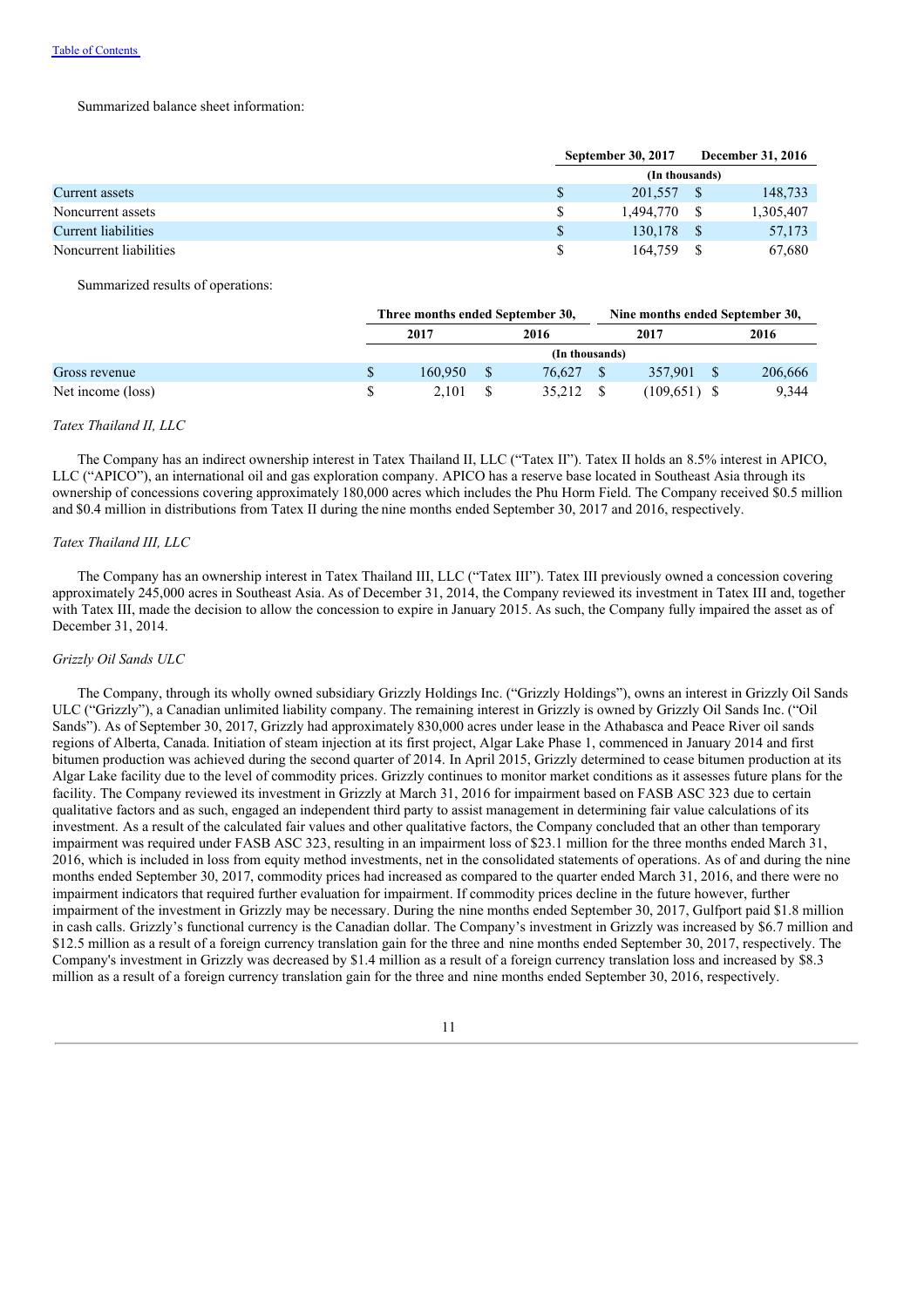Summarized balance sheet information:

| | September 30, 2017 | December 31, 2016 |
|---|---|---|
| | (In thousands) | |
| Current assets | $ 201,557 | $ 148,733 |
| Noncurrent assets | $ 1,494,770 | $ 1,305,407 |
| Current liabilities | $ 130,178 | $ 57,173 |
| Noncurrent liabilities | $ 164,759 | $ 67,680 |

Summarized results of operations:

| | Three months ended September 30, | | Nine months ended September 30, | |
|---|---|---|---|---|
| | 2017 | 2016 | 2017 | 2016 |
| | (In thousands) | | | |
| Gross revenue | $ 160,950 | $ 76,627 | $ 357,901 | $ 206,666 |
| Net income (loss) | $ 2,101 | $ 35,212 | $ (109,651) | $ 9,344 |

*Tatex Thailand II, LLC*

The Company has an indirect ownership interest in Tatex Thailand II, LLC ("Tatex II"). Tatex II holds an 8.5% interest in APICO, LLC ("APICO"), an international oil and gas exploration company. APICO has a reserve base located in Southeast Asia through its ownership of concessions covering approximately 180,000 acres which includes the Phu Horm Field. The Company received $0.5 million and $0.4 million in distributions from Tatex II during the nine months ended September 30, 2017 and 2016, respectively.

*Tatex Thailand III, LLC*

The Company has an ownership interest in Tatex Thailand III, LLC ("Tatex III"). Tatex III previously owned a concession covering approximately 245,000 acres in Southeast Asia. As of December 31, 2014, the Company reviewed its investment in Tatex III and, together with Tatex III, made the decision to allow the concession to expire in January 2015. As such, the Company fully impaired the asset as of December 31, 2014.

*Grizzly Oil Sands ULC*

The Company, through its wholly owned subsidiary Grizzly Holdings Inc. ("Grizzly Holdings"), owns an interest in Grizzly Oil Sands ULC ("Grizzly"), a Canadian unlimited liability company. The remaining interest in Grizzly is owned by Grizzly Oil Sands Inc. ("Oil Sands"). As of September 30, 2017, Grizzly had approximately 830,000 acres under lease in the Athabasca and Peace River oil sands regions of Alberta, Canada. Initiation of steam injection at its first project, Algar Lake Phase 1, commenced in January 2014 and first bitumen production was achieved during the second quarter of 2014. In April 2015, Grizzly determined to cease bitumen production at its Algar Lake facility due to the level of commodity prices. Grizzly continues to monitor market conditions as it assesses future plans for the facility. The Company reviewed its investment in Grizzly at March 31, 2016 for impairment based on FASB ASC 323 due to certain qualitative factors and as such, engaged an independent third party to assist management in determining fair value calculations of its investment. As a result of the calculated fair values and other qualitative factors, the Company concluded that an other than temporary impairment was required under FASB ASC 323, resulting in an impairment loss of $23.1 million for the three months ended March 31, 2016, which is included in loss from equity method investments, net in the consolidated statements of operations. As of and during the nine months ended September 30, 2017, commodity prices had increased as compared to the quarter ended March 31, 2016, and there were no impairment indicators that required further evaluation for impairment. If commodity prices decline in the future however, further impairment of the investment in Grizzly may be necessary. During the nine months ended September 30, 2017, Gulfport paid $1.8 million in cash calls. Grizzly's functional currency is the Canadian dollar. The Company's investment in Grizzly was increased by $6.7 million and $12.5 million as a result of a foreign currency translation gain for the three and nine months ended September 30, 2017, respectively. The Company's investment in Grizzly was decreased by $1.4 million as a result of a foreign currency translation loss and increased by $8.3 million as a result of a foreign currency translation gain for the three and nine months ended September 30, 2016, respectively.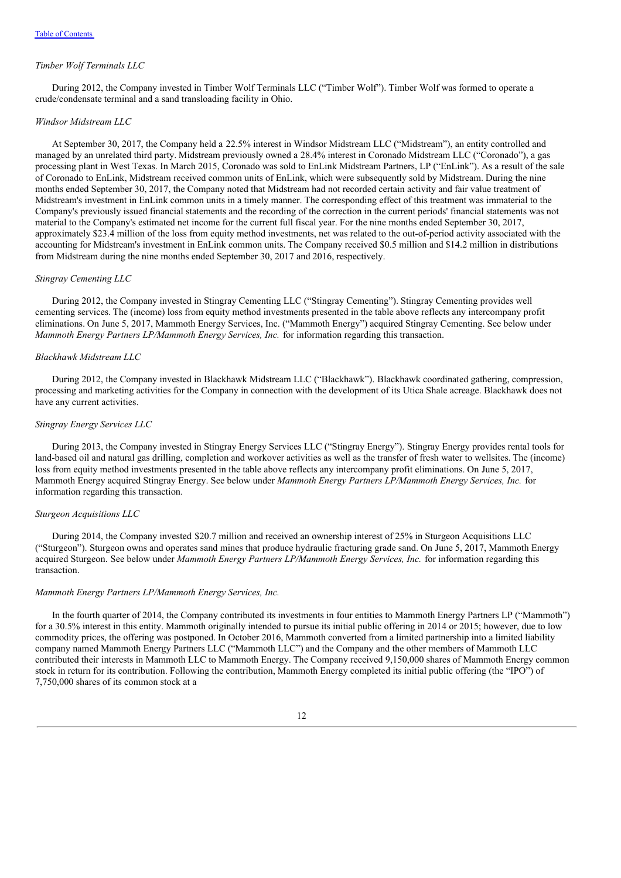*Timber Wolf Terminals LLC*

During 2012, the Company invested in Timber Wolf Terminals LLC ("Timber Wolf"). Timber Wolf was formed to operate a crude/condensate terminal and a sand transloading facility in Ohio.

*Windsor Midstream LLC*

At September 30, 2017, the Company held a 22.5% interest in Windsor Midstream LLC ("Midstream"), an entity controlled and managed by an unrelated third party. Midstream previously owned a 28.4% interest in Coronado Midstream LLC ("Coronado"), a gas processing plant in West Texas. In March 2015, Coronado was sold to EnLink Midstream Partners, LP ("EnLink"). As a result of the sale of Coronado to EnLink, Midstream received common units of EnLink, which were subsequently sold by Midstream. During the nine months ended September 30, 2017, the Company noted that Midstream had not recorded certain activity and fair value treatment of Midstream's investment in EnLink common units in a timely manner. The corresponding effect of this treatment was immaterial to the Company's previously issued financial statements and the recording of the correction in the current periods' financial statements was not material to the Company's estimated net income for the current full fiscal year. For the nine months ended September 30, 2017, approximately $23.4 million of the loss from equity method investments, net was related to the out-of-period activity associated with the accounting for Midstream's investment in EnLink common units. The Company received $0.5 million and $14.2 million in distributions from Midstream during the nine months ended September 30, 2017 and 2016, respectively.

*Stingray Cementing LLC*

During 2012, the Company invested in Stingray Cementing LLC ("Stingray Cementing"). Stingray Cementing provides well cementing services. The (income) loss from equity method investments presented in the table above reflects any intercompany profit eliminations. On June 5, 2017, Mammoth Energy Services, Inc. ("Mammoth Energy") acquired Stingray Cementing. See below under *Mammoth Energy Partners LP/Mammoth Energy Services, Inc.* for information regarding this transaction.

*Blackhawk Midstream LLC*

During 2012, the Company invested in Blackhawk Midstream LLC ("Blackhawk"). Blackhawk coordinated gathering, compression, processing and marketing activities for the Company in connection with the development of its Utica Shale acreage. Blackhawk does not have any current activities.

*Stingray Energy Services LLC*

During 2013, the Company invested in Stingray Energy Services LLC ("Stingray Energy"). Stingray Energy provides rental tools for land-based oil and natural gas drilling, completion and workover activities as well as the transfer of fresh water to wellsites. The (income) loss from equity method investments presented in the table above reflects any intercompany profit eliminations. On June 5, 2017, Mammoth Energy acquired Stingray Energy. See below under *Mammoth Energy Partners LP/Mammoth Energy Services, Inc.* for information regarding this transaction.

*Sturgeon Acquisitions LLC*

During 2014, the Company invested $20.7 million and received an ownership interest of 25% in Sturgeon Acquisitions LLC ("Sturgeon"). Sturgeon owns and operates sand mines that produce hydraulic fracturing grade sand. On June 5, 2017, Mammoth Energy acquired Sturgeon. See below under *Mammoth Energy Partners LP/Mammoth Energy Services, Inc.* for information regarding this transaction.

*Mammoth Energy Partners LP/Mammoth Energy Services, Inc.*

In the fourth quarter of 2014, the Company contributed its investments in four entities to Mammoth Energy Partners LP ("Mammoth") for a 30.5% interest in this entity. Mammoth originally intended to pursue its initial public offering in 2014 or 2015; however, due to low commodity prices, the offering was postponed. In October 2016, Mammoth converted from a limited partnership into a limited liability company named Mammoth Energy Partners LLC ("Mammoth LLC") and the Company and the other members of Mammoth LLC contributed their interests in Mammoth LLC to Mammoth Energy. The Company received 9,150,000 shares of Mammoth Energy common stock in return for its contribution. Following the contribution, Mammoth Energy completed its initial public offering (the "IPO") of 7,750,000 shares of its common stock at a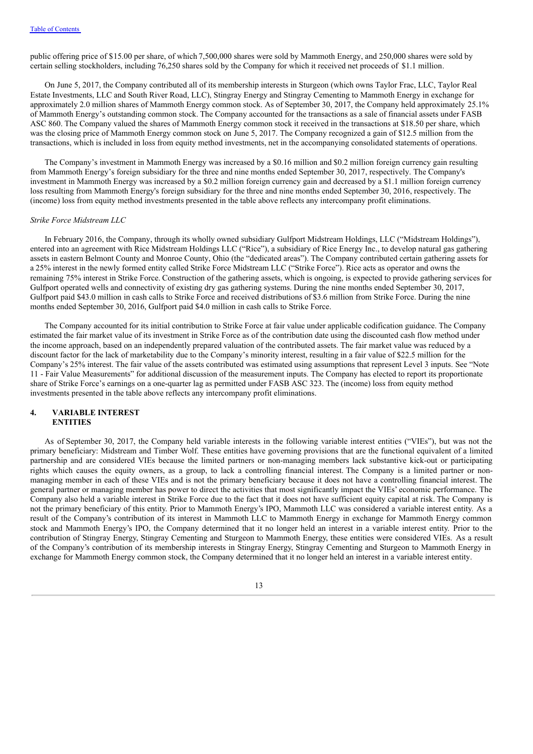public offering price of $15.00 per share, of which 7,500,000 shares were sold by Mammoth Energy, and 250,000 shares were sold by certain selling stockholders, including 76,250 shares sold by the Company for which it received net proceeds of $1.1 million.

On June 5, 2017, the Company contributed all of its membership interests in Sturgeon (which owns Taylor Frac, LLC, Taylor Real Estate Investments, LLC and South River Road, LLC), Stingray Energy and Stingray Cementing to Mammoth Energy in exchange for approximately 2.0 million shares of Mammoth Energy common stock. As of September 30, 2017, the Company held approximately 25.1% of Mammoth Energy's outstanding common stock. The Company accounted for the transactions as a sale of financial assets under FASB ASC 860. The Company valued the shares of Mammoth Energy common stock it received in the transactions at $18.50 per share, which was the closing price of Mammoth Energy common stock on June 5, 2017. The Company recognized a gain of $12.5 million from the transactions, which is included in loss from equity method investments, net in the accompanying consolidated statements of operations.

The Company's investment in Mammoth Energy was increased by a $0.16 million and $0.2 million foreign currency gain resulting from Mammoth Energy's foreign subsidiary for the three and nine months ended September 30, 2017, respectively. The Company's investment in Mammoth Energy was increased by a $0.2 million foreign currency gain and decreased by a $1.1 million foreign currency loss resulting from Mammoth Energy's foreign subsidiary for the three and nine months ended September 30, 2016, respectively. The (income) loss from equity method investments presented in the table above reflects any intercompany profit eliminations.

*Strike Force Midstream LLC*

In February 2016, the Company, through its wholly owned subsidiary Gulfport Midstream Holdings, LLC ("Midstream Holdings"), entered into an agreement with Rice Midstream Holdings LLC ("Rice"), a subsidiary of Rice Energy Inc., to develop natural gas gathering assets in eastern Belmont County and Monroe County, Ohio (the "dedicated areas"). The Company contributed certain gathering assets for a 25% interest in the newly formed entity called Strike Force Midstream LLC ("Strike Force"). Rice acts as operator and owns the remaining 75% interest in Strike Force. Construction of the gathering assets, which is ongoing, is expected to provide gathering services for Gulfport operated wells and connectivity of existing dry gas gathering systems. During the nine months ended September 30, 2017, Gulfport paid $43.0 million in cash calls to Strike Force and received distributions of $3.6 million from Strike Force. During the nine months ended September 30, 2016, Gulfport paid $4.0 million in cash calls to Strike Force.

The Company accounted for its initial contribution to Strike Force at fair value under applicable codification guidance. The Company estimated the fair market value of its investment in Strike Force as of the contribution date using the discounted cash flow method under the income approach, based on an independently prepared valuation of the contributed assets. The fair market value was reduced by a discount factor for the lack of marketability due to the Company's minority interest, resulting in a fair value of $22.5 million for the Company's 25% interest. The fair value of the assets contributed was estimated using assumptions that represent Level 3 inputs. See "Note 11 - Fair Value Measurements" for additional discussion of the measurement inputs. The Company has elected to report its proportionate share of Strike Force's earnings on a one-quarter lag as permitted under FASB ASC 323. The (income) loss from equity method investments presented in the table above reflects any intercompany profit eliminations.

## 4. VARIABLE INTEREST ENTITIES

As of September 30, 2017, the Company held variable interests in the following variable interest entities ("VIEs"), but was not the primary beneficiary: Midstream and Timber Wolf. These entities have governing provisions that are the functional equivalent of a limited partnership and are considered VIEs because the limited partners or non-managing members lack substantive kick-out or participating rights which causes the equity owners, as a group, to lack a controlling financial interest. The Company is a limited partner or non-managing member in each of these VIEs and is not the primary beneficiary because it does not have a controlling financial interest. The general partner or managing member has power to direct the activities that most significantly impact the VIEs' economic performance. The Company also held a variable interest in Strike Force due to the fact that it does not have sufficient equity capital at risk. The Company is not the primary beneficiary of this entity. Prior to Mammoth Energy's IPO, Mammoth LLC was considered a variable interest entity. As a result of the Company's contribution of its interest in Mammoth LLC to Mammoth Energy in exchange for Mammoth Energy common stock and Mammoth Energy's IPO, the Company determined that it no longer held an interest in a variable interest entity. Prior to the contribution of Stingray Energy, Stingray Cementing and Sturgeon to Mammoth Energy, these entities were considered VIEs. As a result of the Company's contribution of its membership interests in Stingray Energy, Stingray Cementing and Sturgeon to Mammoth Energy in exchange for Mammoth Energy common stock, the Company determined that it no longer held an interest in a variable interest entity.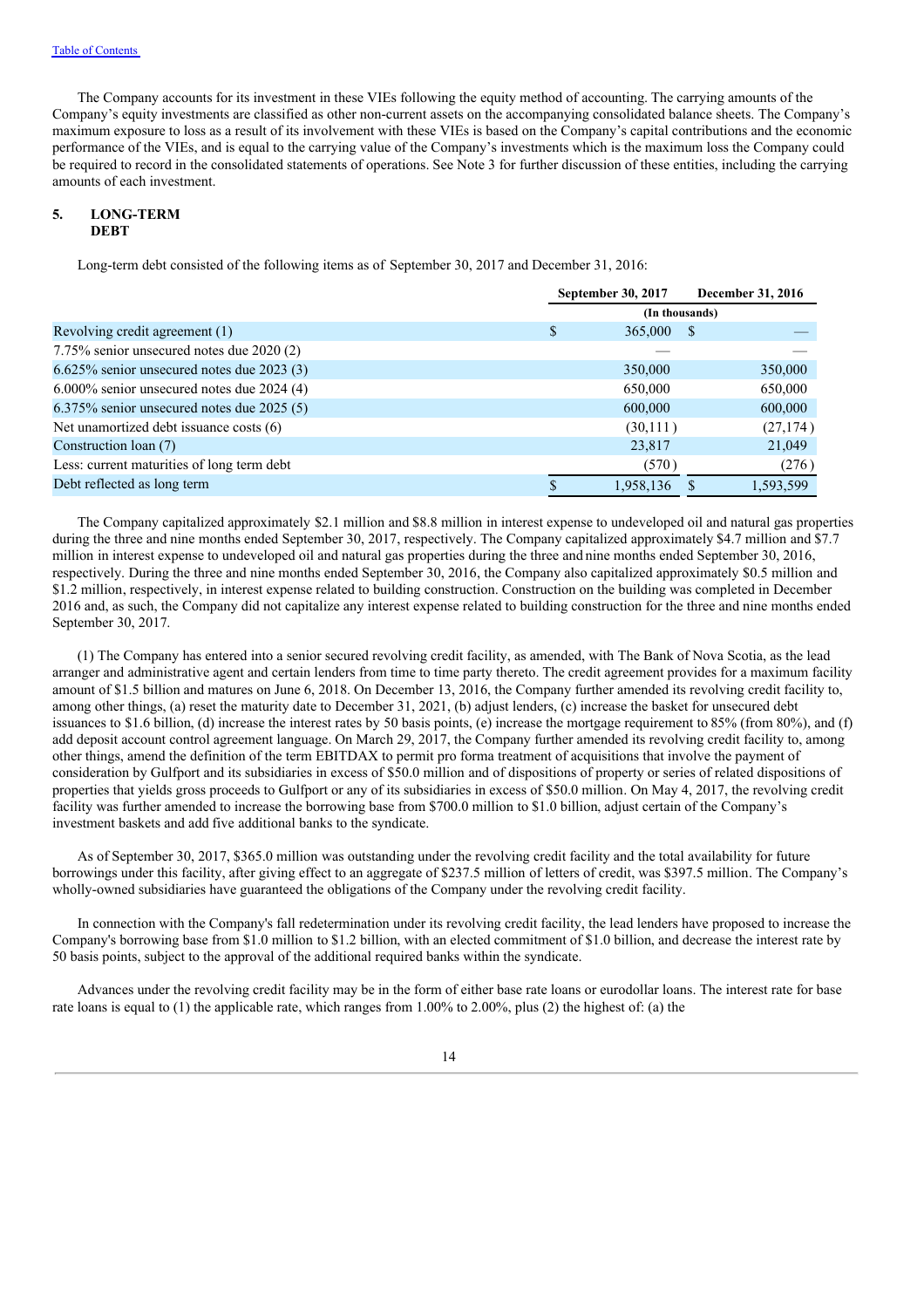The Company accounts for its investment in these VIEs following the equity method of accounting. The carrying amounts of the Company's equity investments are classified as other non-current assets on the accompanying consolidated balance sheets. The Company's maximum exposure to loss as a result of its involvement with these VIEs is based on the Company's capital contributions and the economic performance of the VIEs, and is equal to the carrying value of the Company's investments which is the maximum loss the Company could be required to record in the consolidated statements of operations. See Note 3 for further discussion of these entities, including the carrying amounts of each investment.

## 5. LONG-TERM DEBT

Long-term debt consisted of the following items as of September 30, 2017 and December 31, 2016:

| | September 30, 2017 | December 31, 2016 |
|---|---|---|
| | (In thousands) | |
| Revolving credit agreement (1) | $ 365,000 | $ — |
| 7.75% senior unsecured notes due 2020 (2) | — | — |
| 6.625% senior unsecured notes due 2023 (3) | 350,000 | 350,000 |
| 6.000% senior unsecured notes due 2024 (4) | 650,000 | 650,000 |
| 6.375% senior unsecured notes due 2025 (5) | 600,000 | 600,000 |
| Net unamortized debt issuance costs (6) | (30,111) | (27,174) |
| Construction loan (7) | 23,817 | 21,049 |
| Less: current maturities of long term debt | (570) | (276) |
| Debt reflected as long term | $ 1,958,136 | $ 1,593,599 |

The Company capitalized approximately $2.1 million and $8.8 million in interest expense to undeveloped oil and natural gas properties during the three and nine months ended September 30, 2017, respectively. The Company capitalized approximately $4.7 million and $7.7 million in interest expense to undeveloped oil and natural gas properties during the three and nine months ended September 30, 2016, respectively. During the three and nine months ended September 30, 2016, the Company also capitalized approximately $0.5 million and $1.2 million, respectively, in interest expense related to building construction. Construction on the building was completed in December 2016 and, as such, the Company did not capitalize any interest expense related to building construction for the three and nine months ended September 30, 2017.

(1) The Company has entered into a senior secured revolving credit facility, as amended, with The Bank of Nova Scotia, as the lead arranger and administrative agent and certain lenders from time to time party thereto. The credit agreement provides for a maximum facility amount of $1.5 billion and matures on June 6, 2018. On December 13, 2016, the Company further amended its revolving credit facility to, among other things, (a) reset the maturity date to December 31, 2021, (b) adjust lenders, (c) increase the basket for unsecured debt issuances to $1.6 billion, (d) increase the interest rates by 50 basis points, (e) increase the mortgage requirement to 85% (from 80%), and (f) add deposit account control agreement language. On March 29, 2017, the Company further amended its revolving credit facility to, among other things, amend the definition of the term EBITDAX to permit pro forma treatment of acquisitions that involve the payment of consideration by Gulfport and its subsidiaries in excess of $50.0 million and of dispositions of property or series of related dispositions of properties that yields gross proceeds to Gulfport or any of its subsidiaries in excess of $50.0 million. On May 4, 2017, the revolving credit facility was further amended to increase the borrowing base from $700.0 million to $1.0 billion, adjust certain of the Company's investment baskets and add five additional banks to the syndicate.

As of September 30, 2017, $365.0 million was outstanding under the revolving credit facility and the total availability for future borrowings under this facility, after giving effect to an aggregate of $237.5 million of letters of credit, was $397.5 million. The Company's wholly-owned subsidiaries have guaranteed the obligations of the Company under the revolving credit facility.

In connection with the Company's fall redetermination under its revolving credit facility, the lead lenders have proposed to increase the Company's borrowing base from $1.0 million to $1.2 billion, with an elected commitment of $1.0 billion, and decrease the interest rate by 50 basis points, subject to the approval of the additional required banks within the syndicate.

Advances under the revolving credit facility may be in the form of either base rate loans or eurodollar loans. The interest rate for base rate loans is equal to (1) the applicable rate, which ranges from 1.00% to 2.00%, plus (2) the highest of: (a) the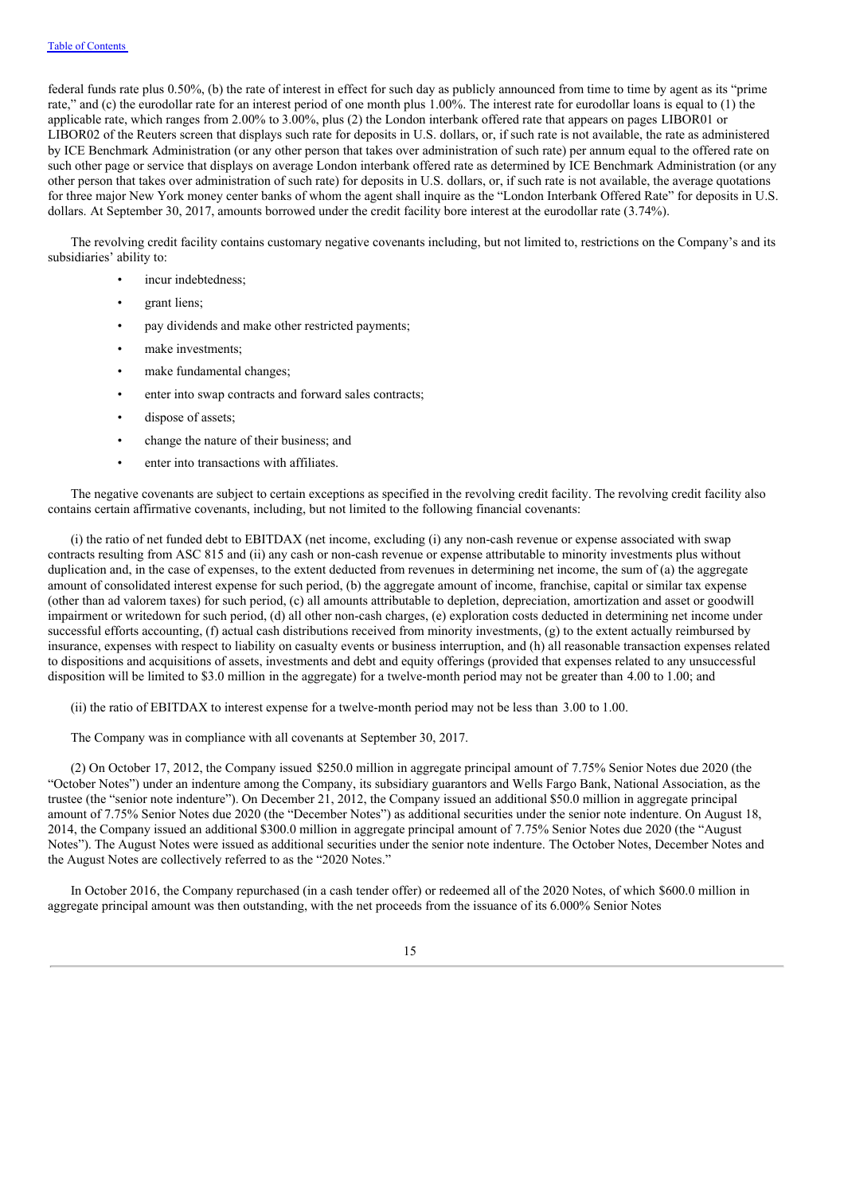federal funds rate plus 0.50%, (b) the rate of interest in effect for such day as publicly announced from time to time by agent as its "prime rate," and (c) the eurodollar rate for an interest period of one month plus 1.00%. The interest rate for eurodollar loans is equal to (1) the applicable rate, which ranges from 2.00% to 3.00%, plus (2) the London interbank offered rate that appears on pages LIBOR01 or LIBOR02 of the Reuters screen that displays such rate for deposits in U.S. dollars, or, if such rate is not available, the rate as administered by ICE Benchmark Administration (or any other person that takes over administration of such rate) per annum equal to the offered rate on such other page or service that displays on average London interbank offered rate as determined by ICE Benchmark Administration (or any other person that takes over administration of such rate) for deposits in U.S. dollars, or, if such rate is not available, the average quotations for three major New York money center banks of whom the agent shall inquire as the "London Interbank Offered Rate" for deposits in U.S. dollars. At September 30, 2017, amounts borrowed under the credit facility bore interest at the eurodollar rate (3.74%).

The revolving credit facility contains customary negative covenants including, but not limited to, restrictions on the Company's and its subsidiaries' ability to:

- incur indebtedness;
- grant liens;
- pay dividends and make other restricted payments;
- make investments;
- make fundamental changes;
- enter into swap contracts and forward sales contracts;
- dispose of assets;
- change the nature of their business; and
- enter into transactions with affiliates.

The negative covenants are subject to certain exceptions as specified in the revolving credit facility. The revolving credit facility also contains certain affirmative covenants, including, but not limited to the following financial covenants:

(i) the ratio of net funded debt to EBITDAX (net income, excluding (i) any non-cash revenue or expense associated with swap contracts resulting from ASC 815 and (ii) any cash or non-cash revenue or expense attributable to minority investments plus without duplication and, in the case of expenses, to the extent deducted from revenues in determining net income, the sum of (a) the aggregate amount of consolidated interest expense for such period, (b) the aggregate amount of income, franchise, capital or similar tax expense (other than ad valorem taxes) for such period, (c) all amounts attributable to depletion, depreciation, amortization and asset or goodwill impairment or writedown for such period, (d) all other non-cash charges, (e) exploration costs deducted in determining net income under successful efforts accounting, (f) actual cash distributions received from minority investments, (g) to the extent actually reimbursed by insurance, expenses with respect to liability on casualty events or business interruption, and (h) all reasonable transaction expenses related to dispositions and acquisitions of assets, investments and debt and equity offerings (provided that expenses related to any unsuccessful disposition will be limited to $3.0 million in the aggregate) for a twelve-month period may not be greater than 4.00 to 1.00; and

(ii) the ratio of EBITDAX to interest expense for a twelve-month period may not be less than 3.00 to 1.00.

The Company was in compliance with all covenants at September 30, 2017.

(2) On October 17, 2012, the Company issued $250.0 million in aggregate principal amount of 7.75% Senior Notes due 2020 (the "October Notes") under an indenture among the Company, its subsidiary guarantors and Wells Fargo Bank, National Association, as the trustee (the "senior note indenture"). On December 21, 2012, the Company issued an additional $50.0 million in aggregate principal amount of 7.75% Senior Notes due 2020 (the "December Notes") as additional securities under the senior note indenture. On August 18, 2014, the Company issued an additional $300.0 million in aggregate principal amount of 7.75% Senior Notes due 2020 (the "August Notes"). The August Notes were issued as additional securities under the senior note indenture. The October Notes, December Notes and the August Notes are collectively referred to as the "2020 Notes."

In October 2016, the Company repurchased (in a cash tender offer) or redeemed all of the 2020 Notes, of which $600.0 million in aggregate principal amount was then outstanding, with the net proceeds from the issuance of its 6.000% Senior Notes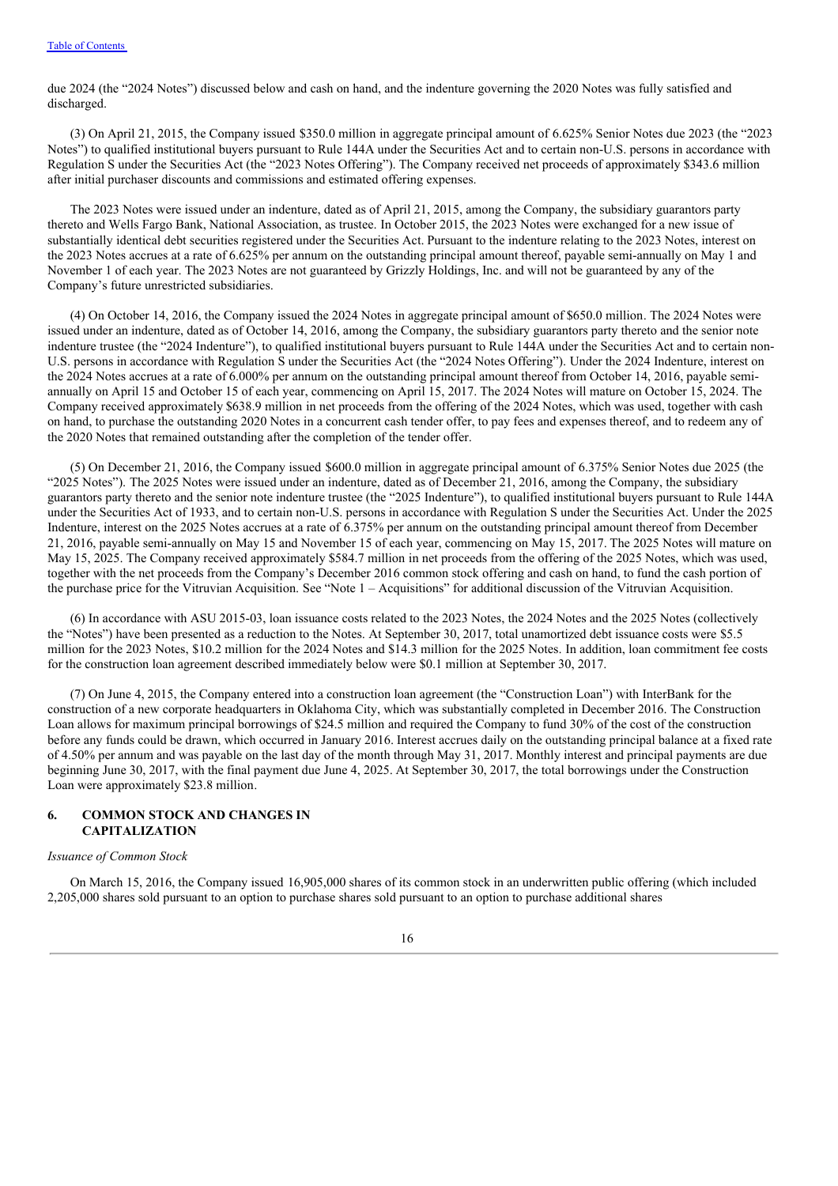due 2024 (the "2024 Notes") discussed below and cash on hand, and the indenture governing the 2020 Notes was fully satisfied and discharged.

(3) On April 21, 2015, the Company issued $350.0 million in aggregate principal amount of 6.625% Senior Notes due 2023 (the "2023 Notes") to qualified institutional buyers pursuant to Rule 144A under the Securities Act and to certain non-U.S. persons in accordance with Regulation S under the Securities Act (the "2023 Notes Offering"). The Company received net proceeds of approximately $343.6 million after initial purchaser discounts and commissions and estimated offering expenses.

The 2023 Notes were issued under an indenture, dated as of April 21, 2015, among the Company, the subsidiary guarantors party thereto and Wells Fargo Bank, National Association, as trustee. In October 2015, the 2023 Notes were exchanged for a new issue of substantially identical debt securities registered under the Securities Act. Pursuant to the indenture relating to the 2023 Notes, interest on the 2023 Notes accrues at a rate of 6.625% per annum on the outstanding principal amount thereof, payable semi-annually on May 1 and November 1 of each year. The 2023 Notes are not guaranteed by Grizzly Holdings, Inc. and will not be guaranteed by any of the Company's future unrestricted subsidiaries.

(4) On October 14, 2016, the Company issued the 2024 Notes in aggregate principal amount of $650.0 million. The 2024 Notes were issued under an indenture, dated as of October 14, 2016, among the Company, the subsidiary guarantors party thereto and the senior note indenture trustee (the "2024 Indenture"), to qualified institutional buyers pursuant to Rule 144A under the Securities Act and to certain non-U.S. persons in accordance with Regulation S under the Securities Act (the "2024 Notes Offering"). Under the 2024 Indenture, interest on the 2024 Notes accrues at a rate of 6.000% per annum on the outstanding principal amount thereof from October 14, 2016, payable semi-annually on April 15 and October 15 of each year, commencing on April 15, 2017. The 2024 Notes will mature on October 15, 2024. The Company received approximately $638.9 million in net proceeds from the offering of the 2024 Notes, which was used, together with cash on hand, to purchase the outstanding 2020 Notes in a concurrent cash tender offer, to pay fees and expenses thereof, and to redeem any of the 2020 Notes that remained outstanding after the completion of the tender offer.

(5) On December 21, 2016, the Company issued $600.0 million in aggregate principal amount of 6.375% Senior Notes due 2025 (the "2025 Notes"). The 2025 Notes were issued under an indenture, dated as of December 21, 2016, among the Company, the subsidiary guarantors party thereto and the senior note indenture trustee (the "2025 Indenture"), to qualified institutional buyers pursuant to Rule 144A under the Securities Act of 1933, and to certain non-U.S. persons in accordance with Regulation S under the Securities Act. Under the 2025 Indenture, interest on the 2025 Notes accrues at a rate of 6.375% per annum on the outstanding principal amount thereof from December 21, 2016, payable semi-annually on May 15 and November 15 of each year, commencing on May 15, 2017. The 2025 Notes will mature on May 15, 2025. The Company received approximately $584.7 million in net proceeds from the offering of the 2025 Notes, which was used, together with the net proceeds from the Company's December 2016 common stock offering and cash on hand, to fund the cash portion of the purchase price for the Vitruvian Acquisition. See "Note 1 – Acquisitions" for additional discussion of the Vitruvian Acquisition.

(6) In accordance with ASU 2015-03, loan issuance costs related to the 2023 Notes, the 2024 Notes and the 2025 Notes (collectively the "Notes") have been presented as a reduction to the Notes. At September 30, 2017, total unamortized debt issuance costs were $5.5 million for the 2023 Notes, $10.2 million for the 2024 Notes and $14.3 million for the 2025 Notes. In addition, loan commitment fee costs for the construction loan agreement described immediately below were $0.1 million at September 30, 2017.

(7) On June 4, 2015, the Company entered into a construction loan agreement (the "Construction Loan") with InterBank for the construction of a new corporate headquarters in Oklahoma City, which was substantially completed in December 2016. The Construction Loan allows for maximum principal borrowings of $24.5 million and required the Company to fund 30% of the cost of the construction before any funds could be drawn, which occurred in January 2016. Interest accrues daily on the outstanding principal balance at a fixed rate of 4.50% per annum and was payable on the last day of the month through May 31, 2017. Monthly interest and principal payments are due beginning June 30, 2017, with the final payment due June 4, 2025. At September 30, 2017, the total borrowings under the Construction Loan were approximately $23.8 million.

## 6. COMMON STOCK AND CHANGES IN CAPITALIZATION

*Issuance of Common Stock*

On March 15, 2016, the Company issued 16,905,000 shares of its common stock in an underwritten public offering (which included 2,205,000 shares sold pursuant to an option to purchase shares sold pursuant to an option to purchase additional shares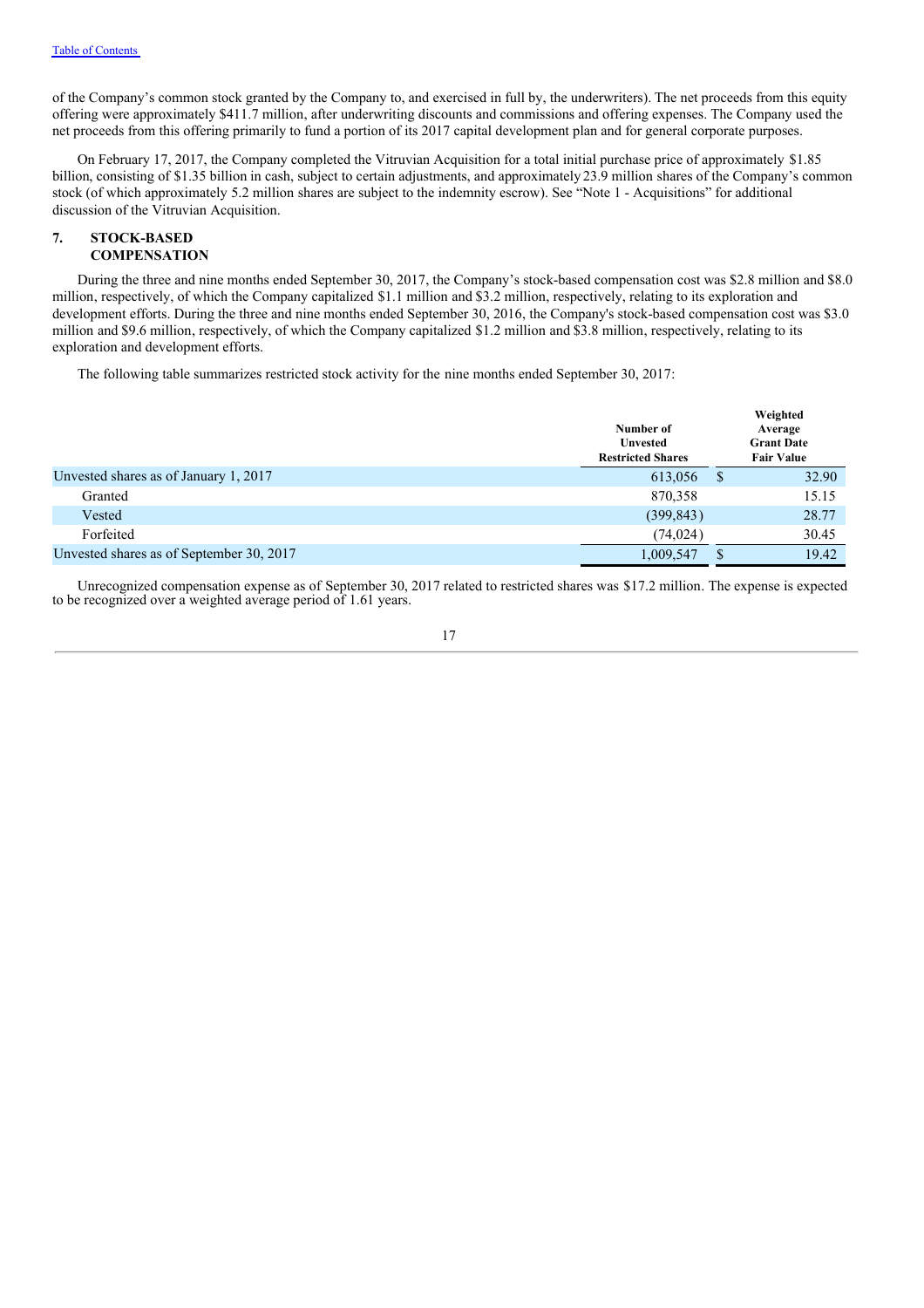of the Company's common stock granted by the Company to, and exercised in full by, the underwriters). The net proceeds from this equity offering were approximately $411.7 million, after underwriting discounts and commissions and offering expenses. The Company used the net proceeds from this offering primarily to fund a portion of its 2017 capital development plan and for general corporate purposes.

On February 17, 2017, the Company completed the Vitruvian Acquisition for a total initial purchase price of approximately $1.85 billion, consisting of $1.35 billion in cash, subject to certain adjustments, and approximately 23.9 million shares of the Company's common stock (of which approximately 5.2 million shares are subject to the indemnity escrow). See "Note 1 - Acquisitions" for additional discussion of the Vitruvian Acquisition.

## 7. STOCK-BASED COMPENSATION

During the three and nine months ended September 30, 2017, the Company's stock-based compensation cost was $2.8 million and $8.0 million, respectively, of which the Company capitalized $1.1 million and $3.2 million, respectively, relating to its exploration and development efforts. During the three and nine months ended September 30, 2016, the Company's stock-based compensation cost was $3.0 million and $9.6 million, respectively, of which the Company capitalized $1.2 million and $3.8 million, respectively, relating to its exploration and development efforts.

The following table summarizes restricted stock activity for the nine months ended September 30, 2017:

| | Number of Unvested Restricted Shares | Weighted Average Grant Date Fair Value |
|---|---|---|
| Unvested shares as of January 1, 2017 | 613,056 | $ 32.90 |
| Granted | 870,358 | 15.15 |
| Vested | (399,843) | 28.77 |
| Forfeited | (74,024) | 30.45 |
| Unvested shares as of September 30, 2017 | 1,009,547 | $ 19.42 |

Unrecognized compensation expense as of September 30, 2017 related to restricted shares was $17.2 million. The expense is expected to be recognized over a weighted average period of 1.61 years.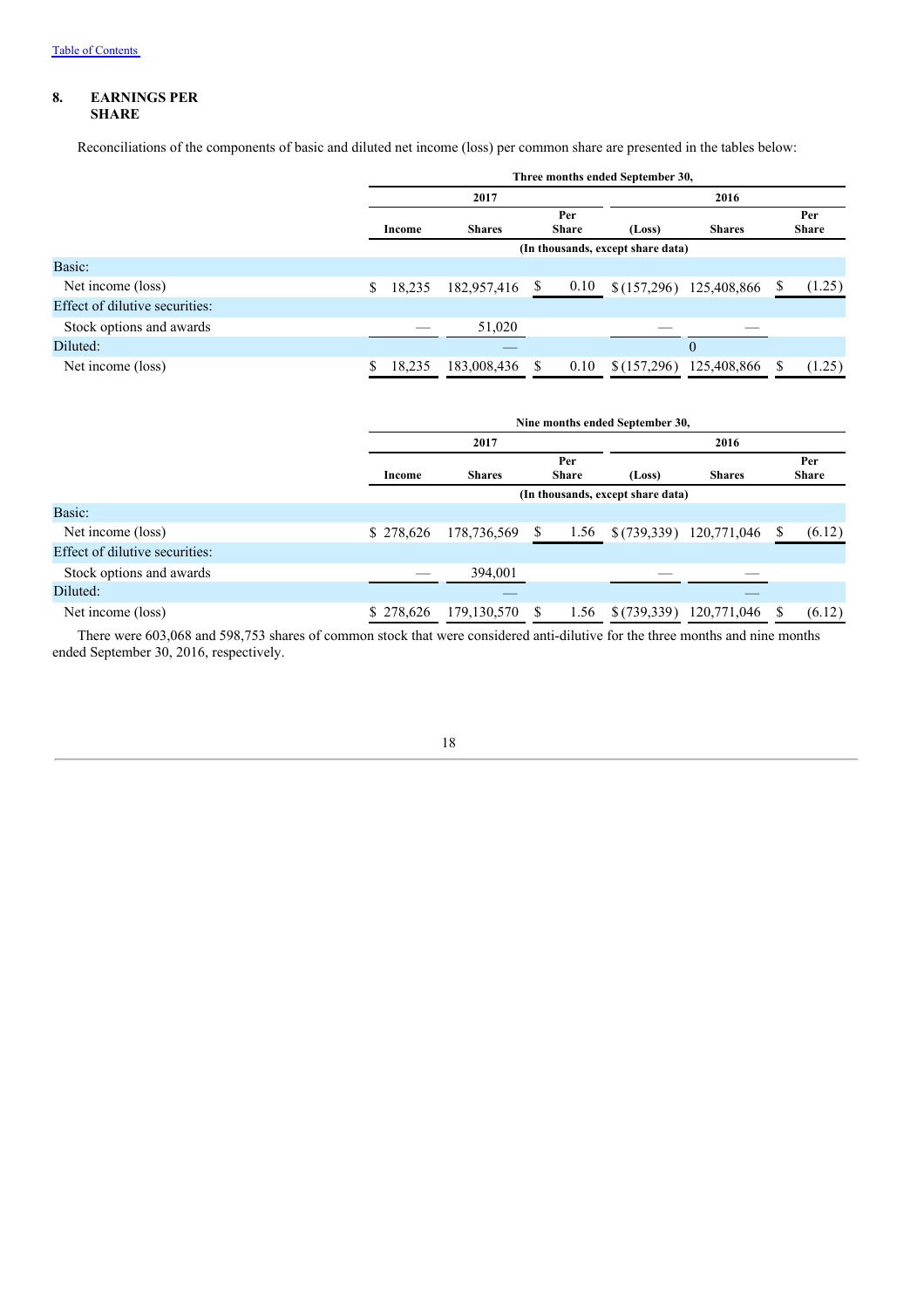## 8. EARNINGS PER SHARE

Reconciliations of the components of basic and diluted net income (loss) per common share are presented in the tables below:

| | Three months ended September 30, | | | | | |
|---|---|---|---|---|---|---|
| | 2017 | | | 2016 | | |
| | Income | Shares | Per Share | (Loss) | Shares | Per Share |
| | (In thousands, except share data) | | | | | |
| Basic: | | | | | | |
| Net income (loss) | $ 18,235 | 182,957,416 | $ 0.10 | $ (157,296) | 125,408,866 | $ (1.25) |
| Effect of dilutive securities: | | | | | | |
| Stock options and awards | — | 51,020 | | — | — | |
| Diluted: | | | | | 0 | |
| Net income (loss) | $ 18,235 | 183,008,436 | $ 0.10 | $ (157,296) | 125,408,866 | $ (1.25) |

| | Nine months ended September 30, | | | | | |
|---|---|---|---|---|---|---|
| | 2017 | | | 2016 | | |
| | Income | Shares | Per Share | (Loss) | Shares | Per Share |
| | (In thousands, except share data) | | | | | |
| Basic: | | | | | | |
| Net income (loss) | $ 278,626 | 178,736,569 | $ 1.56 | $ (739,339) | 120,771,046 | $ (6.12) |
| Effect of dilutive securities: | | | | | | |
| Stock options and awards | — | 394,001 | | — | — | |
| Diluted: | | | | | | |
| Net income (loss) | $ 278,626 | 179,130,570 | $ 1.56 | $ (739,339) | 120,771,046 | $ (6.12) |

There were 603,068 and 598,753 shares of common stock that were considered anti-dilutive for the three months and nine months ended September 30, 2016, respectively.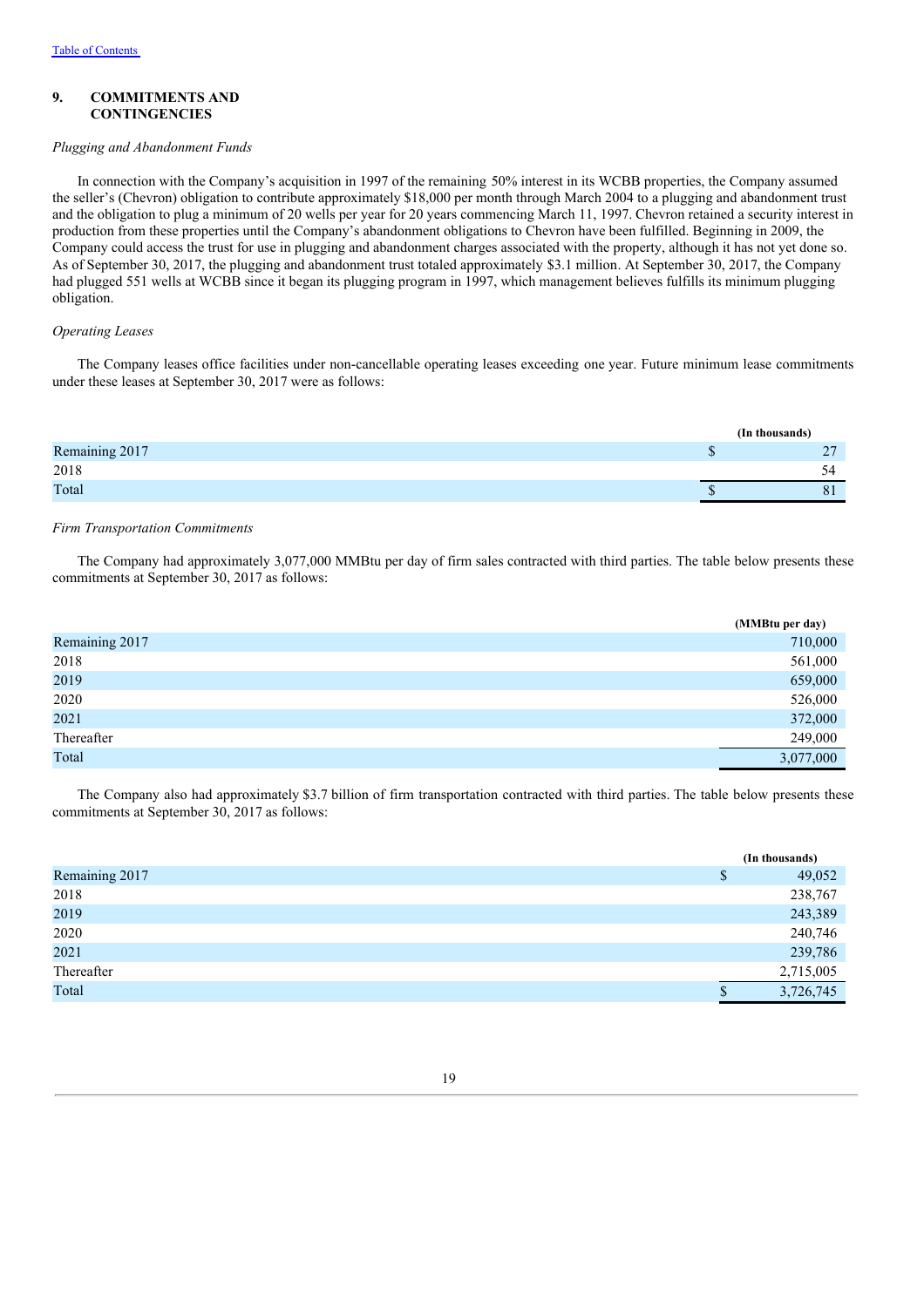[Table of Contents](#)

## 9. COMMITMENTS AND CONTINGENCIES

*Plugging and Abandonment Funds*

In connection with the Company's acquisition in 1997 of the remaining 50% interest in its WCBB properties, the Company assumed the seller's (Chevron) obligation to contribute approximately $18,000 per month through March 2004 to a plugging and abandonment trust and the obligation to plug a minimum of 20 wells per year for 20 years commencing March 11, 1997. Chevron retained a security interest in production from these properties until the Company's abandonment obligations to Chevron have been fulfilled. Beginning in 2009, the Company could access the trust for use in plugging and abandonment charges associated with the property, although it has not yet done so. As of September 30, 2017, the plugging and abandonment trust totaled approximately $3.1 million. At September 30, 2017, the Company had plugged 551 wells at WCBB since it began its plugging program in 1997, which management believes fulfills its minimum plugging obligation.

*Operating Leases*

The Company leases office facilities under non-cancellable operating leases exceeding one year. Future minimum lease commitments under these leases at September 30, 2017 were as follows:

| | (In thousands) |
|---|---|
| Remaining 2017 | $ 27 |
| 2018 | 54 |
| Total | $ 81 |

*Firm Transportation Commitments*

The Company had approximately 3,077,000 MMBtu per day of firm sales contracted with third parties. The table below presents these commitments at September 30, 2017 as follows:

| | (MMBtu per day) |
|---|---|
| Remaining 2017 | 710,000 |
| 2018 | 561,000 |
| 2019 | 659,000 |
| 2020 | 526,000 |
| 2021 | 372,000 |
| Thereafter | 249,000 |
| Total | 3,077,000 |

The Company also had approximately $3.7 billion of firm transportation contracted with third parties. The table below presents these commitments at September 30, 2017 as follows:

| | (In thousands) |
|---|---|
| Remaining 2017 | $ 49,052 |
| 2018 | 238,767 |
| 2019 | 243,389 |
| 2020 | 240,746 |
| 2021 | 239,786 |
| Thereafter | 2,715,005 |
| Total | $ 3,726,745 |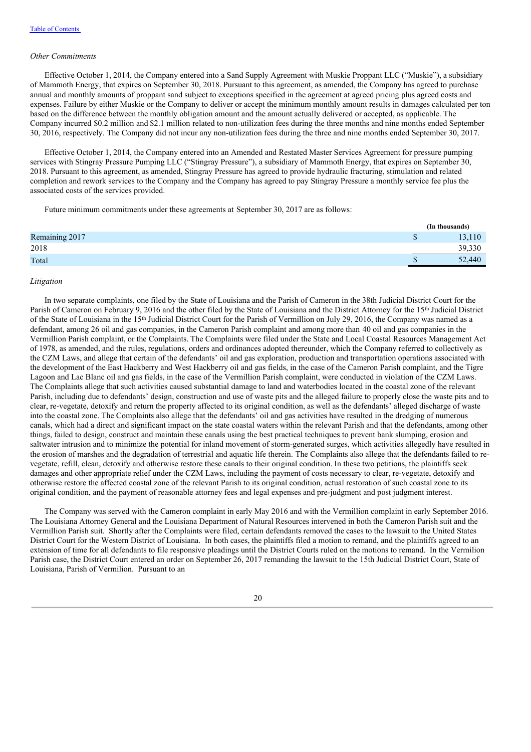[Table of Contents](#)

*Other Commitments*

Effective October 1, 2014, the Company entered into a Sand Supply Agreement with Muskie Proppant LLC ("Muskie"), a subsidiary of Mammoth Energy, that expires on September 30, 2018. Pursuant to this agreement, as amended, the Company has agreed to purchase annual and monthly amounts of proppant sand subject to exceptions specified in the agreement at agreed pricing plus agreed costs and expenses. Failure by either Muskie or the Company to deliver or accept the minimum monthly amount results in damages calculated per ton based on the difference between the monthly obligation amount and the amount actually delivered or accepted, as applicable. The Company incurred $0.2 million and $2.1 million related to non-utilization fees during the three months and nine months ended September 30, 2016, respectively. The Company did not incur any non-utilization fees during the three and nine months ended September 30, 2017.

Effective October 1, 2014, the Company entered into an Amended and Restated Master Services Agreement for pressure pumping services with Stingray Pressure Pumping LLC ("Stingray Pressure"), a subsidiary of Mammoth Energy, that expires on September 30, 2018. Pursuant to this agreement, as amended, Stingray Pressure has agreed to provide hydraulic fracturing, stimulation and related completion and rework services to the Company and the Company has agreed to pay Stingray Pressure a monthly service fee plus the associated costs of the services provided.

Future minimum commitments under these agreements at September 30, 2017 are as follows:

| | (In thousands) |
|---|---|
| Remaining 2017 | $ 13,110 |
| 2018 | 39,330 |
| Total | $ 52,440 |

*Litigation*

In two separate complaints, one filed by the State of Louisiana and the Parish of Cameron in the 38th Judicial District Court for the Parish of Cameron on February 9, 2016 and the other filed by the State of Louisiana and the District Attorney for the 15th Judicial District of the State of Louisiana in the 15th Judicial District Court for the Parish of Vermillion on July 29, 2016, the Company was named as a defendant, among 26 oil and gas companies, in the Cameron Parish complaint and among more than 40 oil and gas companies in the Vermillion Parish complaint, or the Complaints. The Complaints were filed under the State and Local Coastal Resources Management Act of 1978, as amended, and the rules, regulations, orders and ordinances adopted thereunder, which the Company referred to collectively as the CZM Laws, and allege that certain of the defendants' oil and gas exploration, production and transportation operations associated with the development of the East Hackberry and West Hackberry oil and gas fields, in the case of the Cameron Parish complaint, and the Tigre Lagoon and Lac Blanc oil and gas fields, in the case of the Vermillion Parish complaint, were conducted in violation of the CZM Laws. The Complaints allege that such activities caused substantial damage to land and waterbodies located in the coastal zone of the relevant Parish, including due to defendants' design, construction and use of waste pits and the alleged failure to properly close the waste pits and to clear, re-vegetate, detoxify and return the property affected to its original condition, as well as the defendants' alleged discharge of waste into the coastal zone. The Complaints also allege that the defendants' oil and gas activities have resulted in the dredging of numerous canals, which had a direct and significant impact on the state coastal waters within the relevant Parish and that the defendants, among other things, failed to design, construct and maintain these canals using the best practical techniques to prevent bank slumping, erosion and saltwater intrusion and to minimize the potential for inland movement of storm-generated surges, which activities allegedly have resulted in the erosion of marshes and the degradation of terrestrial and aquatic life therein. The Complaints also allege that the defendants failed to re-vegetate, refill, clean, detoxify and otherwise restore these canals to their original condition. In these two petitions, the plaintiffs seek damages and other appropriate relief under the CZM Laws, including the payment of costs necessary to clear, re-vegetate, detoxify and otherwise restore the affected coastal zone of the relevant Parish to its original condition, actual restoration of such coastal zone to its original condition, and the payment of reasonable attorney fees and legal expenses and pre-judgment and post judgment interest.

The Company was served with the Cameron complaint in early May 2016 and with the Vermillion complaint in early September 2016. The Louisiana Attorney General and the Louisiana Department of Natural Resources intervened in both the Cameron Parish suit and the Vermillion Parish suit. Shortly after the Complaints were filed, certain defendants removed the cases to the lawsuit to the United States District Court for the Western District of Louisiana. In both cases, the plaintiffs filed a motion to remand, and the plaintiffs agreed to an extension of time for all defendants to file responsive pleadings until the District Courts ruled on the motions to remand. In the Vermilion Parish case, the District Court entered an order on September 26, 2017 remanding the lawsuit to the 15th Judicial District Court, State of Louisiana, Parish of Vermilion. Pursuant to an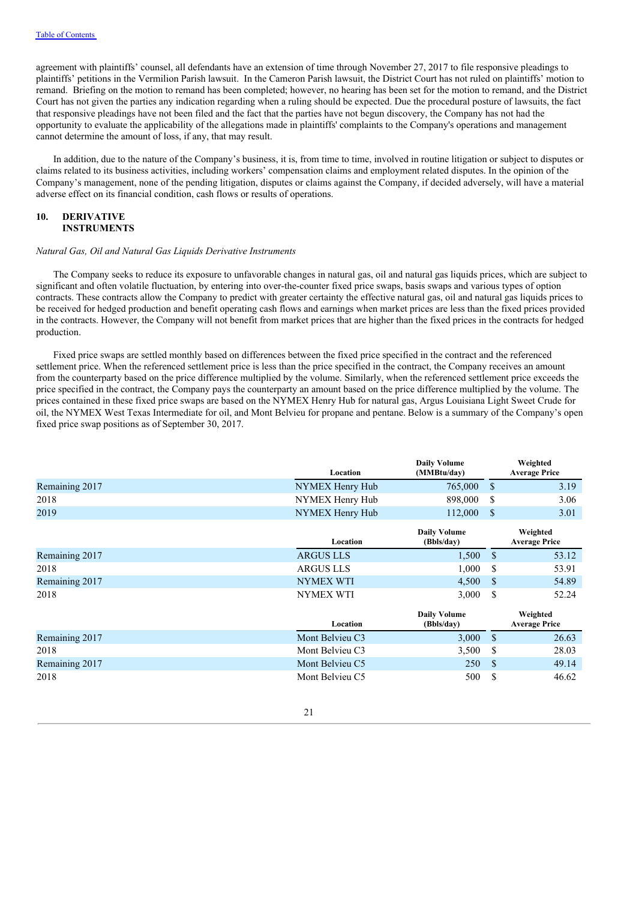agreement with plaintiffs' counsel, all defendants have an extension of time through November 27, 2017 to file responsive pleadings to plaintiffs' petitions in the Vermilion Parish lawsuit. In the Cameron Parish lawsuit, the District Court has not ruled on plaintiffs' motion to remand. Briefing on the motion to remand has been completed; however, no hearing has been set for the motion to remand, and the District Court has not given the parties any indication regarding when a ruling should be expected. Due the procedural posture of lawsuits, the fact that responsive pleadings have not been filed and the fact that the parties have not begun discovery, the Company has not had the opportunity to evaluate the applicability of the allegations made in plaintiffs' complaints to the Company's operations and management cannot determine the amount of loss, if any, that may result.

In addition, due to the nature of the Company's business, it is, from time to time, involved in routine litigation or subject to disputes or claims related to its business activities, including workers' compensation claims and employment related disputes. In the opinion of the Company's management, none of the pending litigation, disputes or claims against the Company, if decided adversely, will have a material adverse effect on its financial condition, cash flows or results of operations.

## 10. DERIVATIVE INSTRUMENTS

*Natural Gas, Oil and Natural Gas Liquids Derivative Instruments*

The Company seeks to reduce its exposure to unfavorable changes in natural gas, oil and natural gas liquids prices, which are subject to significant and often volatile fluctuation, by entering into over-the-counter fixed price swaps, basis swaps and various types of option contracts. These contracts allow the Company to predict with greater certainty the effective natural gas, oil and natural gas liquids prices to be received for hedged production and benefit operating cash flows and earnings when market prices are less than the fixed prices provided in the contracts. However, the Company will not benefit from market prices that are higher than the fixed prices in the contracts for hedged production.

Fixed price swaps are settled monthly based on differences between the fixed price specified in the contract and the referenced settlement price. When the referenced settlement price is less than the price specified in the contract, the Company receives an amount from the counterparty based on the price difference multiplied by the volume. Similarly, when the referenced settlement price exceeds the price specified in the contract, the Company pays the counterparty an amount based on the price difference multiplied by the volume. The prices contained in these fixed price swaps are based on the NYMEX Henry Hub for natural gas, Argus Louisiana Light Sweet Crude for oil, the NYMEX West Texas Intermediate for oil, and Mont Belvieu for propane and pentane. Below is a summary of the Company's open fixed price swap positions as of September 30, 2017.

| | Location | Daily Volume (MMBtu/day) | Weighted Average Price |
|---|---|---|---|
| Remaining 2017 | NYMEX Henry Hub | 765,000 | $ 3.19 |
| 2018 | NYMEX Henry Hub | 898,000 | $ 3.06 |
| 2019 | NYMEX Henry Hub | 112,000 | $ 3.01 |

| | Location | Daily Volume (Bbls/day) | Weighted Average Price |
|---|---|---|---|
| Remaining 2017 | ARGUS LLS | 1,500 | $ 53.12 |
| 2018 | ARGUS LLS | 1,000 | $ 53.91 |
| Remaining 2017 | NYMEX WTI | 4,500 | $ 54.89 |
| 2018 | NYMEX WTI | 3,000 | $ 52.24 |

| | Location | Daily Volume (Bbls/day) | Weighted Average Price |
|---|---|---|---|
| Remaining 2017 | Mont Belvieu C3 | 3,000 | $ 26.63 |
| 2018 | Mont Belvieu C3 | 3,500 | $ 28.03 |
| Remaining 2017 | Mont Belvieu C5 | 250 | $ 49.14 |
| 2018 | Mont Belvieu C5 | 500 | $ 46.62 |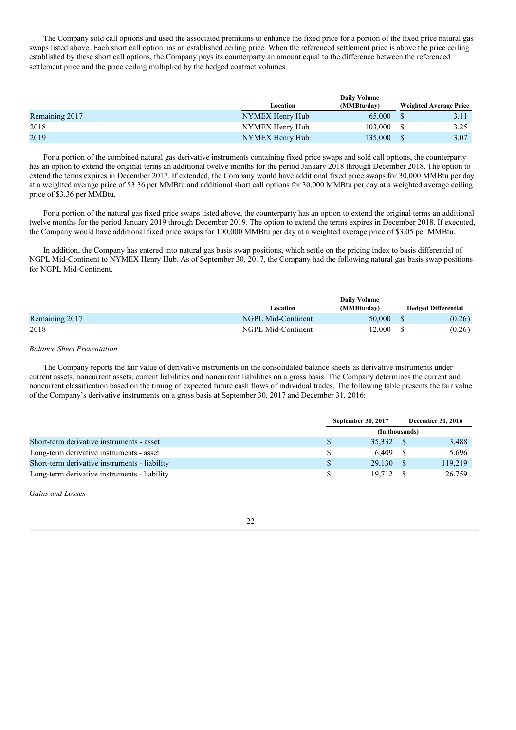The Company sold call options and used the associated premiums to enhance the fixed price for a portion of the fixed price natural gas swaps listed above. Each short call option has an established ceiling price. When the referenced settlement price is above the price ceiling established by these short call options, the Company pays its counterparty an amount equal to the difference between the referenced settlement price and the price ceiling multiplied by the hedged contract volumes.

| | Location | Daily Volume (MMBtu/day) | Weighted Average Price |
|---|---|---|---|
| Remaining 2017 | NYMEX Henry Hub | 65,000 | $ 3.11 |
| 2018 | NYMEX Henry Hub | 103,000 | $ 3.25 |
| 2019 | NYMEX Henry Hub | 135,000 | $ 3.07 |

For a portion of the combined natural gas derivative instruments containing fixed price swaps and sold call options, the counterparty has an option to extend the original terms an additional twelve months for the period January 2018 through December 2018. The option to extend the terms expires in December 2017. If extended, the Company would have additional fixed price swaps for 30,000 MMBtu per day at a weighted average price of $3.36 per MMBtu and additional short call options for 30,000 MMBtu per day at a weighted average ceiling price of $3.36 per MMBtu.

For a portion of the natural gas fixed price swaps listed above, the counterparty has an option to extend the original terms an additional twelve months for the period January 2019 through December 2019. The option to extend the terms expires in December 2018. If executed, the Company would have additional fixed price swaps for 100,000 MMBtu per day at a weighted average price of $3.05 per MMBtu.

In addition, the Company has entered into natural gas basis swap positions, which settle on the pricing index to basis differential of NGPL Mid-Continent to NYMEX Henry Hub. As of September 30, 2017, the Company had the following natural gas basis swap positions for NGPL Mid-Continent.

| | Location | Daily Volume (MMBtu/day) | Hedged Differential |
|---|---|---|---|
| Remaining 2017 | NGPL Mid-Continent | 50,000 | $ (0.26) |
| 2018 | NGPL Mid-Continent | 12,000 | $ (0.26) |

*Balance Sheet Presentation*

The Company reports the fair value of derivative instruments on the consolidated balance sheets as derivative instruments under current assets, noncurrent assets, current liabilities and noncurrent liabilities on a gross basis. The Company determines the current and noncurrent classification based on the timing of expected future cash flows of individual trades. The following table presents the fair value of the Company's derivative instruments on a gross basis at September 30, 2017 and December 31, 2016:

| | September 30, 2017 | December 31, 2016 |
|---|---|---|
| | (In thousands) | |
| Short-term derivative instruments - asset | $ 35,332 | $ 3,488 |
| Long-term derivative instruments - asset | $ 6,409 | $ 5,696 |
| Short-term derivative instruments - liability | $ 29,130 | $ 119,219 |
| Long-term derivative instruments - liability | $ 19,712 | $ 26,759 |

*Gains and Losses*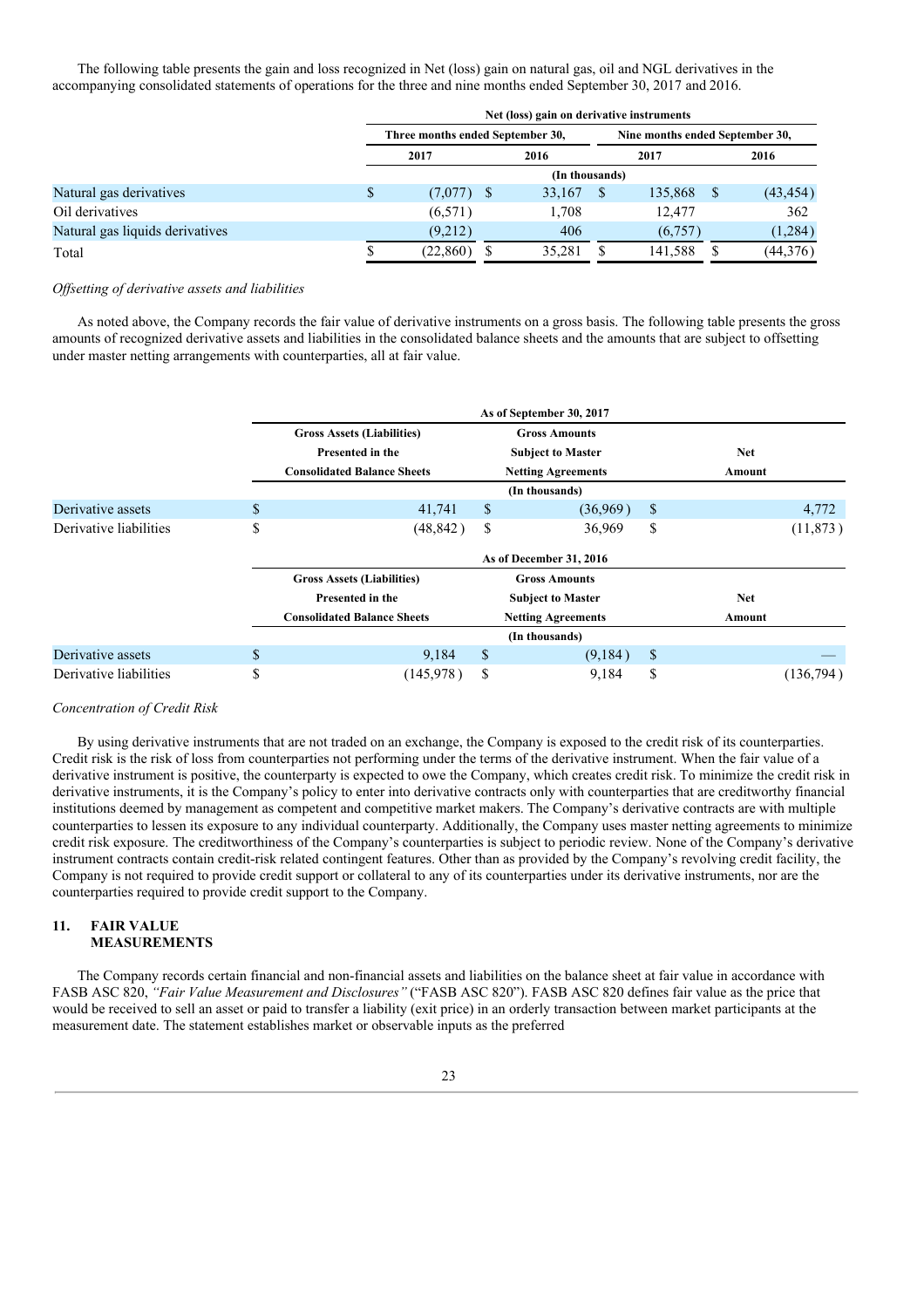The following table presents the gain and loss recognized in Net (loss) gain on natural gas, oil and NGL derivatives in the accompanying consolidated statements of operations for the three and nine months ended September 30, 2017 and 2016.

| | Net (loss) gain on derivative instruments | | | |
|---|---|---|---|---|
| | Three months ended September 30, | | Nine months ended September 30, | |
| | 2017 | 2016 | 2017 | 2016 |
| | (In thousands) | | | |
| Natural gas derivatives | $ (7,077) | $ 33,167 | $ 135,868 | $ (43,454) |
| Oil derivatives | (6,571) | 1,708 | 12,477 | 362 |
| Natural gas liquids derivatives | (9,212) | 406 | (6,757) | (1,284) |
| Total | $ (22,860) | $ 35,281 | $ 141,588 | $ (44,376) |

*Offsetting of derivative assets and liabilities*

As noted above, the Company records the fair value of derivative instruments on a gross basis. The following table presents the gross amounts of recognized derivative assets and liabilities in the consolidated balance sheets and the amounts that are subject to offsetting under master netting arrangements with counterparties, all at fair value.

| | As of September 30, 2017 | | |
|---|---|---|---|
| | Gross Assets (Liabilities) Presented in the Consolidated Balance Sheets | Gross Amounts Subject to Master Netting Agreements | Net Amount |
| | (In thousands) | | |
| Derivative assets | $ 41,741 | $ (36,969) | $ 4,772 |
| Derivative liabilities | $ (48,842) | $ 36,969 | $ (11,873) |

| | As of December 31, 2016 | | |
|---|---|---|---|
| | Gross Assets (Liabilities) Presented in the Consolidated Balance Sheets | Gross Amounts Subject to Master Netting Agreements | Net Amount |
| | (In thousands) | | |
| Derivative assets | $ 9,184 | $ (9,184) | $ — |
| Derivative liabilities | $ (145,978) | $ 9,184 | $ (136,794) |

*Concentration of Credit Risk*

By using derivative instruments that are not traded on an exchange, the Company is exposed to the credit risk of its counterparties. Credit risk is the risk of loss from counterparties not performing under the terms of the derivative instrument. When the fair value of a derivative instrument is positive, the counterparty is expected to owe the Company, which creates credit risk. To minimize the credit risk in derivative instruments, it is the Company's policy to enter into derivative contracts only with counterparties that are creditworthy financial institutions deemed by management as competent and competitive market makers. The Company's derivative contracts are with multiple counterparties to lessen its exposure to any individual counterparty. Additionally, the Company uses master netting agreements to minimize credit risk exposure. The creditworthiness of the Company's counterparties is subject to periodic review. None of the Company's derivative instrument contracts contain credit-risk related contingent features. Other than as provided by the Company's revolving credit facility, the Company is not required to provide credit support or collateral to any of its counterparties under its derivative instruments, nor are the counterparties required to provide credit support to the Company.

## 11. FAIR VALUE MEASUREMENTS

The Company records certain financial and non-financial assets and liabilities on the balance sheet at fair value in accordance with FASB ASC 820, *"Fair Value Measurement and Disclosures"* ("FASB ASC 820"). FASB ASC 820 defines fair value as the price that would be received to sell an asset or paid to transfer a liability (exit price) in an orderly transaction between market participants at the measurement date. The statement establishes market or observable inputs as the preferred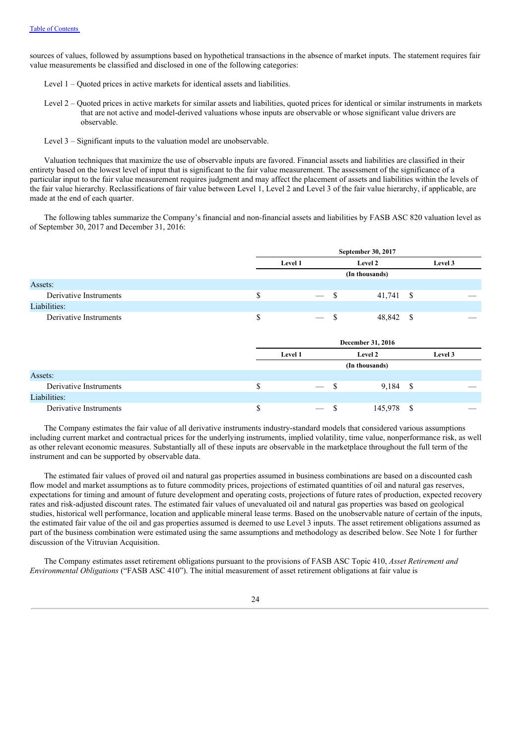sources of values, followed by assumptions based on hypothetical transactions in the absence of market inputs. The statement requires fair value measurements be classified and disclosed in one of the following categories:

Level 1 – Quoted prices in active markets for identical assets and liabilities.

Level 2 – Quoted prices in active markets for similar assets and liabilities, quoted prices for identical or similar instruments in markets that are not active and model-derived valuations whose inputs are observable or whose significant value drivers are observable.

Level 3 – Significant inputs to the valuation model are unobservable.

Valuation techniques that maximize the use of observable inputs are favored. Financial assets and liabilities are classified in their entirety based on the lowest level of input that is significant to the fair value measurement. The assessment of the significance of a particular input to the fair value measurement requires judgment and may affect the placement of assets and liabilities within the levels of the fair value hierarchy. Reclassifications of fair value between Level 1, Level 2 and Level 3 of the fair value hierarchy, if applicable, are made at the end of each quarter.

The following tables summarize the Company's financial and non-financial assets and liabilities by FASB ASC 820 valuation level as of September 30, 2017 and December 31, 2016:

| | September 30, 2017 | | |
|---|---|---|---|
| | Level 1 | Level 2 | Level 3 |
| | (In thousands) | | |
| Assets: | | | |
| Derivative Instruments | $ — | $ 41,741 | $ — |
| Liabilities: | | | |
| Derivative Instruments | $ — | $ 48,842 | $ — |

| | December 31, 2016 | | |
|---|---|---|---|
| | Level 1 | Level 2 | Level 3 |
| | (In thousands) | | |
| Assets: | | | |
| Derivative Instruments | $ — | $ 9,184 | $ — |
| Liabilities: | | | |
| Derivative Instruments | $ — | $ 145,978 | $ — |

The Company estimates the fair value of all derivative instruments industry-standard models that considered various assumptions including current market and contractual prices for the underlying instruments, implied volatility, time value, nonperformance risk, as well as other relevant economic measures. Substantially all of these inputs are observable in the marketplace throughout the full term of the instrument and can be supported by observable data.

The estimated fair values of proved oil and natural gas properties assumed in business combinations are based on a discounted cash flow model and market assumptions as to future commodity prices, projections of estimated quantities of oil and natural gas reserves, expectations for timing and amount of future development and operating costs, projections of future rates of production, expected recovery rates and risk-adjusted discount rates. The estimated fair values of unevaluated oil and natural gas properties was based on geological studies, historical well performance, location and applicable mineral lease terms. Based on the unobservable nature of certain of the inputs, the estimated fair value of the oil and gas properties assumed is deemed to use Level 3 inputs. The asset retirement obligations assumed as part of the business combination were estimated using the same assumptions and methodology as described below. See Note 1 for further discussion of the Vitruvian Acquisition.

The Company estimates asset retirement obligations pursuant to the provisions of FASB ASC Topic 410, *Asset Retirement and Environmental Obligations* ("FASB ASC 410"). The initial measurement of asset retirement obligations at fair value is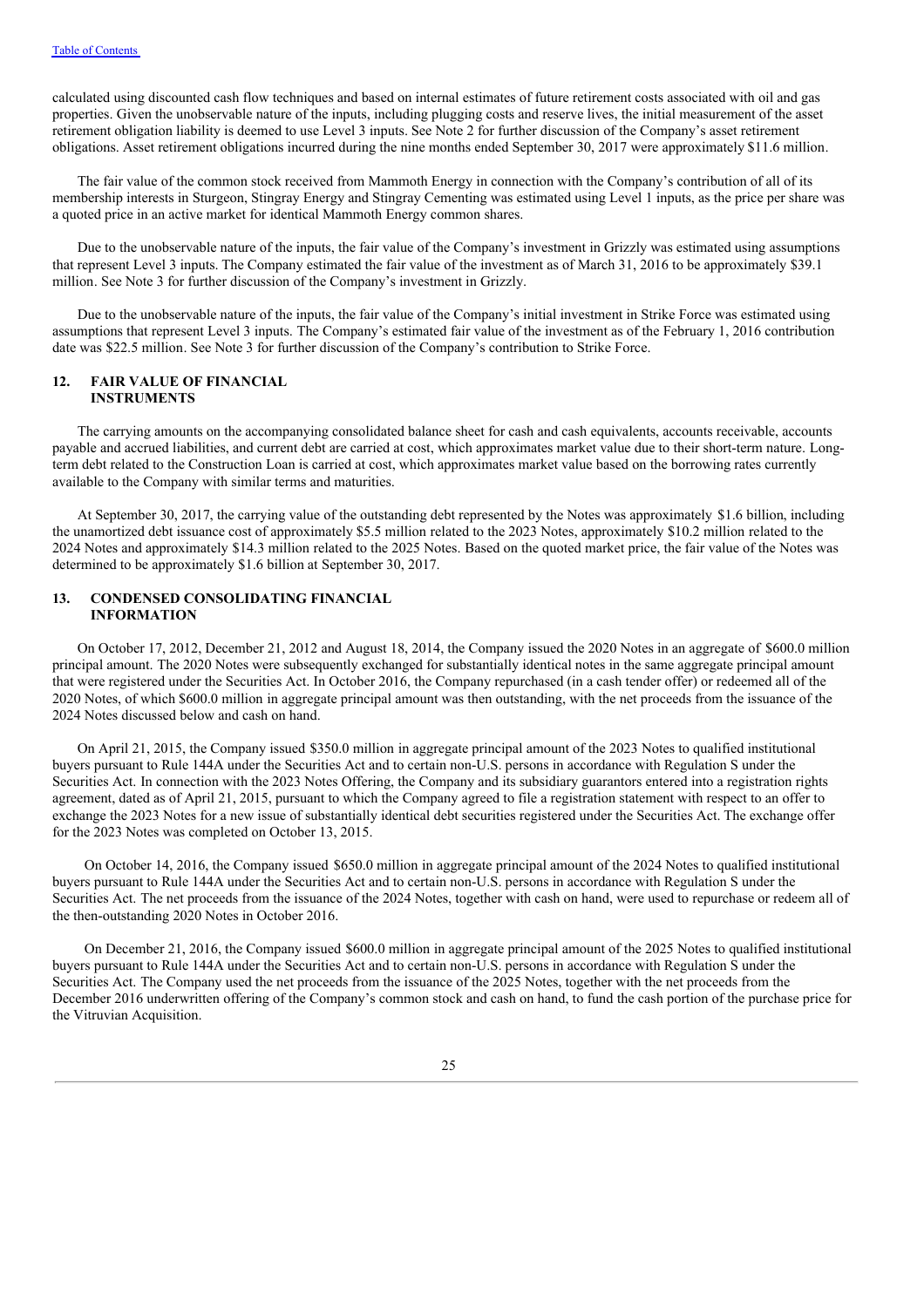calculated using discounted cash flow techniques and based on internal estimates of future retirement costs associated with oil and gas properties. Given the unobservable nature of the inputs, including plugging costs and reserve lives, the initial measurement of the asset retirement obligation liability is deemed to use Level 3 inputs. See Note 2 for further discussion of the Company's asset retirement obligations. Asset retirement obligations incurred during the nine months ended September 30, 2017 were approximately $11.6 million.

The fair value of the common stock received from Mammoth Energy in connection with the Company's contribution of all of its membership interests in Sturgeon, Stingray Energy and Stingray Cementing was estimated using Level 1 inputs, as the price per share was a quoted price in an active market for identical Mammoth Energy common shares.

Due to the unobservable nature of the inputs, the fair value of the Company's investment in Grizzly was estimated using assumptions that represent Level 3 inputs. The Company estimated the fair value of the investment as of March 31, 2016 to be approximately $39.1 million. See Note 3 for further discussion of the Company's investment in Grizzly.

Due to the unobservable nature of the inputs, the fair value of the Company's initial investment in Strike Force was estimated using assumptions that represent Level 3 inputs. The Company's estimated fair value of the investment as of the February 1, 2016 contribution date was $22.5 million. See Note 3 for further discussion of the Company's contribution to Strike Force.

## 12. FAIR VALUE OF FINANCIAL INSTRUMENTS

The carrying amounts on the accompanying consolidated balance sheet for cash and cash equivalents, accounts receivable, accounts payable and accrued liabilities, and current debt are carried at cost, which approximates market value due to their short-term nature. Long-term debt related to the Construction Loan is carried at cost, which approximates market value based on the borrowing rates currently available to the Company with similar terms and maturities.

At September 30, 2017, the carrying value of the outstanding debt represented by the Notes was approximately $1.6 billion, including the unamortized debt issuance cost of approximately $5.5 million related to the 2023 Notes, approximately $10.2 million related to the 2024 Notes and approximately $14.3 million related to the 2025 Notes. Based on the quoted market price, the fair value of the Notes was determined to be approximately $1.6 billion at September 30, 2017.

## 13. CONDENSED CONSOLIDATING FINANCIAL INFORMATION

On October 17, 2012, December 21, 2012 and August 18, 2014, the Company issued the 2020 Notes in an aggregate of $600.0 million principal amount. The 2020 Notes were subsequently exchanged for substantially identical notes in the same aggregate principal amount that were registered under the Securities Act. In October 2016, the Company repurchased (in a cash tender offer) or redeemed all of the 2020 Notes, of which $600.0 million in aggregate principal amount was then outstanding, with the net proceeds from the issuance of the 2024 Notes discussed below and cash on hand.

On April 21, 2015, the Company issued $350.0 million in aggregate principal amount of the 2023 Notes to qualified institutional buyers pursuant to Rule 144A under the Securities Act and to certain non-U.S. persons in accordance with Regulation S under the Securities Act. In connection with the 2023 Notes Offering, the Company and its subsidiary guarantors entered into a registration rights agreement, dated as of April 21, 2015, pursuant to which the Company agreed to file a registration statement with respect to an offer to exchange the 2023 Notes for a new issue of substantially identical debt securities registered under the Securities Act. The exchange offer for the 2023 Notes was completed on October 13, 2015.

On October 14, 2016, the Company issued $650.0 million in aggregate principal amount of the 2024 Notes to qualified institutional buyers pursuant to Rule 144A under the Securities Act and to certain non-U.S. persons in accordance with Regulation S under the Securities Act. The net proceeds from the issuance of the 2024 Notes, together with cash on hand, were used to repurchase or redeem all of the then-outstanding 2020 Notes in October 2016.

On December 21, 2016, the Company issued $600.0 million in aggregate principal amount of the 2025 Notes to qualified institutional buyers pursuant to Rule 144A under the Securities Act and to certain non-U.S. persons in accordance with Regulation S under the Securities Act. The Company used the net proceeds from the issuance of the 2025 Notes, together with the net proceeds from the December 2016 underwritten offering of the Company's common stock and cash on hand, to fund the cash portion of the purchase price for the Vitruvian Acquisition.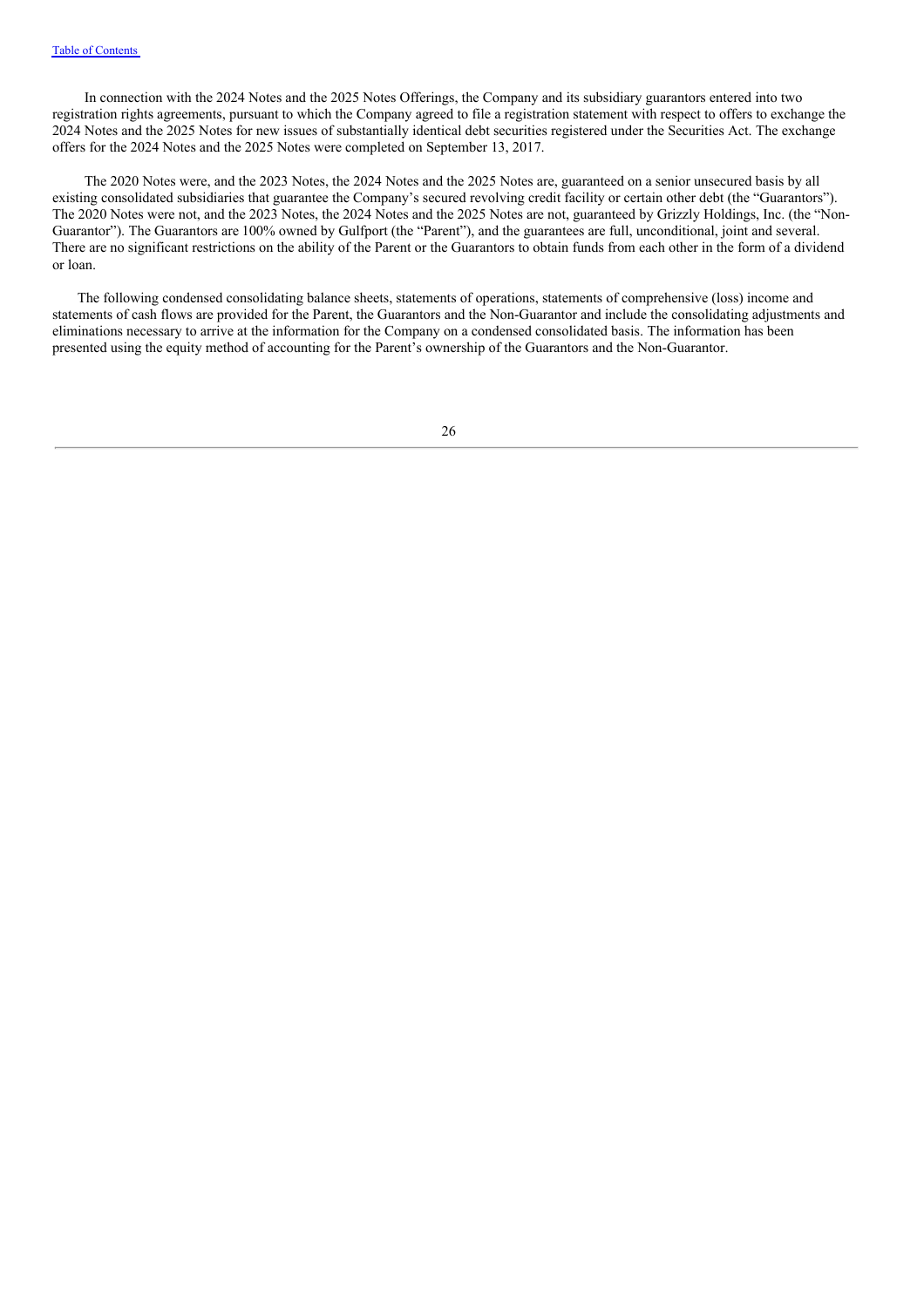In connection with the 2024 Notes and the 2025 Notes Offerings, the Company and its subsidiary guarantors entered into two registration rights agreements, pursuant to which the Company agreed to file a registration statement with respect to offers to exchange the 2024 Notes and the 2025 Notes for new issues of substantially identical debt securities registered under the Securities Act. The exchange offers for the 2024 Notes and the 2025 Notes were completed on September 13, 2017.

The 2020 Notes were, and the 2023 Notes, the 2024 Notes and the 2025 Notes are, guaranteed on a senior unsecured basis by all existing consolidated subsidiaries that guarantee the Company's secured revolving credit facility or certain other debt (the "Guarantors"). The 2020 Notes were not, and the 2023 Notes, the 2024 Notes and the 2025 Notes are not, guaranteed by Grizzly Holdings, Inc. (the "Non-Guarantor"). The Guarantors are 100% owned by Gulfport (the "Parent"), and the guarantees are full, unconditional, joint and several. There are no significant restrictions on the ability of the Parent or the Guarantors to obtain funds from each other in the form of a dividend or loan.

The following condensed consolidating balance sheets, statements of operations, statements of comprehensive (loss) income and statements of cash flows are provided for the Parent, the Guarantors and the Non-Guarantor and include the consolidating adjustments and eliminations necessary to arrive at the information for the Company on a condensed consolidated basis. The information has been presented using the equity method of accounting for the Parent's ownership of the Guarantors and the Non-Guarantor.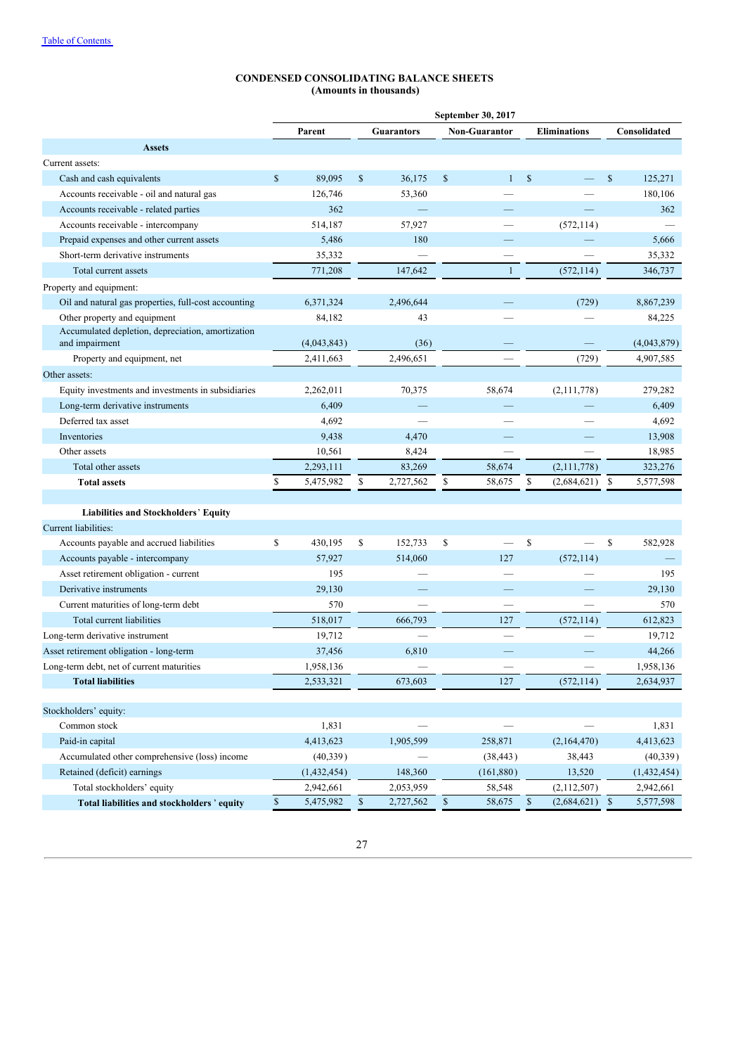Table of Contents

# CONDENSED CONSOLIDATING BALANCE SHEETS
**(Amounts in thousands)**

| | September 30, 2017 | | | | |
|---|---|---|---|---|---|
| | **Parent** | **Guarantors** | **Non-Guarantor** | **Eliminations** | **Consolidated** |
| **Assets** | | | | | |
| Current assets: | | | | | |
| Cash and cash equivalents | $ 89,095 | $ 36,175 | $ 1 | $ — | $ 125,271 |
| Accounts receivable - oil and natural gas | 126,746 | 53,360 | — | — | 180,106 |
| Accounts receivable - related parties | 362 | — | — | — | 362 |
| Accounts receivable - intercompany | 514,187 | 57,927 | — | (572,114) | — |
| Prepaid expenses and other current assets | 5,486 | 180 | — | — | 5,666 |
| Short-term derivative instruments | 35,332 | — | — | — | 35,332 |
| Total current assets | 771,208 | 147,642 | 1 | (572,114) | 346,737 |
| Property and equipment: | | | | | |
| Oil and natural gas properties, full-cost accounting | 6,371,324 | 2,496,644 | — | (729) | 8,867,239 |
| Other property and equipment | 84,182 | 43 | — | — | 84,225 |
| Accumulated depletion, depreciation, amortization and impairment | (4,043,843) | (36) | — | — | (4,043,879) |
| Property and equipment, net | 2,411,663 | 2,496,651 | — | (729) | 4,907,585 |
| Other assets: | | | | | |
| Equity investments and investments in subsidiaries | 2,262,011 | 70,375 | 58,674 | (2,111,778) | 279,282 |
| Long-term derivative instruments | 6,409 | — | — | — | 6,409 |
| Deferred tax asset | 4,692 | — | — | — | 4,692 |
| Inventories | 9,438 | 4,470 | — | — | 13,908 |
| Other assets | 10,561 | 8,424 | — | — | 18,985 |
| Total other assets | 2,293,111 | 83,269 | 58,674 | (2,111,778) | 323,276 |
| **Total assets** | $ 5,475,982 | $ 2,727,562 | $ 58,675 | $ (2,684,621) | $ 5,577,598 |
| | | | | | |
| **Liabilities and Stockholders' Equity** | | | | | |
| Current liabilities: | | | | | |
| Accounts payable and accrued liabilities | $ 430,195 | $ 152,733 | $ — | $ — | $ 582,928 |
| Accounts payable - intercompany | 57,927 | 514,060 | 127 | (572,114) | — |
| Asset retirement obligation - current | 195 | — | — | — | 195 |
| Derivative instruments | 29,130 | — | — | — | 29,130 |
| Current maturities of long-term debt | 570 | — | — | — | 570 |
| Total current liabilities | 518,017 | 666,793 | 127 | (572,114) | 612,823 |
| Long-term derivative instrument | 19,712 | — | — | — | 19,712 |
| Asset retirement obligation - long-term | 37,456 | 6,810 | — | — | 44,266 |
| Long-term debt, net of current maturities | 1,958,136 | — | — | — | 1,958,136 |
| **Total liabilities** | 2,533,321 | 673,603 | 127 | (572,114) | 2,634,937 |
| | | | | | |
| Stockholders' equity: | | | | | |
| Common stock | 1,831 | — | — | — | 1,831 |
| Paid-in capital | 4,413,623 | 1,905,599 | 258,871 | (2,164,470) | 4,413,623 |
| Accumulated other comprehensive (loss) income | (40,339) | — | (38,443) | 38,443 | (40,339) |
| Retained (deficit) earnings | (1,432,454) | 148,360 | (161,880) | 13,520 | (1,432,454) |
| Total stockholders' equity | 2,942,661 | 2,053,959 | 58,548 | (2,112,507) | 2,942,661 |
| **Total liabilities and stockholders' equity** | $ 5,475,982 | $ 2,727,562 | $ 58,675 | $ (2,684,621) | $ 5,577,598 |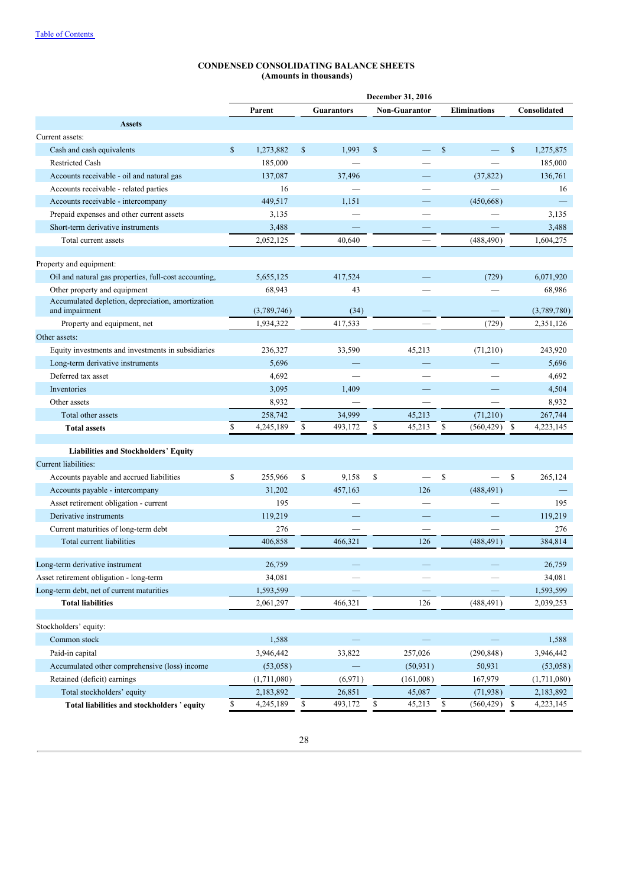Table of Contents

## CONDENSED CONSOLIDATING BALANCE SHEETS
### (Amounts in thousands)

| | December 31, 2016 | | | | |
|---|---|---|---|---|---|
| | Parent | Guarantors | Non-Guarantor | Eliminations | Consolidated |
| **Assets** | | | | | |
| Current assets: | | | | | |
| Cash and cash equivalents | $ 1,273,882 | $ 1,993 | $ — | $ — | $ 1,275,875 |
| Restricted Cash | 185,000 | — | — | — | 185,000 |
| Accounts receivable - oil and natural gas | 137,087 | 37,496 | — | (37,822) | 136,761 |
| Accounts receivable - related parties | 16 | — | — | — | 16 |
| Accounts receivable - intercompany | 449,517 | 1,151 | — | (450,668) | — |
| Prepaid expenses and other current assets | 3,135 | — | — | — | 3,135 |
| Short-term derivative instruments | 3,488 | — | — | — | 3,488 |
| Total current assets | 2,052,125 | 40,640 | — | (488,490) | 1,604,275 |
| | | | | | |
| Property and equipment: | | | | | |
| Oil and natural gas properties, full-cost accounting, | 5,655,125 | 417,524 | — | (729) | 6,071,920 |
| Other property and equipment | 68,943 | 43 | — | — | 68,986 |
| Accumulated depletion, depreciation, amortization and impairment | (3,789,746) | (34) | — | — | (3,789,780) |
| Property and equipment, net | 1,934,322 | 417,533 | — | (729) | 2,351,126 |
| Other assets: | | | | | |
| Equity investments and investments in subsidiaries | 236,327 | 33,590 | 45,213 | (71,210) | 243,920 |
| Long-term derivative instruments | 5,696 | — | — | — | 5,696 |
| Deferred tax asset | 4,692 | — | — | — | 4,692 |
| Inventories | 3,095 | 1,409 | — | — | 4,504 |
| Other assets | 8,932 | — | — | — | 8,932 |
| Total other assets | 258,742 | 34,999 | 45,213 | (71,210) | 267,744 |
| **Total assets** | $ 4,245,189 | $ 493,172 | $ 45,213 | $ (560,429) | $ 4,223,145 |
| | | | | | |
| **Liabilities and Stockholders' Equity** | | | | | |
| Current liabilities: | | | | | |
| Accounts payable and accrued liabilities | $ 255,966 | $ 9,158 | $ — | $ — | $ 265,124 |
| Accounts payable - intercompany | 31,202 | 457,163 | 126 | (488,491) | — |
| Asset retirement obligation - current | 195 | — | — | — | 195 |
| Derivative instruments | 119,219 | — | — | — | 119,219 |
| Current maturities of long-term debt | 276 | — | — | — | 276 |
| Total current liabilities | 406,858 | 466,321 | 126 | (488,491) | 384,814 |
| | | | | | |
| Long-term derivative instrument | 26,759 | — | — | — | 26,759 |
| Asset retirement obligation - long-term | 34,081 | — | — | — | 34,081 |
| Long-term debt, net of current maturities | 1,593,599 | — | — | — | 1,593,599 |
| **Total liabilities** | 2,061,297 | 466,321 | 126 | (488,491) | 2,039,253 |
| | | | | | |
| Stockholders' equity: | | | | | |
| Common stock | 1,588 | — | — | — | 1,588 |
| Paid-in capital | 3,946,442 | 33,822 | 257,026 | (290,848) | 3,946,442 |
| Accumulated other comprehensive (loss) income | (53,058) | — | (50,931) | 50,931 | (53,058) |
| Retained (deficit) earnings | (1,711,080) | (6,971) | (161,008) | 167,979 | (1,711,080) |
| Total stockholders' equity | 2,183,892 | 26,851 | 45,087 | (71,938) | 2,183,892 |
| **Total liabilities and stockholders' equity** | $ 4,245,189 | $ 493,172 | $ 45,213 | $ (560,429) | $ 4,223,145 |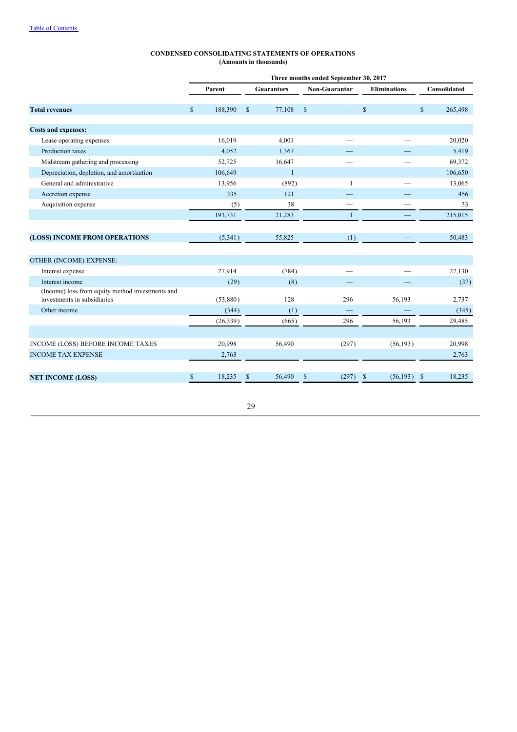## CONDENSED CONSOLIDATING STATEMENTS OF OPERATIONS
**(Amounts in thousands)**

| | Three months ended September 30, 2017 | | | | |
|---|---|---|---|---|---|
| | Parent | Guarantors | Non-Guarantor | Eliminations | Consolidated |
| **Total revenues** | $ 188,390 | $ 77,108 | $ — | $ — | $ 265,498 |
| **Costs and expenses:** | | | | | |
| Lease operating expenses | 16,019 | 4,001 | — | — | 20,020 |
| Production taxes | 4,052 | 1,367 | — | — | 5,419 |
| Midstream gathering and processing | 52,725 | 16,647 | — | — | 69,372 |
| Depreciation, depletion, and amortization | 106,649 | 1 | — | — | 106,650 |
| General and administrative | 13,956 | (892) | 1 | — | 13,065 |
| Accretion expense | 335 | 121 | — | — | 456 |
| Acquisition expense | (5) | 38 | — | — | 33 |
| | 193,731 | 21,283 | 1 | — | 215,015 |
| **(LOSS) INCOME FROM OPERATIONS** | (5,341) | 55,825 | (1) | — | 50,483 |
| OTHER (INCOME) EXPENSE: | | | | | |
| Interest expense | 27,914 | (784) | — | — | 27,130 |
| Interest income | (29) | (8) | — | — | (37) |
| (Income) loss from equity method investments and investments in subsidiaries | (53,880) | 128 | 296 | 56,193 | 2,737 |
| Other income | (344) | (1) | — | — | (345) |
| | (26,339) | (665) | 296 | 56,193 | 29,485 |
| INCOME (LOSS) BEFORE INCOME TAXES | 20,998 | 56,490 | (297) | (56,193) | 20,998 |
| INCOME TAX EXPENSE | 2,763 | — | — | — | 2,763 |
| **NET INCOME (LOSS)** | $ 18,235 | $ 56,490 | $ (297) | $ (56,193) | $ 18,235 |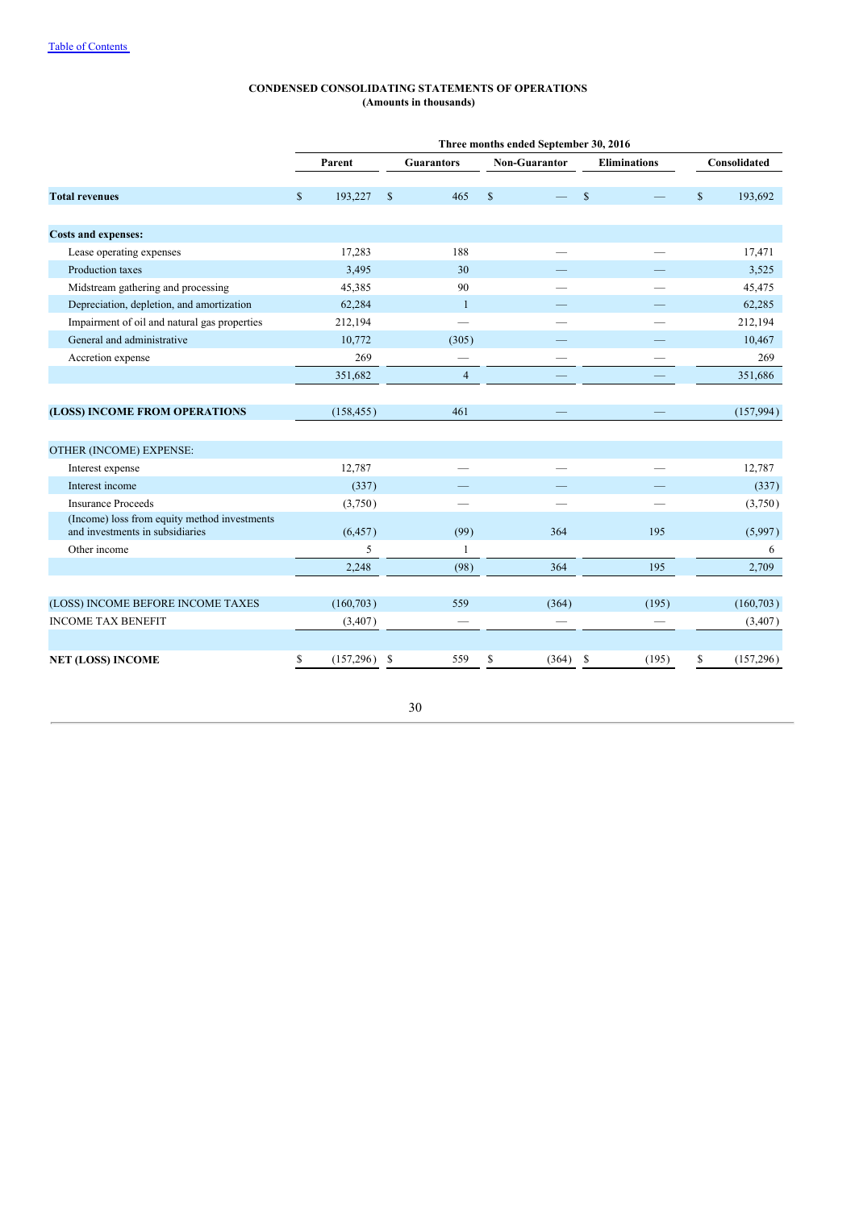**CONDENSED CONSOLIDATING STATEMENTS OF OPERATIONS**
**(Amounts in thousands)**

| | Three months ended September 30, 2016 | | | | |
|---|---|---|---|---|---|
| | Parent | Guarantors | Non-Guarantor | Eliminations | Consolidated |
| **Total revenues** | $ 193,227 | $ 465 | $ — | $ — | $ 193,692 |
| **Costs and expenses:** | | | | | |
| Lease operating expenses | 17,283 | 188 | — | — | 17,471 |
| Production taxes | 3,495 | 30 | — | — | 3,525 |
| Midstream gathering and processing | 45,385 | 90 | — | — | 45,475 |
| Depreciation, depletion, and amortization | 62,284 | 1 | — | — | 62,285 |
| Impairment of oil and natural gas properties | 212,194 | — | — | — | 212,194 |
| General and administrative | 10,772 | (305) | — | — | 10,467 |
| Accretion expense | 269 | — | — | — | 269 |
| | 351,682 | 4 | — | — | 351,686 |
| **(LOSS) INCOME FROM OPERATIONS** | (158,455) | 461 | — | — | (157,994) |
| OTHER (INCOME) EXPENSE: | | | | | |
| Interest expense | 12,787 | — | — | — | 12,787 |
| Interest income | (337) | — | — | — | (337) |
| Insurance Proceeds | (3,750) | — | — | — | (3,750) |
| (Income) loss from equity method investments and investments in subsidiaries | (6,457) | (99) | 364 | 195 | (5,997) |
| Other income | 5 | 1 | | | 6 |
| | 2,248 | (98) | 364 | 195 | 2,709 |
| (LOSS) INCOME BEFORE INCOME TAXES | (160,703) | 559 | (364) | (195) | (160,703) |
| INCOME TAX BENEFIT | (3,407) | — | — | — | (3,407) |
| **NET (LOSS) INCOME** | $ (157,296) | $ 559 | $ (364) | $ (195) | $ (157,296) |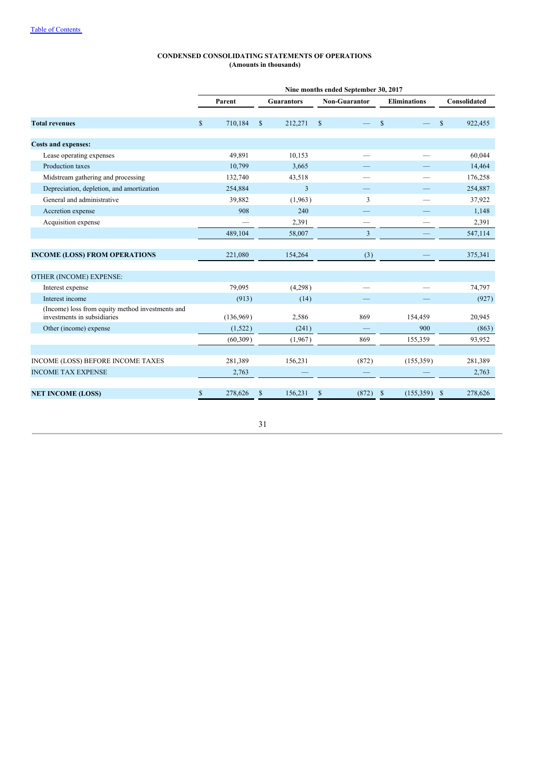**CONDENSED CONSOLIDATING STATEMENTS OF OPERATIONS**
**(Amounts in thousands)**

| | Nine months ended September 30, 2017 | | | | |
|---|---|---|---|---|---|
| | Parent | Guarantors | Non-Guarantor | Eliminations | Consolidated |
| **Total revenues** | $ 710,184 | $ 212,271 | $ — | $ — | $ 922,455 |
| **Costs and expenses:** | | | | | |
| Lease operating expenses | 49,891 | 10,153 | — | — | 60,044 |
| Production taxes | 10,799 | 3,665 | — | — | 14,464 |
| Midstream gathering and processing | 132,740 | 43,518 | — | — | 176,258 |
| Depreciation, depletion, and amortization | 254,884 | 3 | — | — | 254,887 |
| General and administrative | 39,882 | (1,963) | 3 | — | 37,922 |
| Accretion expense | 908 | 240 | — | — | 1,148 |
| Acquisition expense | — | 2,391 | — | — | 2,391 |
| | 489,104 | 58,007 | 3 | — | 547,114 |
| **INCOME (LOSS) FROM OPERATIONS** | 221,080 | 154,264 | (3) | — | 375,341 |
| OTHER (INCOME) EXPENSE: | | | | | |
| Interest expense | 79,095 | (4,298) | — | — | 74,797 |
| Interest income | (913) | (14) | — | — | (927) |
| (Income) loss from equity method investments and investments in subsidiaries | (136,969) | 2,586 | 869 | 154,459 | 20,945 |
| Other (income) expense | (1,522) | (241) | — | 900 | (863) |
| | (60,309) | (1,967) | 869 | 155,359 | 93,952 |
| INCOME (LOSS) BEFORE INCOME TAXES | 281,389 | 156,231 | (872) | (155,359) | 281,389 |
| INCOME TAX EXPENSE | 2,763 | — | — | — | 2,763 |
| **NET INCOME (LOSS)** | $ 278,626 | $ 156,231 | $ (872) | $ (155,359) | $ 278,626 |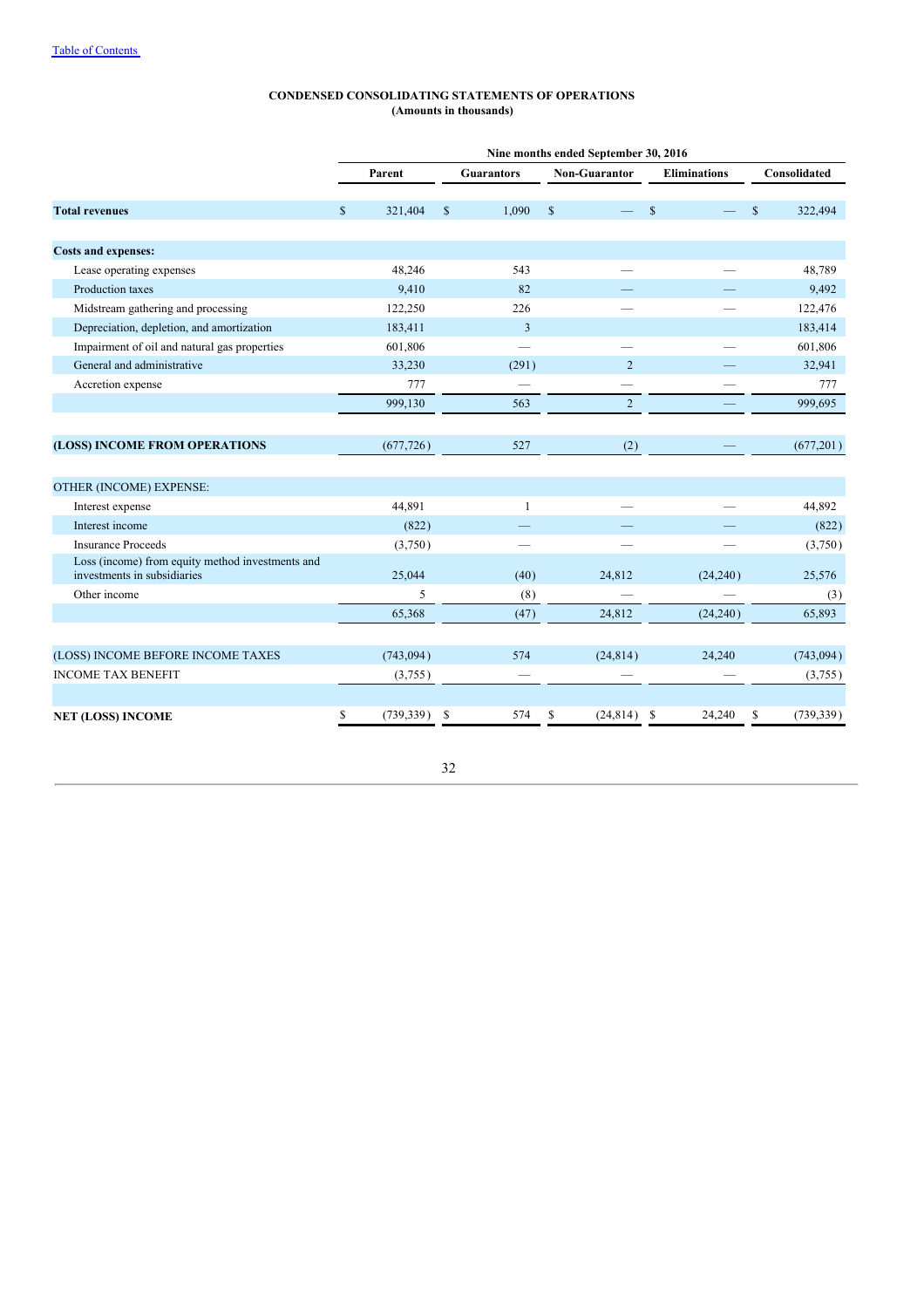[Table of Contents](#)

**CONDENSED CONSOLIDATING STATEMENTS OF OPERATIONS**
**(Amounts in thousands)**

| | Nine months ended September 30, 2016 | | | | |
|---|---|---|---|---|---|
| | **Parent** | **Guarantors** | **Non-Guarantor** | **Eliminations** | **Consolidated** |
| **Total revenues** | $ 321,404 | $ 1,090 | $ — | $ — | $ 322,494 |
| **Costs and expenses:** | | | | | |
| Lease operating expenses | 48,246 | 543 | — | — | 48,789 |
| Production taxes | 9,410 | 82 | — | — | 9,492 |
| Midstream gathering and processing | 122,250 | 226 | — | — | 122,476 |
| Depreciation, depletion, and amortization | 183,411 | 3 | | | 183,414 |
| Impairment of oil and natural gas properties | 601,806 | — | — | — | 601,806 |
| General and administrative | 33,230 | (291) | 2 | — | 32,941 |
| Accretion expense | 777 | — | — | — | 777 |
| | 999,130 | 563 | 2 | — | 999,695 |
| **(LOSS) INCOME FROM OPERATIONS** | (677,726) | 527 | (2) | — | (677,201) |
| OTHER (INCOME) EXPENSE: | | | | | |
| Interest expense | 44,891 | 1 | — | — | 44,892 |
| Interest income | (822) | — | — | — | (822) |
| Insurance Proceeds | (3,750) | — | — | — | (3,750) |
| Loss (income) from equity method investments and investments in subsidiaries | 25,044 | (40) | 24,812 | (24,240) | 25,576 |
| Other income | 5 | (8) | — | — | (3) |
| | 65,368 | (47) | 24,812 | (24,240) | 65,893 |
| (LOSS) INCOME BEFORE INCOME TAXES | (743,094) | 574 | (24,814) | 24,240 | (743,094) |
| INCOME TAX BENEFIT | (3,755) | — | — | — | (3,755) |
| **NET (LOSS) INCOME** | $ (739,339) | $ 574 | $ (24,814) | $ 24,240 | $ (739,339) |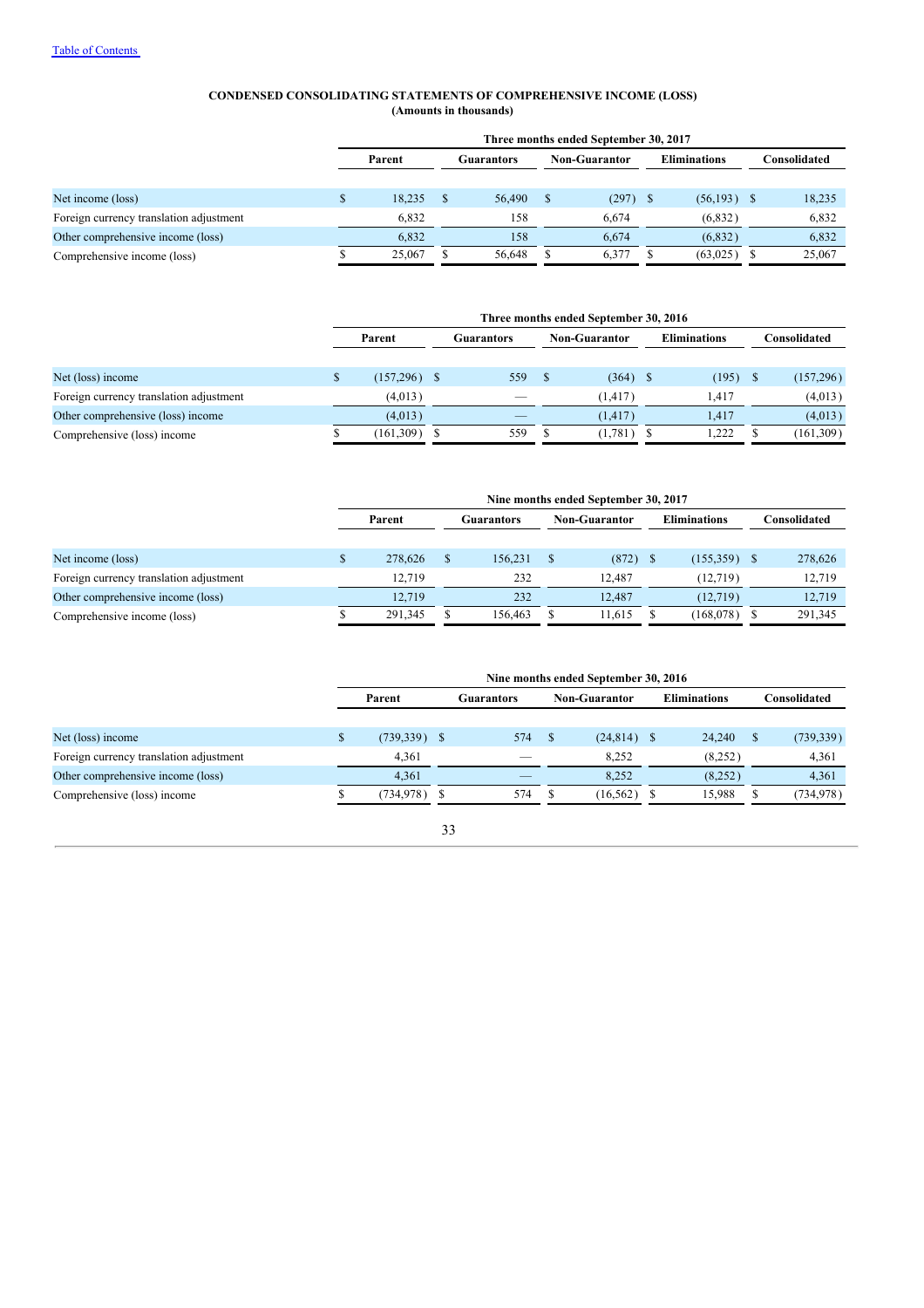**CONDENSED CONSOLIDATING STATEMENTS OF COMPREHENSIVE INCOME (LOSS)**
**(Amounts in thousands)**

| | Three months ended September 30, 2017 | | | | |
|---|---|---|---|---|---|
| | Parent | Guarantors | Non-Guarantor | Eliminations | Consolidated |
| Net income (loss) | $ 18,235 | $ 56,490 | $ (297) | $ (56,193) | $ 18,235 |
| Foreign currency translation adjustment | 6,832 | 158 | 6,674 | (6,832) | 6,832 |
| Other comprehensive income (loss) | 6,832 | 158 | 6,674 | (6,832) | 6,832 |
| Comprehensive income (loss) | $ 25,067 | $ 56,648 | $ 6,377 | $ (63,025) | $ 25,067 |

| | Three months ended September 30, 2016 | | | | |
|---|---|---|---|---|---|
| | Parent | Guarantors | Non-Guarantor | Eliminations | Consolidated |
| Net (loss) income | $ (157,296) | $ 559 | $ (364) | $ (195) | $ (157,296) |
| Foreign currency translation adjustment | (4,013) | — | (1,417) | 1,417 | (4,013) |
| Other comprehensive (loss) income | (4,013) | — | (1,417) | 1,417 | (4,013) |
| Comprehensive (loss) income | $ (161,309) | $ 559 | $ (1,781) | $ 1,222 | $ (161,309) |

| | Nine months ended September 30, 2017 | | | | |
|---|---|---|---|---|---|
| | Parent | Guarantors | Non-Guarantor | Eliminations | Consolidated |
| Net income (loss) | $ 278,626 | $ 156,231 | $ (872) | $ (155,359) | $ 278,626 |
| Foreign currency translation adjustment | 12,719 | 232 | 12,487 | (12,719) | 12,719 |
| Other comprehensive income (loss) | 12,719 | 232 | 12,487 | (12,719) | 12,719 |
| Comprehensive income (loss) | $ 291,345 | $ 156,463 | $ 11,615 | $ (168,078) | $ 291,345 |

| | Nine months ended September 30, 2016 | | | | |
|---|---|---|---|---|---|
| | Parent | Guarantors | Non-Guarantor | Eliminations | Consolidated |
| Net (loss) income | $ (739,339) | $ 574 | $ (24,814) | $ 24,240 | $ (739,339) |
| Foreign currency translation adjustment | 4,361 | — | 8,252 | (8,252) | 4,361 |
| Other comprehensive income (loss) | 4,361 | — | 8,252 | (8,252) | 4,361 |
| Comprehensive (loss) income | $ (734,978) | $ 574 | $ (16,562) | $ 15,988 | $ (734,978) |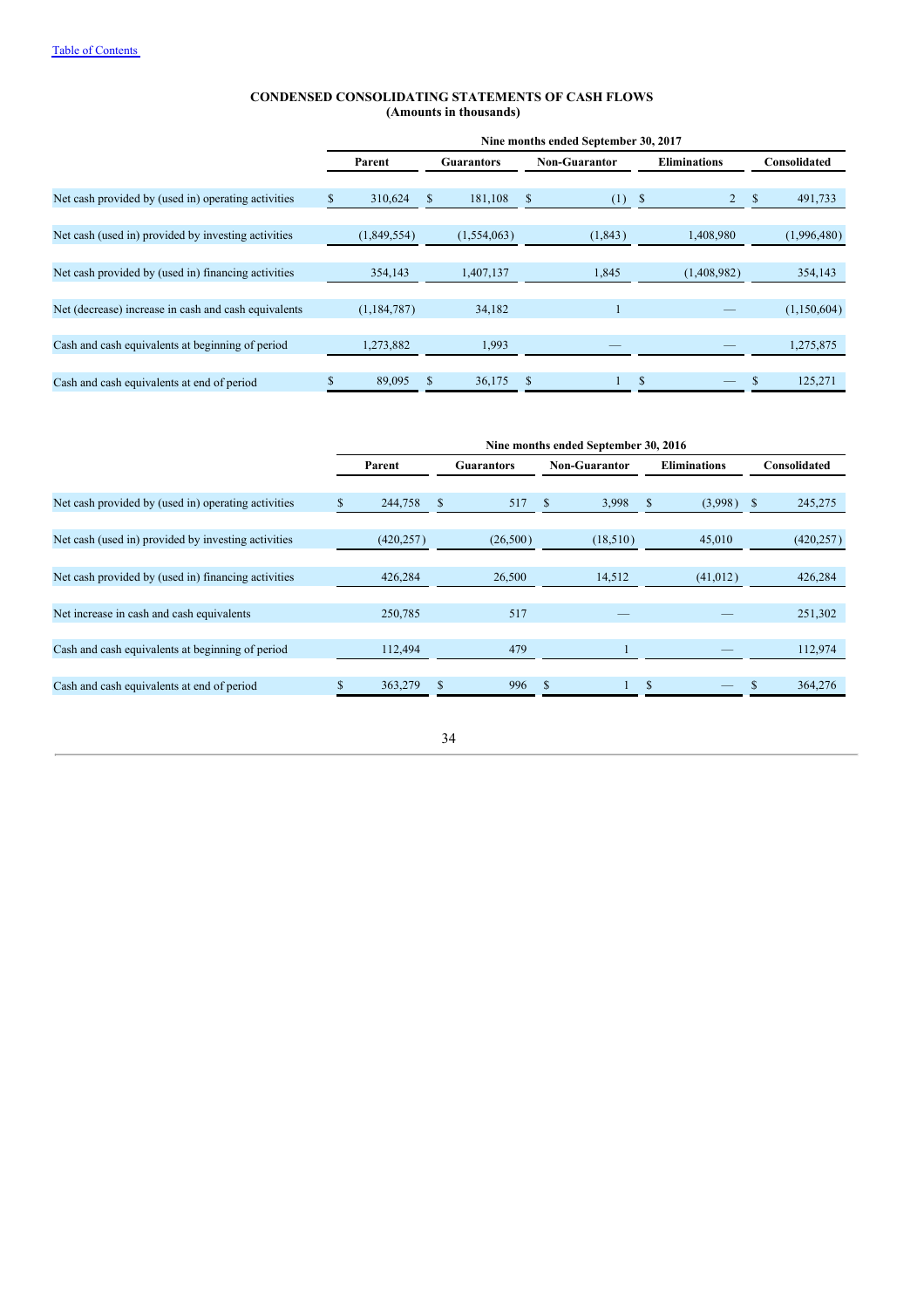**CONDENSED CONSOLIDATING STATEMENTS OF CASH FLOWS**
**(Amounts in thousands)**

| | Nine months ended September 30, 2017 | | | | |
|---|---|---|---|---|---|
| | Parent | Guarantors | Non-Guarantor | Eliminations | Consolidated |
| Net cash provided by (used in) operating activities | $ 310,624 | $ 181,108 | $ (1) | $ 2 | $ 491,733 |
| Net cash (used in) provided by investing activities | (1,849,554) | (1,554,063) | (1,843) | 1,408,980 | (1,996,480) |
| Net cash provided by (used in) financing activities | 354,143 | 1,407,137 | 1,845 | (1,408,982) | 354,143 |
| Net (decrease) increase in cash and cash equivalents | (1,184,787) | 34,182 | 1 | — | (1,150,604) |
| Cash and cash equivalents at beginning of period | 1,273,882 | 1,993 | — | — | 1,275,875 |
| Cash and cash equivalents at end of period | $ 89,095 | $ 36,175 | $ 1 | $ — | $ 125,271 |

| | Nine months ended September 30, 2016 | | | | |
|---|---|---|---|---|---|
| | Parent | Guarantors | Non-Guarantor | Eliminations | Consolidated |
| Net cash provided by (used in) operating activities | $ 244,758 | $ 517 | $ 3,998 | $ (3,998) | $ 245,275 |
| Net cash (used in) provided by investing activities | (420,257) | (26,500) | (18,510) | 45,010 | (420,257) |
| Net cash provided by (used in) financing activities | 426,284 | 26,500 | 14,512 | (41,012) | 426,284 |
| Net increase in cash and cash equivalents | 250,785 | 517 | — | — | 251,302 |
| Cash and cash equivalents at beginning of period | 112,494 | 479 | 1 | — | 112,974 |
| Cash and cash equivalents at end of period | $ 363,279 | $ 996 | $ 1 | $ — | $ 364,276 |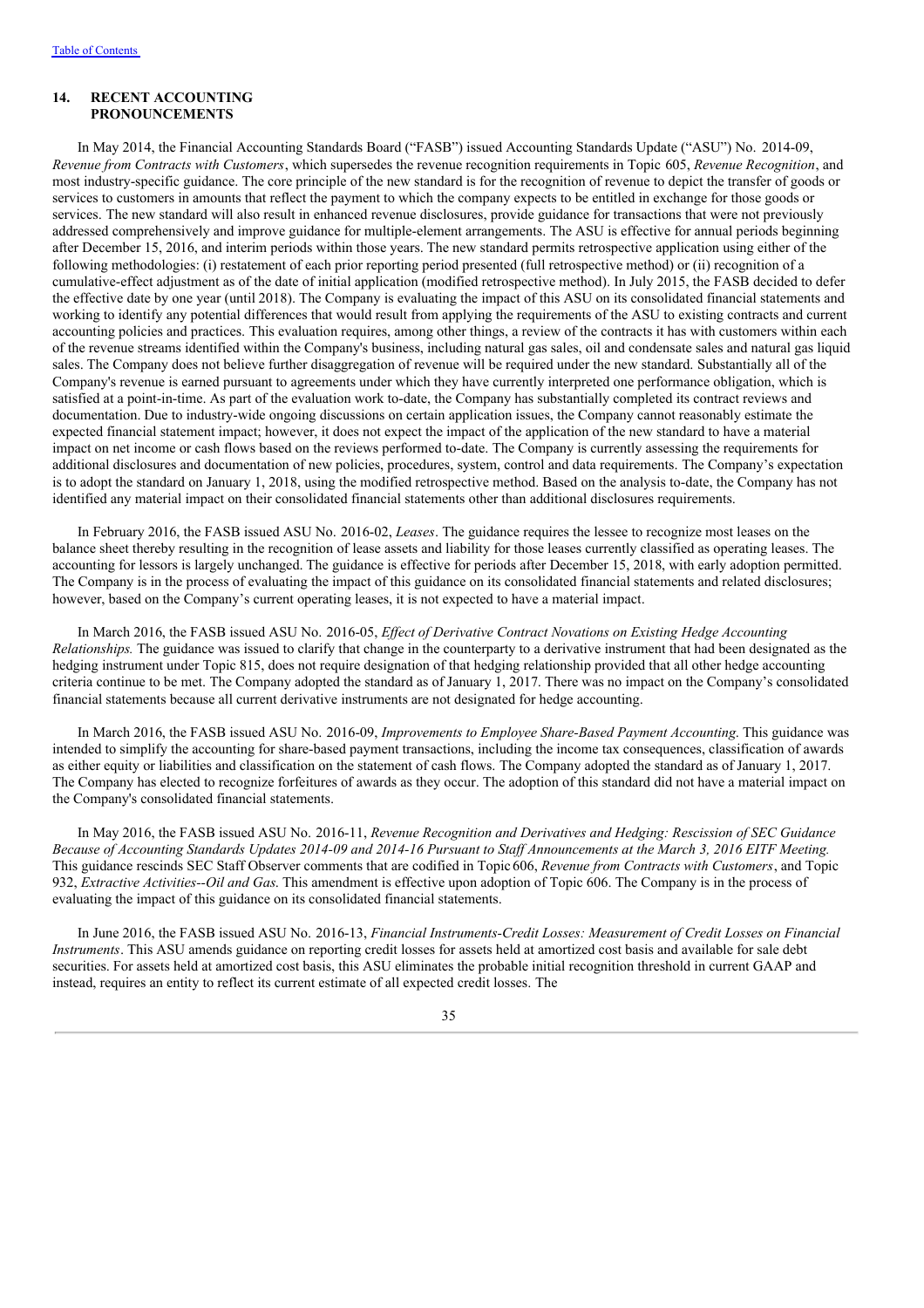## 14. RECENT ACCOUNTING PRONOUNCEMENTS

In May 2014, the Financial Accounting Standards Board ("FASB") issued Accounting Standards Update ("ASU") No. 2014-09, *Revenue from Contracts with Customers*, which supersedes the revenue recognition requirements in Topic 605, *Revenue Recognition*, and most industry-specific guidance. The core principle of the new standard is for the recognition of revenue to depict the transfer of goods or services to customers in amounts that reflect the payment to which the company expects to be entitled in exchange for those goods or services. The new standard will also result in enhanced revenue disclosures, provide guidance for transactions that were not previously addressed comprehensively and improve guidance for multiple-element arrangements. The ASU is effective for annual periods beginning after December 15, 2016, and interim periods within those years. The new standard permits retrospective application using either of the following methodologies: (i) restatement of each prior reporting period presented (full retrospective method) or (ii) recognition of a cumulative-effect adjustment as of the date of initial application (modified retrospective method). In July 2015, the FASB decided to defer the effective date by one year (until 2018). The Company is evaluating the impact of this ASU on its consolidated financial statements and working to identify any potential differences that would result from applying the requirements of the ASU to existing contracts and current accounting policies and practices. This evaluation requires, among other things, a review of the contracts it has with customers within each of the revenue streams identified within the Company's business, including natural gas sales, oil and condensate sales and natural gas liquid sales. The Company does not believe further disaggregation of revenue will be required under the new standard. Substantially all of the Company's revenue is earned pursuant to agreements under which they have currently interpreted one performance obligation, which is satisfied at a point-in-time. As part of the evaluation work to-date, the Company has substantially completed its contract reviews and documentation. Due to industry-wide ongoing discussions on certain application issues, the Company cannot reasonably estimate the expected financial statement impact; however, it does not expect the impact of the application of the new standard to have a material impact on net income or cash flows based on the reviews performed to-date. The Company is currently assessing the requirements for additional disclosures and documentation of new policies, procedures, system, control and data requirements. The Company's expectation is to adopt the standard on January 1, 2018, using the modified retrospective method. Based on the analysis to-date, the Company has not identified any material impact on their consolidated financial statements other than additional disclosures requirements.

In February 2016, the FASB issued ASU No. 2016-02, *Leases*. The guidance requires the lessee to recognize most leases on the balance sheet thereby resulting in the recognition of lease assets and liability for those leases currently classified as operating leases. The accounting for lessors is largely unchanged. The guidance is effective for periods after December 15, 2018, with early adoption permitted. The Company is in the process of evaluating the impact of this guidance on its consolidated financial statements and related disclosures; however, based on the Company's current operating leases, it is not expected to have a material impact.

In March 2016, the FASB issued ASU No. 2016-05, *Effect of Derivative Contract Novations on Existing Hedge Accounting Relationships.* The guidance was issued to clarify that change in the counterparty to a derivative instrument that had been designated as the hedging instrument under Topic 815, does not require designation of that hedging relationship provided that all other hedge accounting criteria continue to be met. The Company adopted the standard as of January 1, 2017. There was no impact on the Company's consolidated financial statements because all current derivative instruments are not designated for hedge accounting.

In March 2016, the FASB issued ASU No. 2016-09, *Improvements to Employee Share-Based Payment Accounting*. This guidance was intended to simplify the accounting for share-based payment transactions, including the income tax consequences, classification of awards as either equity or liabilities and classification on the statement of cash flows. The Company adopted the standard as of January 1, 2017. The Company has elected to recognize forfeitures of awards as they occur. The adoption of this standard did not have a material impact on the Company's consolidated financial statements.

In May 2016, the FASB issued ASU No. 2016-11, *Revenue Recognition and Derivatives and Hedging: Rescission of SEC Guidance Because of Accounting Standards Updates 2014-09 and 2014-16 Pursuant to Staff Announcements at the March 3, 2016 EITF Meeting.* This guidance rescinds SEC Staff Observer comments that are codified in Topic 606, *Revenue from Contracts with Customers*, and Topic 932, *Extractive Activities--Oil and Gas*. This amendment is effective upon adoption of Topic 606. The Company is in the process of evaluating the impact of this guidance on its consolidated financial statements.

In June 2016, the FASB issued ASU No. 2016-13, *Financial Instruments-Credit Losses: Measurement of Credit Losses on Financial Instruments*. This ASU amends guidance on reporting credit losses for assets held at amortized cost basis and available for sale debt securities. For assets held at amortized cost basis, this ASU eliminates the probable initial recognition threshold in current GAAP and instead, requires an entity to reflect its current estimate of all expected credit losses. The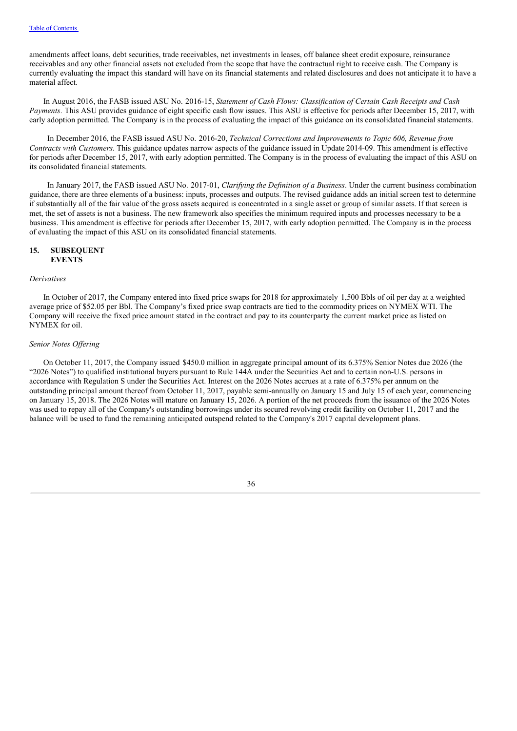amendments affect loans, debt securities, trade receivables, net investments in leases, off balance sheet credit exposure, reinsurance receivables and any other financial assets not excluded from the scope that have the contractual right to receive cash. The Company is currently evaluating the impact this standard will have on its financial statements and related disclosures and does not anticipate it to have a material affect.

In August 2016, the FASB issued ASU No. 2016-15, *Statement of Cash Flows: Classification of Certain Cash Receipts and Cash Payments*. This ASU provides guidance of eight specific cash flow issues. This ASU is effective for periods after December 15, 2017, with early adoption permitted. The Company is in the process of evaluating the impact of this guidance on its consolidated financial statements.

In December 2016, the FASB issued ASU No. 2016-20, *Technical Corrections and Improvements to Topic 606, Revenue from Contracts with Customers*. This guidance updates narrow aspects of the guidance issued in Update 2014-09. This amendment is effective for periods after December 15, 2017, with early adoption permitted. The Company is in the process of evaluating the impact of this ASU on its consolidated financial statements.

In January 2017, the FASB issued ASU No. 2017-01, *Clarifying the Definition of a Business*. Under the current business combination guidance, there are three elements of a business: inputs, processes and outputs. The revised guidance adds an initial screen test to determine if substantially all of the fair value of the gross assets acquired is concentrated in a single asset or group of similar assets. If that screen is met, the set of assets is not a business. The new framework also specifies the minimum required inputs and processes necessary to be a business. This amendment is effective for periods after December 15, 2017, with early adoption permitted. The Company is in the process of evaluating the impact of this ASU on its consolidated financial statements.

## 15. SUBSEQUENT EVENTS

*Derivatives*

In October of 2017, the Company entered into fixed price swaps for 2018 for approximately 1,500 Bbls of oil per day at a weighted average price of $52.05 per Bbl. The Company's fixed price swap contracts are tied to the commodity prices on NYMEX WTI. The Company will receive the fixed price amount stated in the contract and pay to its counterparty the current market price as listed on NYMEX for oil.

*Senior Notes Offering*

On October 11, 2017, the Company issued $450.0 million in aggregate principal amount of its 6.375% Senior Notes due 2026 (the "2026 Notes") to qualified institutional buyers pursuant to Rule 144A under the Securities Act and to certain non-U.S. persons in accordance with Regulation S under the Securities Act. Interest on the 2026 Notes accrues at a rate of 6.375% per annum on the outstanding principal amount thereof from October 11, 2017, payable semi-annually on January 15 and July 15 of each year, commencing on January 15, 2018. The 2026 Notes will mature on January 15, 2026. A portion of the net proceeds from the issuance of the 2026 Notes was used to repay all of the Company's outstanding borrowings under its secured revolving credit facility on October 11, 2017 and the balance will be used to fund the remaining anticipated outspend related to the Company's 2017 capital development plans.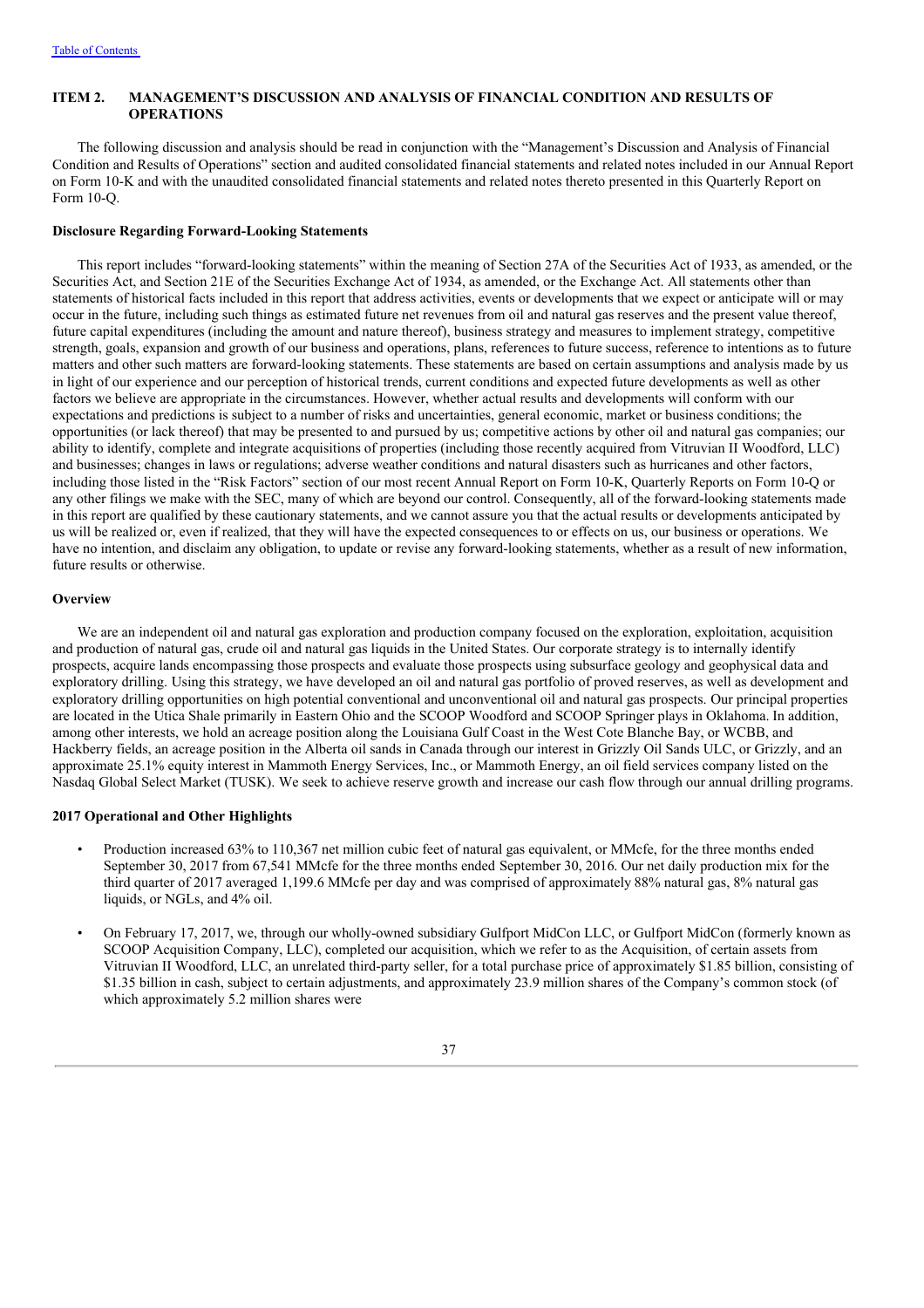[Table of Contents](#)

## ITEM 2. MANAGEMENT'S DISCUSSION AND ANALYSIS OF FINANCIAL CONDITION AND RESULTS OF OPERATIONS

The following discussion and analysis should be read in conjunction with the "Management's Discussion and Analysis of Financial Condition and Results of Operations" section and audited consolidated financial statements and related notes included in our Annual Report on Form 10-K and with the unaudited consolidated financial statements and related notes thereto presented in this Quarterly Report on Form 10-Q.

**Disclosure Regarding Forward-Looking Statements**

This report includes "forward-looking statements" within the meaning of Section 27A of the Securities Act of 1933, as amended, or the Securities Act, and Section 21E of the Securities Exchange Act of 1934, as amended, or the Exchange Act. All statements other than statements of historical facts included in this report that address activities, events or developments that we expect or anticipate will or may occur in the future, including such things as estimated future net revenues from oil and natural gas reserves and the present value thereof, future capital expenditures (including the amount and nature thereof), business strategy and measures to implement strategy, competitive strength, goals, expansion and growth of our business and operations, plans, references to future success, reference to intentions as to future matters and other such matters are forward-looking statements. These statements are based on certain assumptions and analysis made by us in light of our experience and our perception of historical trends, current conditions and expected future developments as well as other factors we believe are appropriate in the circumstances. However, whether actual results and developments will conform with our expectations and predictions is subject to a number of risks and uncertainties, general economic, market or business conditions; the opportunities (or lack thereof) that may be presented to and pursued by us; competitive actions by other oil and natural gas companies; our ability to identify, complete and integrate acquisitions of properties (including those recently acquired from Vitruvian II Woodford, LLC) and businesses; changes in laws or regulations; adverse weather conditions and natural disasters such as hurricanes and other factors, including those listed in the "Risk Factors" section of our most recent Annual Report on Form 10-K, Quarterly Reports on Form 10-Q or any other filings we make with the SEC, many of which are beyond our control. Consequently, all of the forward-looking statements made in this report are qualified by these cautionary statements, and we cannot assure you that the actual results or developments anticipated by us will be realized or, even if realized, that they will have the expected consequences to or effects on us, our business or operations. We have no intention, and disclaim any obligation, to update or revise any forward-looking statements, whether as a result of new information, future results or otherwise.

**Overview**

We are an independent oil and natural gas exploration and production company focused on the exploration, exploitation, acquisition and production of natural gas, crude oil and natural gas liquids in the United States. Our corporate strategy is to internally identify prospects, acquire lands encompassing those prospects and evaluate those prospects using subsurface geology and geophysical data and exploratory drilling. Using this strategy, we have developed an oil and natural gas portfolio of proved reserves, as well as development and exploratory drilling opportunities on high potential conventional and unconventional oil and natural gas prospects. Our principal properties are located in the Utica Shale primarily in Eastern Ohio and the SCOOP Woodford and SCOOP Springer plays in Oklahoma. In addition, among other interests, we hold an acreage position along the Louisiana Gulf Coast in the West Cote Blanche Bay, or WCBB, and Hackberry fields, an acreage position in the Alberta oil sands in Canada through our interest in Grizzly Oil Sands ULC, or Grizzly, and an approximate 25.1% equity interest in Mammoth Energy Services, Inc., or Mammoth Energy, an oil field services company listed on the Nasdaq Global Select Market (TUSK). We seek to achieve reserve growth and increase our cash flow through our annual drilling programs.

**2017 Operational and Other Highlights**

- Production increased 63% to 110,367 net million cubic feet of natural gas equivalent, or MMcfe, for the three months ended September 30, 2017 from 67,541 MMcfe for the three months ended September 30, 2016. Our net daily production mix for the third quarter of 2017 averaged 1,199.6 MMcfe per day and was comprised of approximately 88% natural gas, 8% natural gas liquids, or NGLs, and 4% oil.
- On February 17, 2017, we, through our wholly-owned subsidiary Gulfport MidCon LLC, or Gulfport MidCon (formerly known as SCOOP Acquisition Company, LLC), completed our acquisition, which we refer to as the Acquisition, of certain assets from Vitruvian II Woodford, LLC, an unrelated third-party seller, for a total purchase price of approximately $1.85 billion, consisting of $1.35 billion in cash, subject to certain adjustments, and approximately 23.9 million shares of the Company's common stock (of which approximately 5.2 million shares were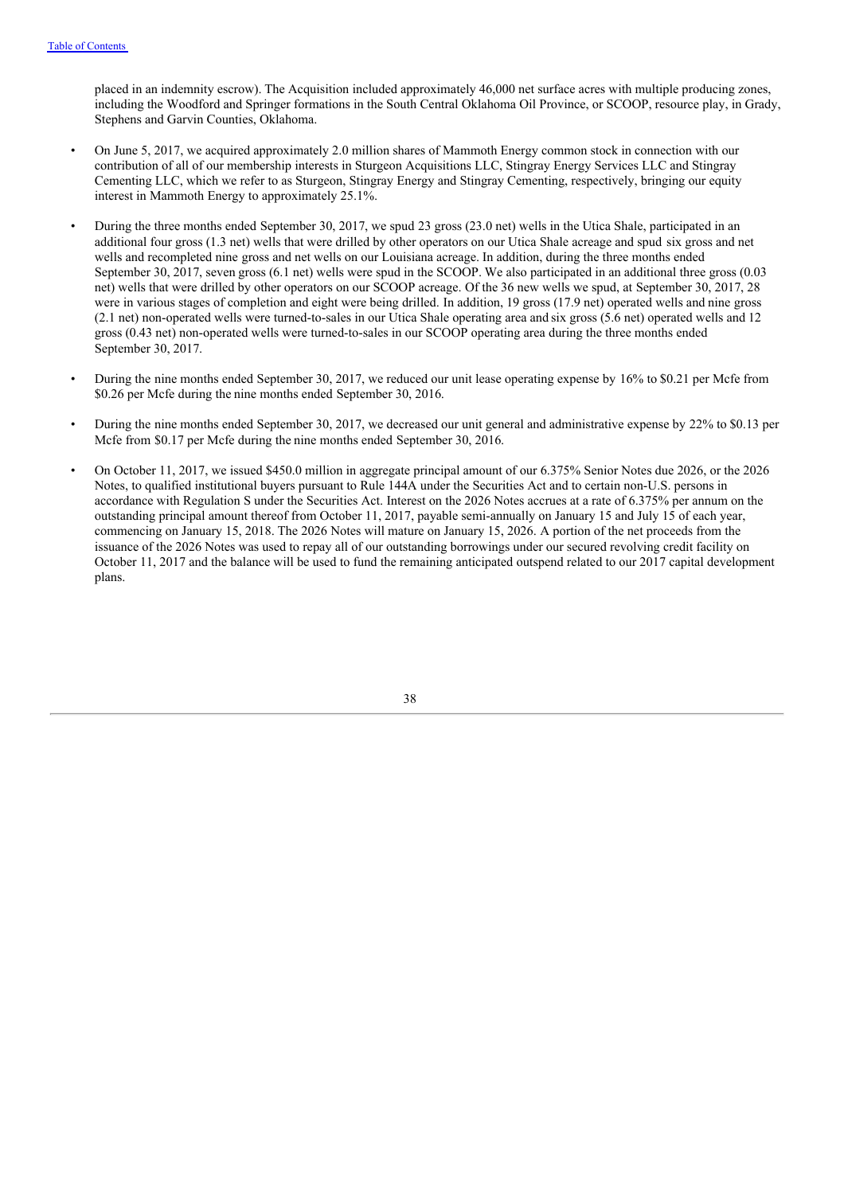placed in an indemnity escrow). The Acquisition included approximately 46,000 net surface acres with multiple producing zones, including the Woodford and Springer formations in the South Central Oklahoma Oil Province, or SCOOP, resource play, in Grady, Stephens and Garvin Counties, Oklahoma.

- On June 5, 2017, we acquired approximately 2.0 million shares of Mammoth Energy common stock in connection with our contribution of all of our membership interests in Sturgeon Acquisitions LLC, Stingray Energy Services LLC and Stingray Cementing LLC, which we refer to as Sturgeon, Stingray Energy and Stingray Cementing, respectively, bringing our equity interest in Mammoth Energy to approximately 25.1%.
- During the three months ended September 30, 2017, we spud 23 gross (23.0 net) wells in the Utica Shale, participated in an additional four gross (1.3 net) wells that were drilled by other operators on our Utica Shale acreage and spud six gross and net wells and recompleted nine gross and net wells on our Louisiana acreage. In addition, during the three months ended September 30, 2017, seven gross (6.1 net) wells were spud in the SCOOP. We also participated in an additional three gross (0.03 net) wells that were drilled by other operators on our SCOOP acreage. Of the 36 new wells we spud, at September 30, 2017, 28 were in various stages of completion and eight were being drilled. In addition, 19 gross (17.9 net) operated wells and nine gross (2.1 net) non-operated wells were turned-to-sales in our Utica Shale operating area and six gross (5.6 net) operated wells and 12 gross (0.43 net) non-operated wells were turned-to-sales in our SCOOP operating area during the three months ended September 30, 2017.
- During the nine months ended September 30, 2017, we reduced our unit lease operating expense by 16% to $0.21 per Mcfe from $0.26 per Mcfe during the nine months ended September 30, 2016.
- During the nine months ended September 30, 2017, we decreased our unit general and administrative expense by 22% to $0.13 per Mcfe from $0.17 per Mcfe during the nine months ended September 30, 2016.
- On October 11, 2017, we issued $450.0 million in aggregate principal amount of our 6.375% Senior Notes due 2026, or the 2026 Notes, to qualified institutional buyers pursuant to Rule 144A under the Securities Act and to certain non-U.S. persons in accordance with Regulation S under the Securities Act. Interest on the 2026 Notes accrues at a rate of 6.375% per annum on the outstanding principal amount thereof from October 11, 2017, payable semi-annually on January 15 and July 15 of each year, commencing on January 15, 2018. The 2026 Notes will mature on January 15, 2026. A portion of the net proceeds from the issuance of the 2026 Notes was used to repay all of our outstanding borrowings under our secured revolving credit facility on October 11, 2017 and the balance will be used to fund the remaining anticipated outspend related to our 2017 capital development plans.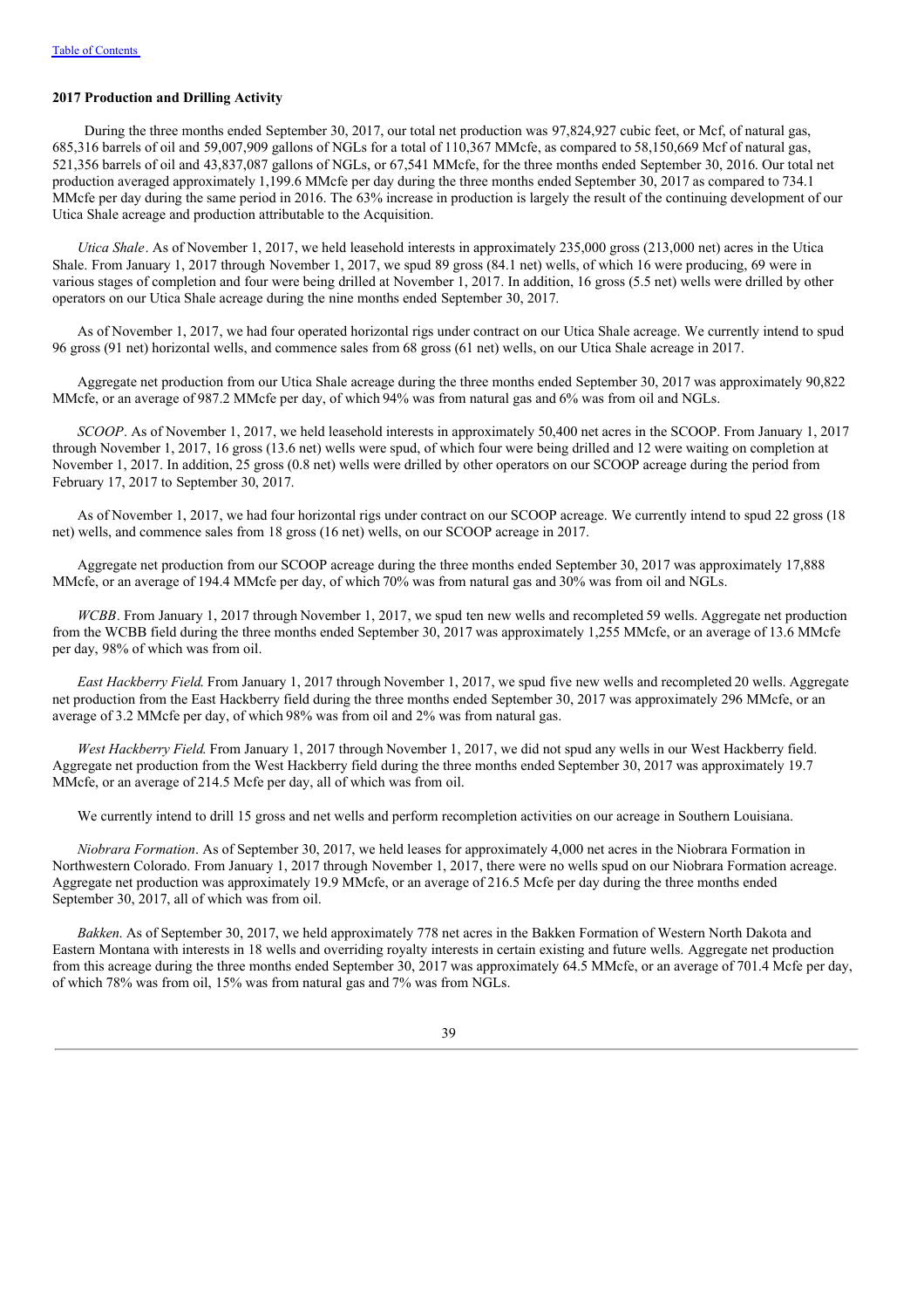**2017 Production and Drilling Activity**

During the three months ended September 30, 2017, our total net production was 97,824,927 cubic feet, or Mcf, of natural gas, 685,316 barrels of oil and 59,007,909 gallons of NGLs for a total of 110,367 MMcfe, as compared to 58,150,669 Mcf of natural gas, 521,356 barrels of oil and 43,837,087 gallons of NGLs, or 67,541 MMcfe, for the three months ended September 30, 2016. Our total net production averaged approximately 1,199.6 MMcfe per day during the three months ended September 30, 2017 as compared to 734.1 MMcfe per day during the same period in 2016. The 63% increase in production is largely the result of the continuing development of our Utica Shale acreage and production attributable to the Acquisition.

*Utica Shale*. As of November 1, 2017, we held leasehold interests in approximately 235,000 gross (213,000 net) acres in the Utica Shale. From January 1, 2017 through November 1, 2017, we spud 89 gross (84.1 net) wells, of which 16 were producing, 69 were in various stages of completion and four were being drilled at November 1, 2017. In addition, 16 gross (5.5 net) wells were drilled by other operators on our Utica Shale acreage during the nine months ended September 30, 2017.

As of November 1, 2017, we had four operated horizontal rigs under contract on our Utica Shale acreage. We currently intend to spud 96 gross (91 net) horizontal wells, and commence sales from 68 gross (61 net) wells, on our Utica Shale acreage in 2017.

Aggregate net production from our Utica Shale acreage during the three months ended September 30, 2017 was approximately 90,822 MMcfe, or an average of 987.2 MMcfe per day, of which 94% was from natural gas and 6% was from oil and NGLs.

*SCOOP*. As of November 1, 2017, we held leasehold interests in approximately 50,400 net acres in the SCOOP. From January 1, 2017 through November 1, 2017, 16 gross (13.6 net) wells were spud, of which four were being drilled and 12 were waiting on completion at November 1, 2017. In addition, 25 gross (0.8 net) wells were drilled by other operators on our SCOOP acreage during the period from February 17, 2017 to September 30, 2017.

As of November 1, 2017, we had four horizontal rigs under contract on our SCOOP acreage. We currently intend to spud 22 gross (18 net) wells, and commence sales from 18 gross (16 net) wells, on our SCOOP acreage in 2017.

Aggregate net production from our SCOOP acreage during the three months ended September 30, 2017 was approximately 17,888 MMcfe, or an average of 194.4 MMcfe per day, of which 70% was from natural gas and 30% was from oil and NGLs.

*WCBB*. From January 1, 2017 through November 1, 2017, we spud ten new wells and recompleted 59 wells. Aggregate net production from the WCBB field during the three months ended September 30, 2017 was approximately 1,255 MMcfe, or an average of 13.6 MMcfe per day, 98% of which was from oil.

*East Hackberry Field*. From January 1, 2017 through November 1, 2017, we spud five new wells and recompleted 20 wells. Aggregate net production from the East Hackberry field during the three months ended September 30, 2017 was approximately 296 MMcfe, or an average of 3.2 MMcfe per day, of which 98% was from oil and 2% was from natural gas.

*West Hackberry Field*. From January 1, 2017 through November 1, 2017, we did not spud any wells in our West Hackberry field. Aggregate net production from the West Hackberry field during the three months ended September 30, 2017 was approximately 19.7 MMcfe, or an average of 214.5 Mcfe per day, all of which was from oil.

We currently intend to drill 15 gross and net wells and perform recompletion activities on our acreage in Southern Louisiana.

*Niobrara Formation*. As of September 30, 2017, we held leases for approximately 4,000 net acres in the Niobrara Formation in Northwestern Colorado. From January 1, 2017 through November 1, 2017, there were no wells spud on our Niobrara Formation acreage. Aggregate net production was approximately 19.9 MMcfe, or an average of 216.5 Mcfe per day during the three months ended September 30, 2017, all of which was from oil.

*Bakken*. As of September 30, 2017, we held approximately 778 net acres in the Bakken Formation of Western North Dakota and Eastern Montana with interests in 18 wells and overriding royalty interests in certain existing and future wells. Aggregate net production from this acreage during the three months ended September 30, 2017 was approximately 64.5 MMcfe, or an average of 701.4 Mcfe per day, of which 78% was from oil, 15% was from natural gas and 7% was from NGLs.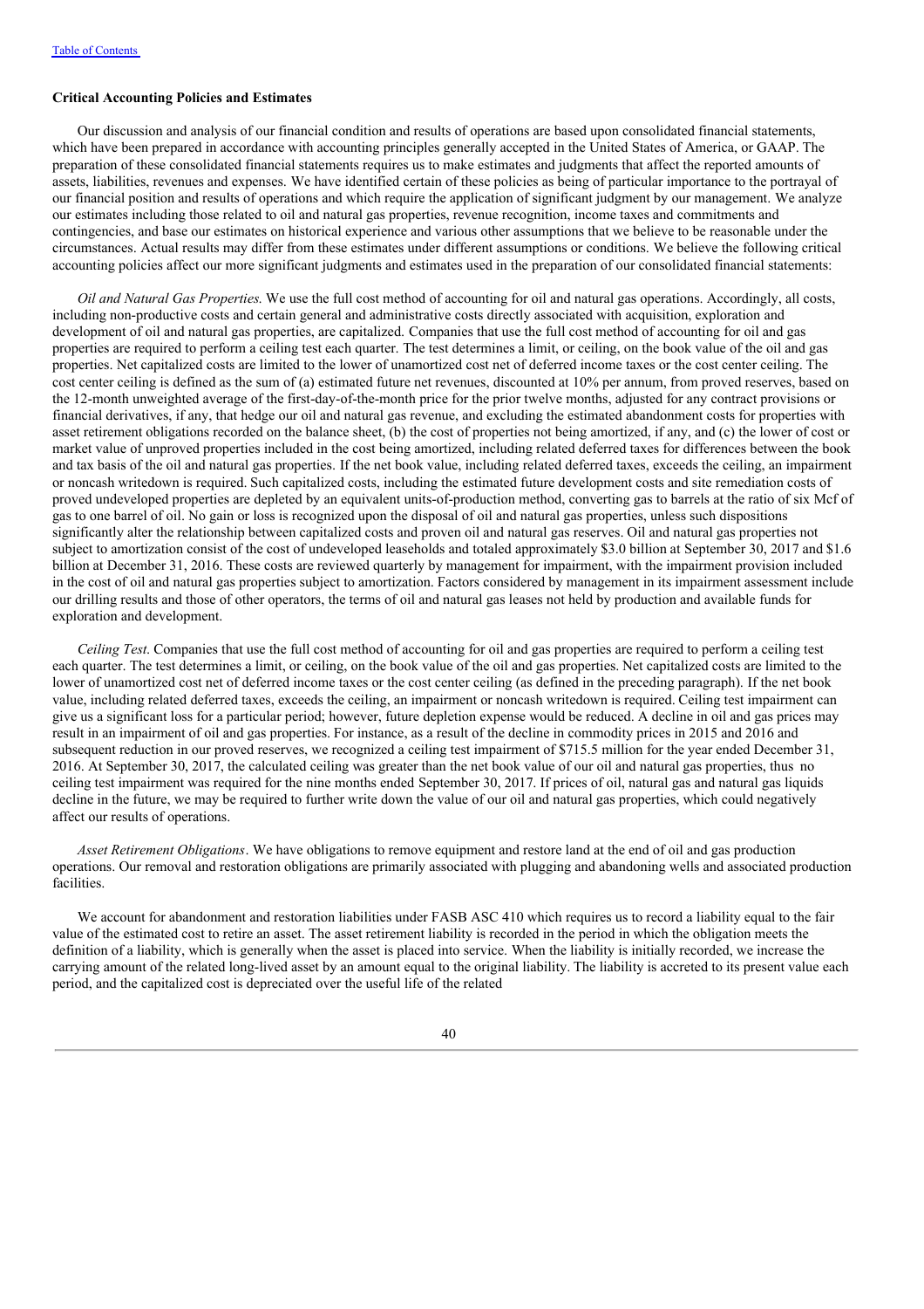[Table of Contents](#)

**Critical Accounting Policies and Estimates**

Our discussion and analysis of our financial condition and results of operations are based upon consolidated financial statements, which have been prepared in accordance with accounting principles generally accepted in the United States of America, or GAAP. The preparation of these consolidated financial statements requires us to make estimates and judgments that affect the reported amounts of assets, liabilities, revenues and expenses. We have identified certain of these policies as being of particular importance to the portrayal of our financial position and results of operations and which require the application of significant judgment by our management. We analyze our estimates including those related to oil and natural gas properties, revenue recognition, income taxes and commitments and contingencies, and base our estimates on historical experience and various other assumptions that we believe to be reasonable under the circumstances. Actual results may differ from these estimates under different assumptions or conditions. We believe the following critical accounting policies affect our more significant judgments and estimates used in the preparation of our consolidated financial statements:

*Oil and Natural Gas Properties.* We use the full cost method of accounting for oil and natural gas operations. Accordingly, all costs, including non-productive costs and certain general and administrative costs directly associated with acquisition, exploration and development of oil and natural gas properties, are capitalized. Companies that use the full cost method of accounting for oil and gas properties are required to perform a ceiling test each quarter. The test determines a limit, or ceiling, on the book value of the oil and gas properties. Net capitalized costs are limited to the lower of unamortized cost net of deferred income taxes or the cost center ceiling. The cost center ceiling is defined as the sum of (a) estimated future net revenues, discounted at 10% per annum, from proved reserves, based on the 12-month unweighted average of the first-day-of-the-month price for the prior twelve months, adjusted for any contract provisions or financial derivatives, if any, that hedge our oil and natural gas revenue, and excluding the estimated abandonment costs for properties with asset retirement obligations recorded on the balance sheet, (b) the cost of properties not being amortized, if any, and (c) the lower of cost or market value of unproved properties included in the cost being amortized, including related deferred taxes for differences between the book and tax basis of the oil and natural gas properties. If the net book value, including related deferred taxes, exceeds the ceiling, an impairment or noncash writedown is required. Such capitalized costs, including the estimated future development costs and site remediation costs of proved undeveloped properties are depleted by an equivalent units-of-production method, converting gas to barrels at the ratio of six Mcf of gas to one barrel of oil. No gain or loss is recognized upon the disposal of oil and natural gas properties, unless such dispositions significantly alter the relationship between capitalized costs and proven oil and natural gas reserves. Oil and natural gas properties not subject to amortization consist of the cost of undeveloped leaseholds and totaled approximately $3.0 billion at September 30, 2017 and $1.6 billion at December 31, 2016. These costs are reviewed quarterly by management for impairment, with the impairment provision included in the cost of oil and natural gas properties subject to amortization. Factors considered by management in its impairment assessment include our drilling results and those of other operators, the terms of oil and natural gas leases not held by production and available funds for exploration and development.

*Ceiling Test*. Companies that use the full cost method of accounting for oil and gas properties are required to perform a ceiling test each quarter. The test determines a limit, or ceiling, on the book value of the oil and gas properties. Net capitalized costs are limited to the lower of unamortized cost net of deferred income taxes or the cost center ceiling (as defined in the preceding paragraph). If the net book value, including related deferred taxes, exceeds the ceiling, an impairment or noncash writedown is required. Ceiling test impairment can give us a significant loss for a particular period; however, future depletion expense would be reduced. A decline in oil and gas prices may result in an impairment of oil and gas properties. For instance, as a result of the decline in commodity prices in 2015 and 2016 and subsequent reduction in our proved reserves, we recognized a ceiling test impairment of $715.5 million for the year ended December 31, 2016. At September 30, 2017, the calculated ceiling was greater than the net book value of our oil and natural gas properties, thus no ceiling test impairment was required for the nine months ended September 30, 2017. If prices of oil, natural gas and natural gas liquids decline in the future, we may be required to further write down the value of our oil and natural gas properties, which could negatively affect our results of operations.

*Asset Retirement Obligations*. We have obligations to remove equipment and restore land at the end of oil and gas production operations. Our removal and restoration obligations are primarily associated with plugging and abandoning wells and associated production facilities.

We account for abandonment and restoration liabilities under FASB ASC 410 which requires us to record a liability equal to the fair value of the estimated cost to retire an asset. The asset retirement liability is recorded in the period in which the obligation meets the definition of a liability, which is generally when the asset is placed into service. When the liability is initially recorded, we increase the carrying amount of the related long-lived asset by an amount equal to the original liability. The liability is accreted to its present value each period, and the capitalized cost is depreciated over the useful life of the related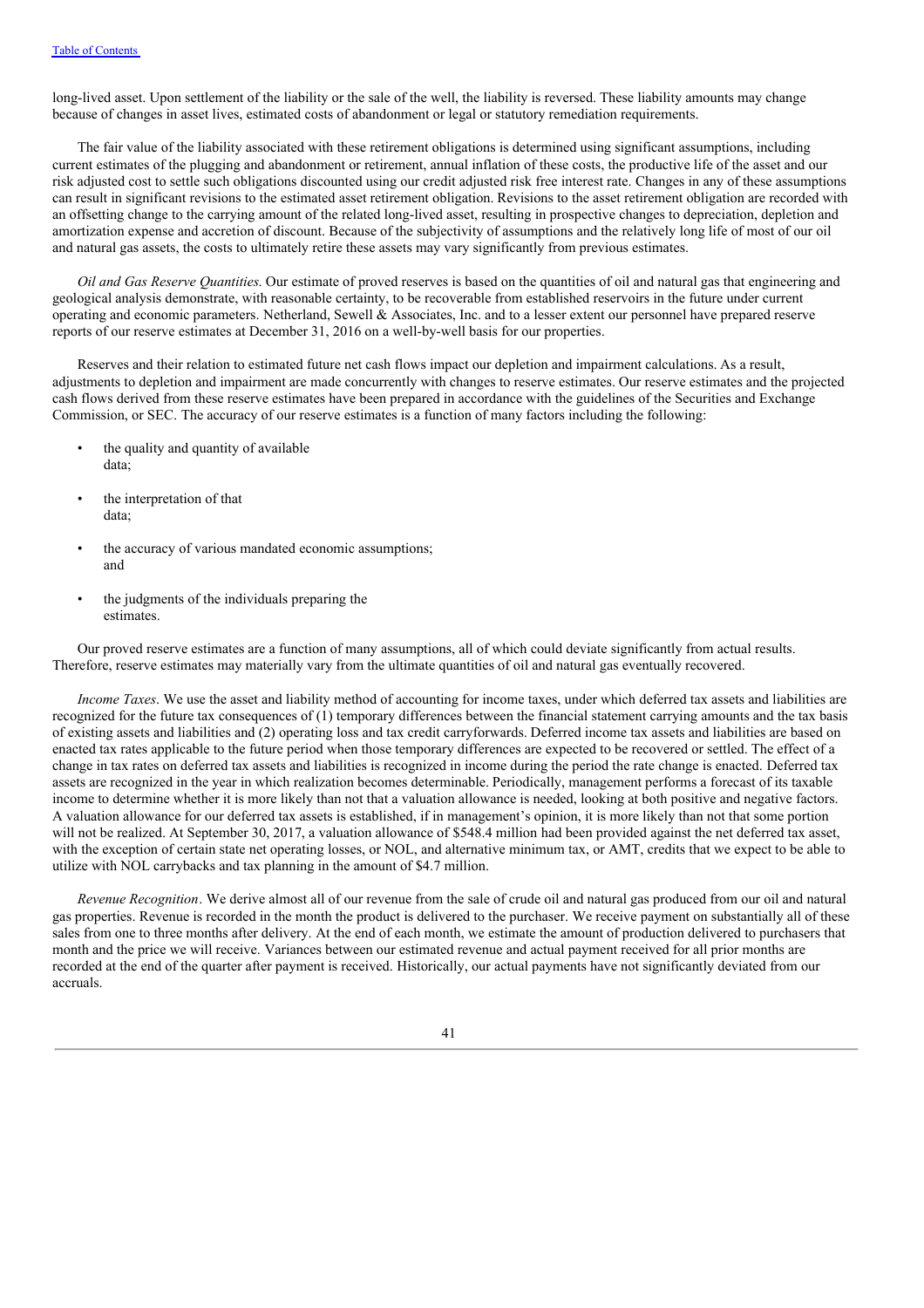long-lived asset. Upon settlement of the liability or the sale of the well, the liability is reversed. These liability amounts may change because of changes in asset lives, estimated costs of abandonment or legal or statutory remediation requirements.

The fair value of the liability associated with these retirement obligations is determined using significant assumptions, including current estimates of the plugging and abandonment or retirement, annual inflation of these costs, the productive life of the asset and our risk adjusted cost to settle such obligations discounted using our credit adjusted risk free interest rate. Changes in any of these assumptions can result in significant revisions to the estimated asset retirement obligation. Revisions to the asset retirement obligation are recorded with an offsetting change to the carrying amount of the related long-lived asset, resulting in prospective changes to depreciation, depletion and amortization expense and accretion of discount. Because of the subjectivity of assumptions and the relatively long life of most of our oil and natural gas assets, the costs to ultimately retire these assets may vary significantly from previous estimates.

*Oil and Gas Reserve Quantities.* Our estimate of proved reserves is based on the quantities of oil and natural gas that engineering and geological analysis demonstrate, with reasonable certainty, to be recoverable from established reservoirs in the future under current operating and economic parameters. Netherland, Sewell & Associates, Inc. and to a lesser extent our personnel have prepared reserve reports of our reserve estimates at December 31, 2016 on a well-by-well basis for our properties.

Reserves and their relation to estimated future net cash flows impact our depletion and impairment calculations. As a result, adjustments to depletion and impairment are made concurrently with changes to reserve estimates. Our reserve estimates and the projected cash flows derived from these reserve estimates have been prepared in accordance with the guidelines of the Securities and Exchange Commission, or SEC. The accuracy of our reserve estimates is a function of many factors including the following:

- the quality and quantity of available data;
- the interpretation of that data;
- the accuracy of various mandated economic assumptions; and
- the judgments of the individuals preparing the estimates.

Our proved reserve estimates are a function of many assumptions, all of which could deviate significantly from actual results. Therefore, reserve estimates may materially vary from the ultimate quantities of oil and natural gas eventually recovered.

*Income Taxes*. We use the asset and liability method of accounting for income taxes, under which deferred tax assets and liabilities are recognized for the future tax consequences of (1) temporary differences between the financial statement carrying amounts and the tax basis of existing assets and liabilities and (2) operating loss and tax credit carryforwards. Deferred income tax assets and liabilities are based on enacted tax rates applicable to the future period when those temporary differences are expected to be recovered or settled. The effect of a change in tax rates on deferred tax assets and liabilities is recognized in income during the period the rate change is enacted. Deferred tax assets are recognized in the year in which realization becomes determinable. Periodically, management performs a forecast of its taxable income to determine whether it is more likely than not that a valuation allowance is needed, looking at both positive and negative factors. A valuation allowance for our deferred tax assets is established, if in management's opinion, it is more likely than not that some portion will not be realized. At September 30, 2017, a valuation allowance of $548.4 million had been provided against the net deferred tax asset, with the exception of certain state net operating losses, or NOL, and alternative minimum tax, or AMT, credits that we expect to be able to utilize with NOL carrybacks and tax planning in the amount of $4.7 million.

*Revenue Recognition*. We derive almost all of our revenue from the sale of crude oil and natural gas produced from our oil and natural gas properties. Revenue is recorded in the month the product is delivered to the purchaser. We receive payment on substantially all of these sales from one to three months after delivery. At the end of each month, we estimate the amount of production delivered to purchasers that month and the price we will receive. Variances between our estimated revenue and actual payment received for all prior months are recorded at the end of the quarter after payment is received. Historically, our actual payments have not significantly deviated from our accruals.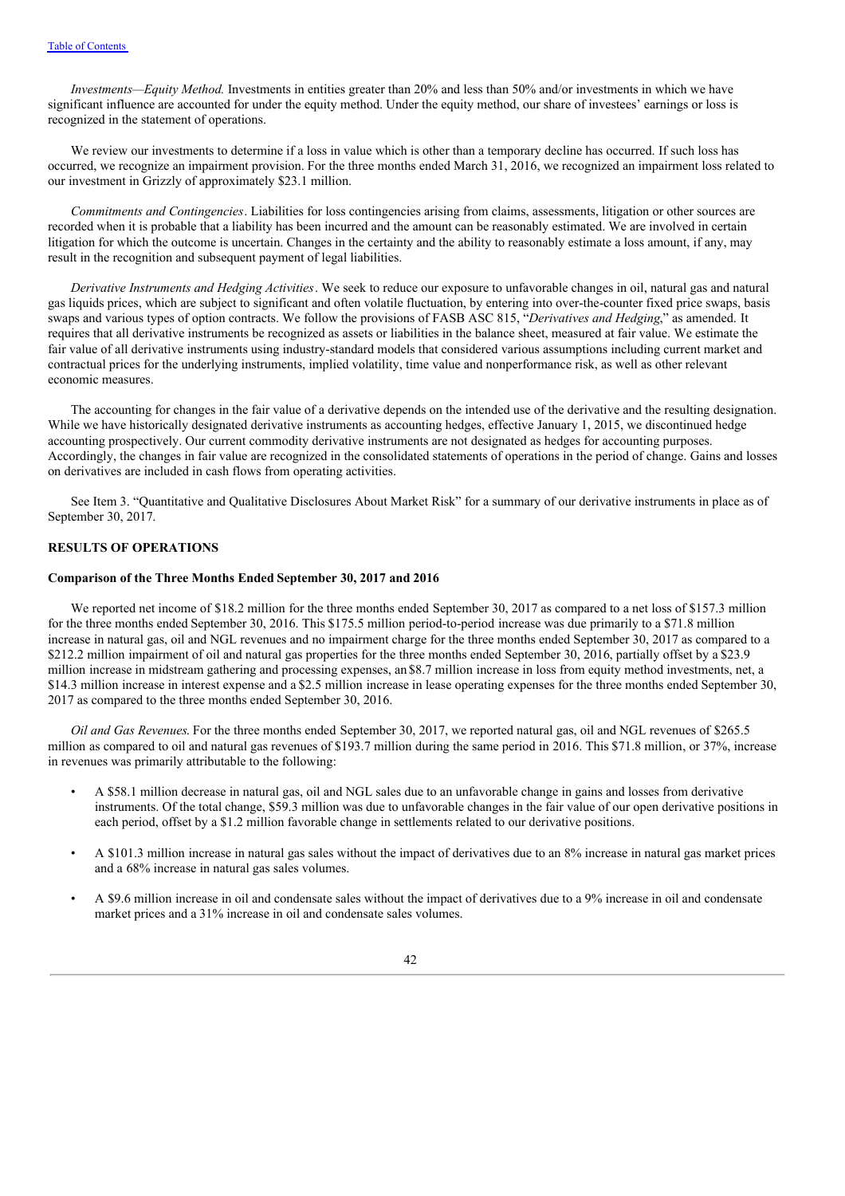*Investments—Equity Method.* Investments in entities greater than 20% and less than 50% and/or investments in which we have significant influence are accounted for under the equity method. Under the equity method, our share of investees' earnings or loss is recognized in the statement of operations.

We review our investments to determine if a loss in value which is other than a temporary decline has occurred. If such loss has occurred, we recognize an impairment provision. For the three months ended March 31, 2016, we recognized an impairment loss related to our investment in Grizzly of approximately $23.1 million.

*Commitments and Contingencies*. Liabilities for loss contingencies arising from claims, assessments, litigation or other sources are recorded when it is probable that a liability has been incurred and the amount can be reasonably estimated. We are involved in certain litigation for which the outcome is uncertain. Changes in the certainty and the ability to reasonably estimate a loss amount, if any, may result in the recognition and subsequent payment of legal liabilities.

*Derivative Instruments and Hedging Activities*. We seek to reduce our exposure to unfavorable changes in oil, natural gas and natural gas liquids prices, which are subject to significant and often volatile fluctuation, by entering into over-the-counter fixed price swaps, basis swaps and various types of option contracts. We follow the provisions of FASB ASC 815, "*Derivatives and Hedging*," as amended. It requires that all derivative instruments be recognized as assets or liabilities in the balance sheet, measured at fair value. We estimate the fair value of all derivative instruments using industry-standard models that considered various assumptions including current market and contractual prices for the underlying instruments, implied volatility, time value and nonperformance risk, as well as other relevant economic measures.

The accounting for changes in the fair value of a derivative depends on the intended use of the derivative and the resulting designation. While we have historically designated derivative instruments as accounting hedges, effective January 1, 2015, we discontinued hedge accounting prospectively. Our current commodity derivative instruments are not designated as hedges for accounting purposes. Accordingly, the changes in fair value are recognized in the consolidated statements of operations in the period of change. Gains and losses on derivatives are included in cash flows from operating activities.

See Item 3. "Quantitative and Qualitative Disclosures About Market Risk" for a summary of our derivative instruments in place as of September 30, 2017.

## RESULTS OF OPERATIONS

### Comparison of the Three Months Ended September 30, 2017 and 2016

We reported net income of $18.2 million for the three months ended September 30, 2017 as compared to a net loss of $157.3 million for the three months ended September 30, 2016. This $175.5 million period-to-period increase was due primarily to a $71.8 million increase in natural gas, oil and NGL revenues and no impairment charge for the three months ended September 30, 2017 as compared to a $212.2 million impairment of oil and natural gas properties for the three months ended September 30, 2016, partially offset by a $23.9 million increase in midstream gathering and processing expenses, an $8.7 million increase in loss from equity method investments, net, a $14.3 million increase in interest expense and a $2.5 million increase in lease operating expenses for the three months ended September 30, 2017 as compared to the three months ended September 30, 2016.

*Oil and Gas Revenues*. For the three months ended September 30, 2017, we reported natural gas, oil and NGL revenues of $265.5 million as compared to oil and natural gas revenues of $193.7 million during the same period in 2016. This $71.8 million, or 37%, increase in revenues was primarily attributable to the following:

- A $58.1 million decrease in natural gas, oil and NGL sales due to an unfavorable change in gains and losses from derivative instruments. Of the total change, $59.3 million was due to unfavorable changes in the fair value of our open derivative positions in each period, offset by a $1.2 million favorable change in settlements related to our derivative positions.
- A $101.3 million increase in natural gas sales without the impact of derivatives due to an 8% increase in natural gas market prices and a 68% increase in natural gas sales volumes.
- A $9.6 million increase in oil and condensate sales without the impact of derivatives due to a 9% increase in oil and condensate market prices and a 31% increase in oil and condensate sales volumes.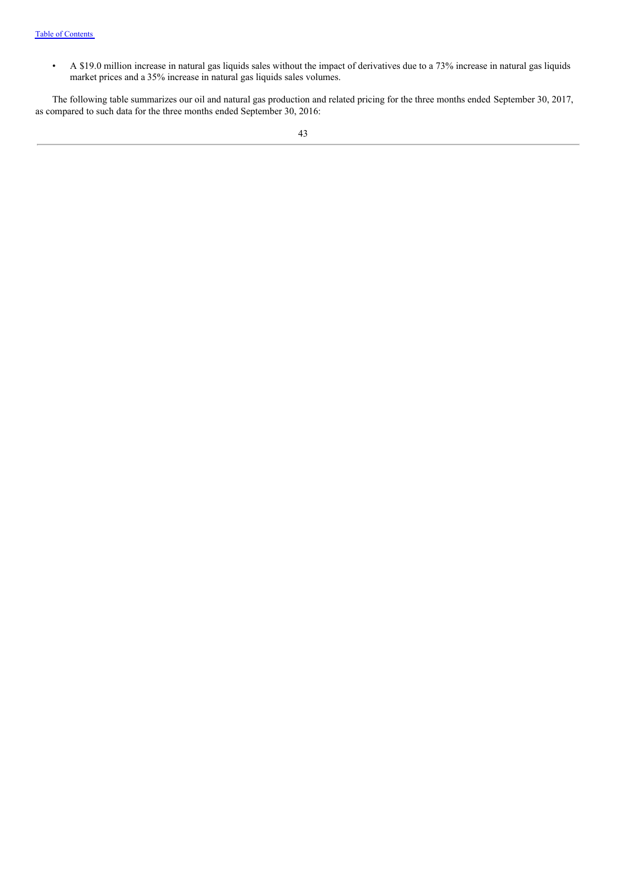- A $19.0 million increase in natural gas liquids sales without the impact of derivatives due to a 73% increase in natural gas liquids market prices and a 35% increase in natural gas liquids sales volumes.

The following table summarizes our oil and natural gas production and related pricing for the three months ended September 30, 2017, as compared to such data for the three months ended September 30, 2016: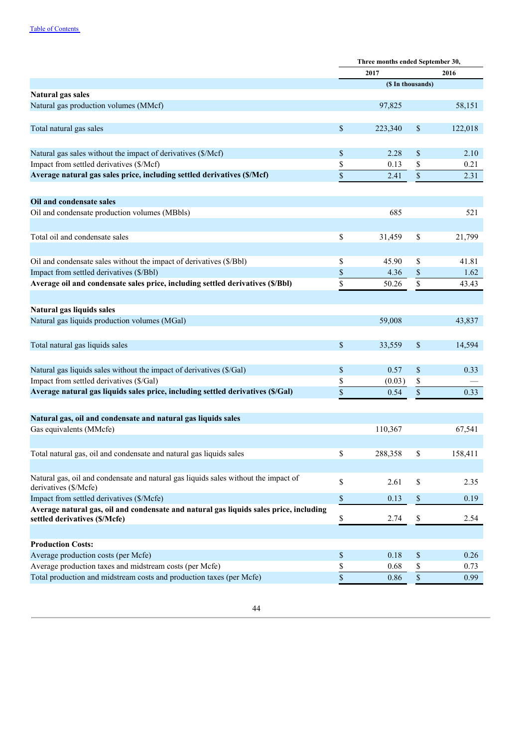Table of Contents

| | Three months ended September 30, | |
|---|---|---|
| | 2017 | 2016 |
| | ($ In thousands) | |
| **Natural gas sales** | | |
| Natural gas production volumes (MMcf) | 97,825 | 58,151 |
| Total natural gas sales | $ 223,340 | $ 122,018 |
| Natural gas sales without the impact of derivatives ($/Mcf) | $ 2.28 | $ 2.10 |
| Impact from settled derivatives ($/Mcf) | $ 0.13 | $ 0.21 |
| **Average natural gas sales price, including settled derivatives ($/Mcf)** | $ 2.41 | $ 2.31 |
| **Oil and condensate sales** | | |
| Oil and condensate production volumes (MBbls) | 685 | 521 |
| Total oil and condensate sales | $ 31,459 | $ 21,799 |
| Oil and condensate sales without the impact of derivatives ($/Bbl) | $ 45.90 | $ 41.81 |
| Impact from settled derivatives ($/Bbl) | $ 4.36 | $ 1.62 |
| **Average oil and condensate sales price, including settled derivatives ($/Bbl)** | $ 50.26 | $ 43.43 |
| **Natural gas liquids sales** | | |
| Natural gas liquids production volumes (MGal) | 59,008 | 43,837 |
| Total natural gas liquids sales | $ 33,559 | $ 14,594 |
| Natural gas liquids sales without the impact of derivatives ($/Gal) | $ 0.57 | $ 0.33 |
| Impact from settled derivatives ($/Gal) | $ (0.03) | $ — |
| **Average natural gas liquids sales price, including settled derivatives ($/Gal)** | $ 0.54 | $ 0.33 |
| **Natural gas, oil and condensate and natural gas liquids sales** | | |
| Gas equivalents (MMcfe) | 110,367 | 67,541 |
| Total natural gas, oil and condensate and natural gas liquids sales | $ 288,358 | $ 158,411 |
| Natural gas, oil and condensate and natural gas liquids sales without the impact of derivatives ($/Mcfe) | $ 2.61 | $ 2.35 |
| Impact from settled derivatives ($/Mcfe) | $ 0.13 | $ 0.19 |
| **Average natural gas, oil and condensate and natural gas liquids sales price, including settled derivatives ($/Mcfe)** | $ 2.74 | $ 2.54 |
| **Production Costs:** | | |
| Average production costs (per Mcfe) | $ 0.18 | $ 0.26 |
| Average production taxes and midstream costs (per Mcfe) | $ 0.68 | $ 0.73 |
| Total production and midstream costs and production taxes (per Mcfe) | $ 0.86 | $ 0.99 |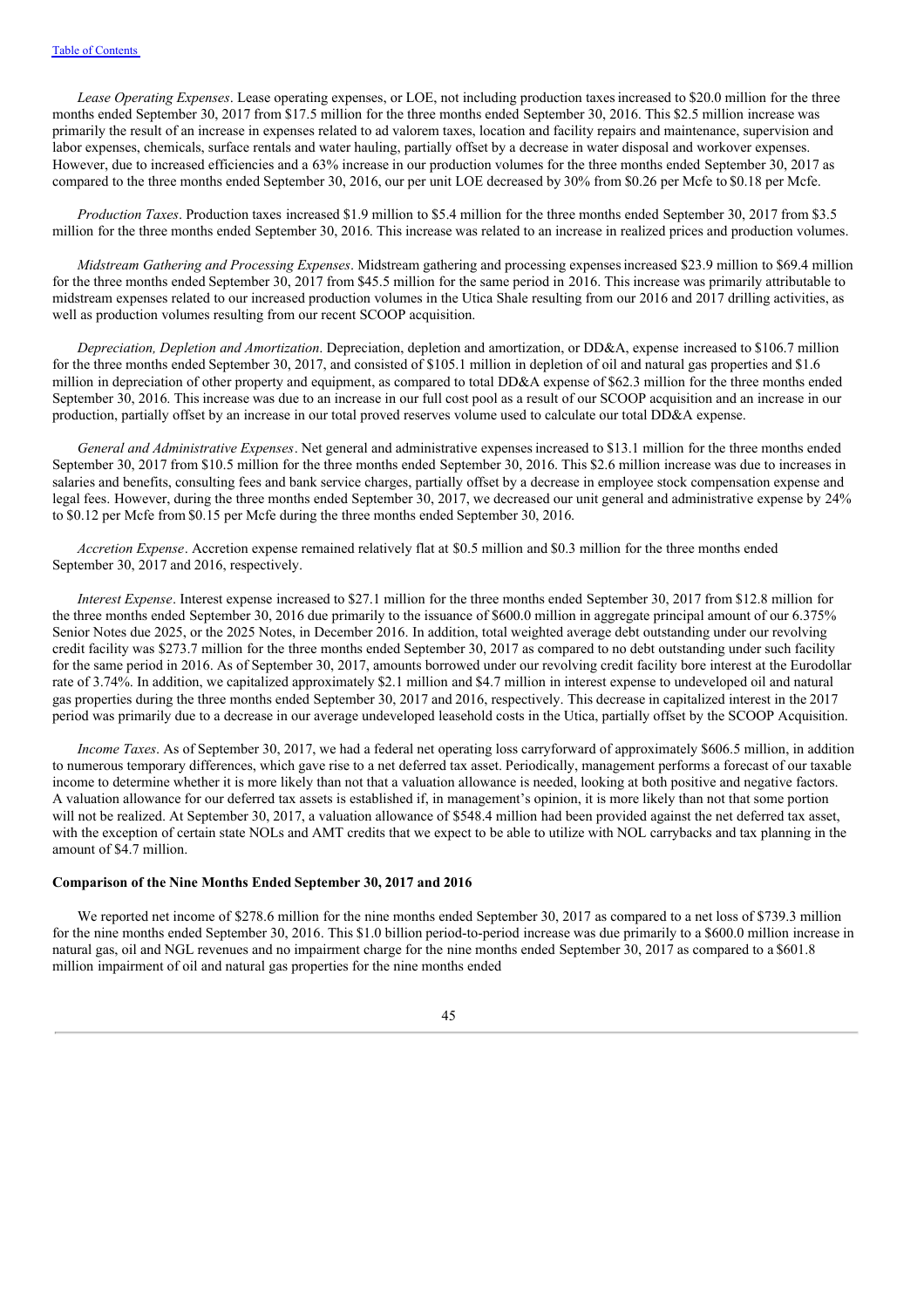*Lease Operating Expenses*. Lease operating expenses, or LOE, not including production taxes increased to $20.0 million for the three months ended September 30, 2017 from $17.5 million for the three months ended September 30, 2016. This $2.5 million increase was primarily the result of an increase in expenses related to ad valorem taxes, location and facility repairs and maintenance, supervision and labor expenses, chemicals, surface rentals and water hauling, partially offset by a decrease in water disposal and workover expenses. However, due to increased efficiencies and a 63% increase in our production volumes for the three months ended September 30, 2017 as compared to the three months ended September 30, 2016, our per unit LOE decreased by 30% from $0.26 per Mcfe to $0.18 per Mcfe.

*Production Taxes*. Production taxes increased $1.9 million to $5.4 million for the three months ended September 30, 2017 from $3.5 million for the three months ended September 30, 2016. This increase was related to an increase in realized prices and production volumes.

*Midstream Gathering and Processing Expenses*. Midstream gathering and processing expenses increased $23.9 million to $69.4 million for the three months ended September 30, 2017 from $45.5 million for the same period in 2016. This increase was primarily attributable to midstream expenses related to our increased production volumes in the Utica Shale resulting from our 2016 and 2017 drilling activities, as well as production volumes resulting from our recent SCOOP acquisition.

*Depreciation, Depletion and Amortization*. Depreciation, depletion and amortization, or DD&A, expense increased to $106.7 million for the three months ended September 30, 2017, and consisted of $105.1 million in depletion of oil and natural gas properties and $1.6 million in depreciation of other property and equipment, as compared to total DD&A expense of $62.3 million for the three months ended September 30, 2016. This increase was due to an increase in our full cost pool as a result of our SCOOP acquisition and an increase in our production, partially offset by an increase in our total proved reserves volume used to calculate our total DD&A expense.

*General and Administrative Expenses*. Net general and administrative expenses increased to $13.1 million for the three months ended September 30, 2017 from $10.5 million for the three months ended September 30, 2016. This $2.6 million increase was due to increases in salaries and benefits, consulting fees and bank service charges, partially offset by a decrease in employee stock compensation expense and legal fees. However, during the three months ended September 30, 2017, we decreased our unit general and administrative expense by 24% to $0.12 per Mcfe from $0.15 per Mcfe during the three months ended September 30, 2016.

*Accretion Expense*. Accretion expense remained relatively flat at $0.5 million and $0.3 million for the three months ended September 30, 2017 and 2016, respectively.

*Interest Expense*. Interest expense increased to $27.1 million for the three months ended September 30, 2017 from $12.8 million for the three months ended September 30, 2016 due primarily to the issuance of $600.0 million in aggregate principal amount of our 6.375% Senior Notes due 2025, or the 2025 Notes, in December 2016. In addition, total weighted average debt outstanding under our revolving credit facility was $273.7 million for the three months ended September 30, 2017 as compared to no debt outstanding under such facility for the same period in 2016. As of September 30, 2017, amounts borrowed under our revolving credit facility bore interest at the Eurodollar rate of 3.74%. In addition, we capitalized approximately $2.1 million and $4.7 million in interest expense to undeveloped oil and natural gas properties during the three months ended September 30, 2017 and 2016, respectively. This decrease in capitalized interest in the 2017 period was primarily due to a decrease in our average undeveloped leasehold costs in the Utica, partially offset by the SCOOP Acquisition.

*Income Taxes*. As of September 30, 2017, we had a federal net operating loss carryforward of approximately $606.5 million, in addition to numerous temporary differences, which gave rise to a net deferred tax asset. Periodically, management performs a forecast of our taxable income to determine whether it is more likely than not that a valuation allowance is needed, looking at both positive and negative factors. A valuation allowance for our deferred tax assets is established if, in management's opinion, it is more likely than not that some portion will not be realized. At September 30, 2017, a valuation allowance of $548.4 million had been provided against the net deferred tax asset, with the exception of certain state NOLs and AMT credits that we expect to be able to utilize with NOL carrybacks and tax planning in the amount of $4.7 million.

**Comparison of the Nine Months Ended September 30, 2017 and 2016**

We reported net income of $278.6 million for the nine months ended September 30, 2017 as compared to a net loss of $739.3 million for the nine months ended September 30, 2016. This $1.0 billion period-to-period increase was due primarily to a $600.0 million increase in natural gas, oil and NGL revenues and no impairment charge for the nine months ended September 30, 2017 as compared to a $601.8 million impairment of oil and natural gas properties for the nine months ended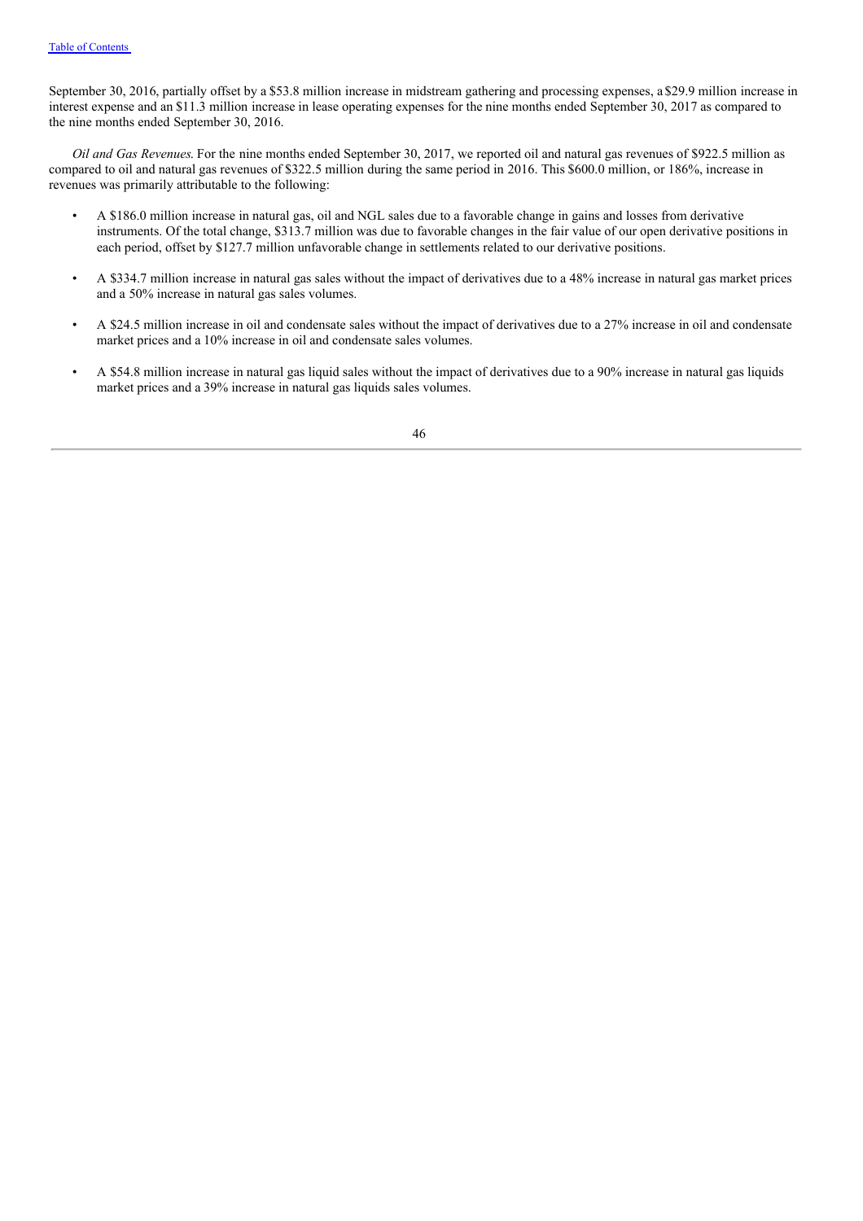September 30, 2016, partially offset by a $53.8 million increase in midstream gathering and processing expenses, a $29.9 million increase in interest expense and an $11.3 million increase in lease operating expenses for the nine months ended September 30, 2017 as compared to the nine months ended September 30, 2016.

*Oil and Gas Revenues*. For the nine months ended September 30, 2017, we reported oil and natural gas revenues of $922.5 million as compared to oil and natural gas revenues of $322.5 million during the same period in 2016. This $600.0 million, or 186%, increase in revenues was primarily attributable to the following:

- A $186.0 million increase in natural gas, oil and NGL sales due to a favorable change in gains and losses from derivative instruments. Of the total change, $313.7 million was due to favorable changes in the fair value of our open derivative positions in each period, offset by $127.7 million unfavorable change in settlements related to our derivative positions.
- A $334.7 million increase in natural gas sales without the impact of derivatives due to a 48% increase in natural gas market prices and a 50% increase in natural gas sales volumes.
- A $24.5 million increase in oil and condensate sales without the impact of derivatives due to a 27% increase in oil and condensate market prices and a 10% increase in oil and condensate sales volumes.
- A $54.8 million increase in natural gas liquid sales without the impact of derivatives due to a 90% increase in natural gas liquids market prices and a 39% increase in natural gas liquids sales volumes.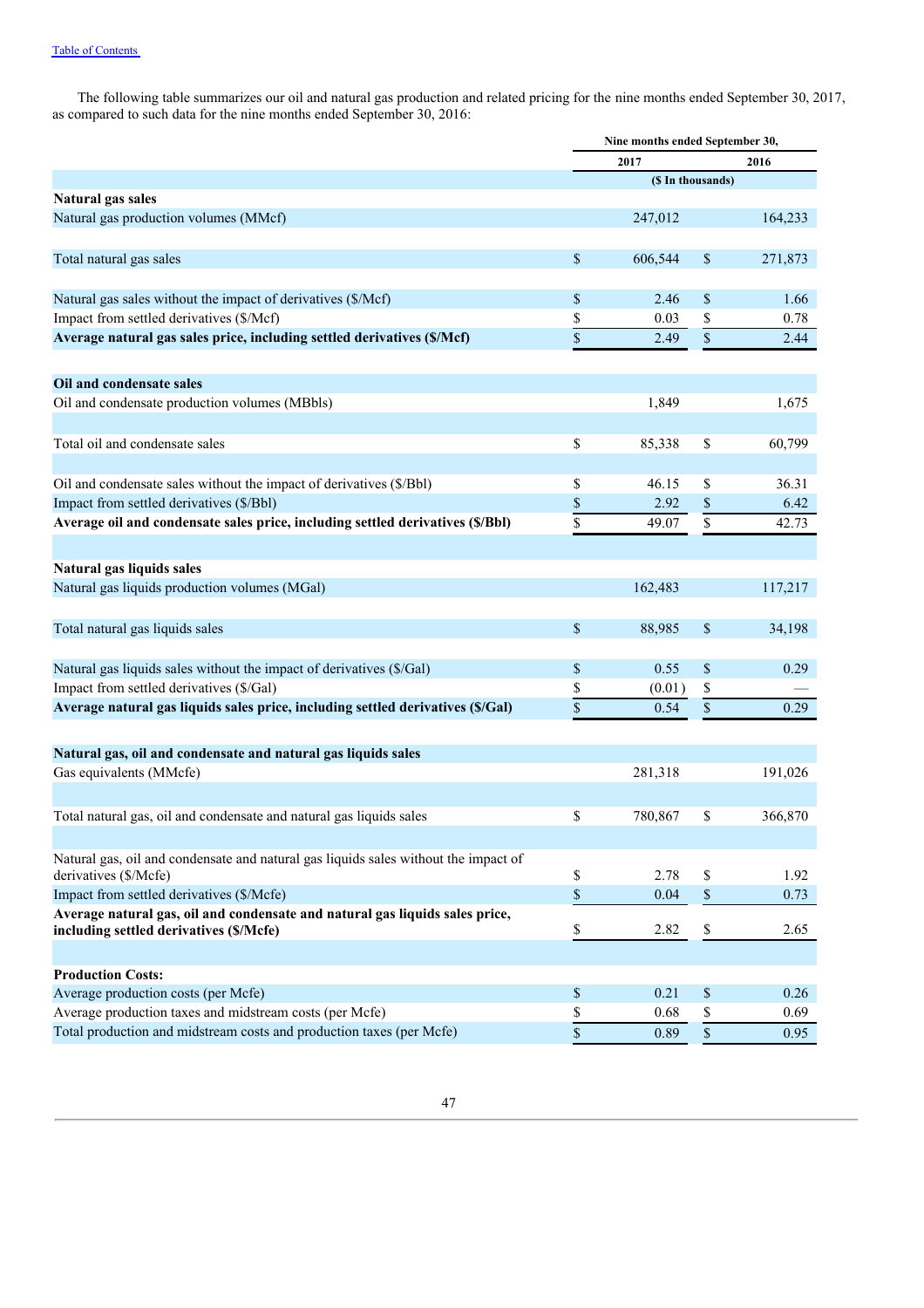The following table summarizes our oil and natural gas production and related pricing for the nine months ended September 30, 2017, as compared to such data for the nine months ended September 30, 2016:

| | Nine months ended September 30, | |
|---|---|---|
| | 2017 | 2016 |
| | ($ In thousands) | |
| **Natural gas sales** | | |
| Natural gas production volumes (MMcf) | 247,012 | 164,233 |
| Total natural gas sales | $ 606,544 | $ 271,873 |
| Natural gas sales without the impact of derivatives ($/Mcf) | $ 2.46 | $ 1.66 |
| Impact from settled derivatives ($/Mcf) | $ 0.03 | $ 0.78 |
| **Average natural gas sales price, including settled derivatives ($/Mcf)** | $ 2.49 | $ 2.44 |
| **Oil and condensate sales** | | |
| Oil and condensate production volumes (MBbls) | 1,849 | 1,675 |
| Total oil and condensate sales | $ 85,338 | $ 60,799 |
| Oil and condensate sales without the impact of derivatives ($/Bbl) | $ 46.15 | $ 36.31 |
| Impact from settled derivatives ($/Bbl) | $ 2.92 | $ 6.42 |
| **Average oil and condensate sales price, including settled derivatives ($/Bbl)** | $ 49.07 | $ 42.73 |
| **Natural gas liquids sales** | | |
| Natural gas liquids production volumes (MGal) | 162,483 | 117,217 |
| Total natural gas liquids sales | $ 88,985 | $ 34,198 |
| Natural gas liquids sales without the impact of derivatives ($/Gal) | $ 0.55 | $ 0.29 |
| Impact from settled derivatives ($/Gal) | $ (0.01) | $ — |
| **Average natural gas liquids sales price, including settled derivatives ($/Gal)** | $ 0.54 | $ 0.29 |
| **Natural gas, oil and condensate and natural gas liquids sales** | | |
| Gas equivalents (MMcfe) | 281,318 | 191,026 |
| Total natural gas, oil and condensate and natural gas liquids sales | $ 780,867 | $ 366,870 |
| Natural gas, oil and condensate and natural gas liquids sales without the impact of derivatives ($/Mcfe) | $ 2.78 | $ 1.92 |
| Impact from settled derivatives ($/Mcfe) | $ 0.04 | $ 0.73 |
| **Average natural gas, oil and condensate and natural gas liquids sales price, including settled derivatives ($/Mcfe)** | $ 2.82 | $ 2.65 |
| **Production Costs:** | | |
| Average production costs (per Mcfe) | $ 0.21 | $ 0.26 |
| Average production taxes and midstream costs (per Mcfe) | $ 0.68 | $ 0.69 |
| Total production and midstream costs and production taxes (per Mcfe) | $ 0.89 | $ 0.95 |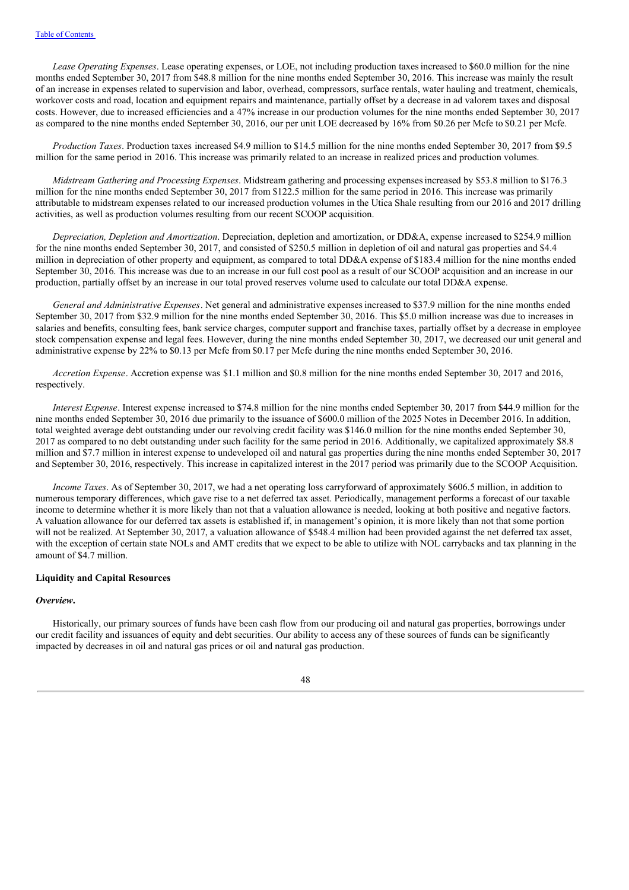*Lease Operating Expenses*. Lease operating expenses, or LOE, not including production taxes increased to $60.0 million for the nine months ended September 30, 2017 from $48.8 million for the nine months ended September 30, 2016. This increase was mainly the result of an increase in expenses related to supervision and labor, overhead, compressors, surface rentals, water hauling and treatment, chemicals, workover costs and road, location and equipment repairs and maintenance, partially offset by a decrease in ad valorem taxes and disposal costs. However, due to increased efficiencies and a 47% increase in our production volumes for the nine months ended September 30, 2017 as compared to the nine months ended September 30, 2016, our per unit LOE decreased by 16% from $0.26 per Mcfe to $0.21 per Mcfe.

*Production Taxes*. Production taxes increased $4.9 million to $14.5 million for the nine months ended September 30, 2017 from $9.5 million for the same period in 2016. This increase was primarily related to an increase in realized prices and production volumes.

*Midstream Gathering and Processing Expenses*. Midstream gathering and processing expenses increased by $53.8 million to $176.3 million for the nine months ended September 30, 2017 from $122.5 million for the same period in 2016. This increase was primarily attributable to midstream expenses related to our increased production volumes in the Utica Shale resulting from our 2016 and 2017 drilling activities, as well as production volumes resulting from our recent SCOOP acquisition.

*Depreciation, Depletion and Amortization*. Depreciation, depletion and amortization, or DD&A, expense increased to $254.9 million for the nine months ended September 30, 2017, and consisted of $250.5 million in depletion of oil and natural gas properties and $4.4 million in depreciation of other property and equipment, as compared to total DD&A expense of $183.4 million for the nine months ended September 30, 2016. This increase was due to an increase in our full cost pool as a result of our SCOOP acquisition and an increase in our production, partially offset by an increase in our total proved reserves volume used to calculate our total DD&A expense.

*General and Administrative Expenses*. Net general and administrative expenses increased to $37.9 million for the nine months ended September 30, 2017 from $32.9 million for the nine months ended September 30, 2016. This $5.0 million increase was due to increases in salaries and benefits, consulting fees, bank service charges, computer support and franchise taxes, partially offset by a decrease in employee stock compensation expense and legal fees. However, during the nine months ended September 30, 2017, we decreased our unit general and administrative expense by 22% to $0.13 per Mcfe from $0.17 per Mcfe during the nine months ended September 30, 2016.

*Accretion Expense*. Accretion expense was $1.1 million and $0.8 million for the nine months ended September 30, 2017 and 2016, respectively.

*Interest Expense*. Interest expense increased to $74.8 million for the nine months ended September 30, 2017 from $44.9 million for the nine months ended September 30, 2016 due primarily to the issuance of $600.0 million of the 2025 Notes in December 2016. In addition, total weighted average debt outstanding under our revolving credit facility was $146.0 million for the nine months ended September 30, 2017 as compared to no debt outstanding under such facility for the same period in 2016. Additionally, we capitalized approximately $8.8 million and $7.7 million in interest expense to undeveloped oil and natural gas properties during the nine months ended September 30, 2017 and September 30, 2016, respectively. This increase in capitalized interest in the 2017 period was primarily due to the SCOOP Acquisition.

*Income Taxes*. As of September 30, 2017, we had a net operating loss carryforward of approximately $606.5 million, in addition to numerous temporary differences, which gave rise to a net deferred tax asset. Periodically, management performs a forecast of our taxable income to determine whether it is more likely than not that a valuation allowance is needed, looking at both positive and negative factors. A valuation allowance for our deferred tax assets is established if, in management's opinion, it is more likely than not that some portion will not be realized. At September 30, 2017, a valuation allowance of $548.4 million had been provided against the net deferred tax asset, with the exception of certain state NOLs and AMT credits that we expect to be able to utilize with NOL carrybacks and tax planning in the amount of $4.7 million.

## Liquidity and Capital Resources

### *Overview.*

Historically, our primary sources of funds have been cash flow from our producing oil and natural gas properties, borrowings under our credit facility and issuances of equity and debt securities. Our ability to access any of these sources of funds can be significantly impacted by decreases in oil and natural gas prices or oil and natural gas production.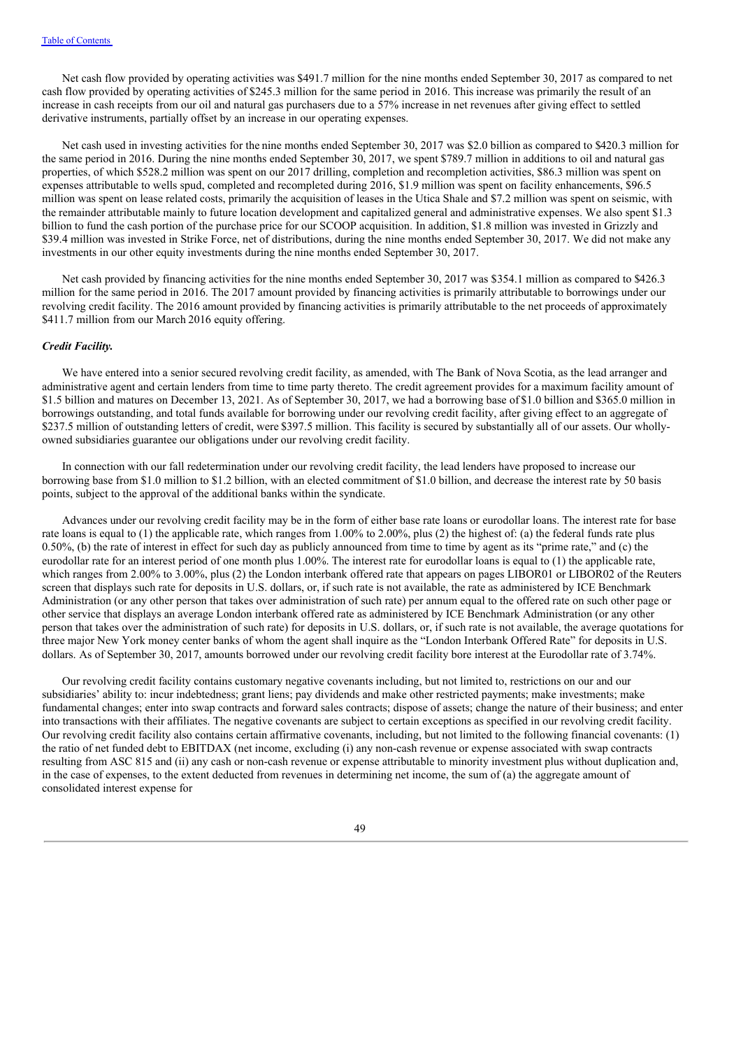Net cash flow provided by operating activities was $491.7 million for the nine months ended September 30, 2017 as compared to net cash flow provided by operating activities of $245.3 million for the same period in 2016. This increase was primarily the result of an increase in cash receipts from our oil and natural gas purchasers due to a 57% increase in net revenues after giving effect to settled derivative instruments, partially offset by an increase in our operating expenses.

Net cash used in investing activities for the nine months ended September 30, 2017 was $2.0 billion as compared to $420.3 million for the same period in 2016. During the nine months ended September 30, 2017, we spent $789.7 million in additions to oil and natural gas properties, of which $528.2 million was spent on our 2017 drilling, completion and recompletion activities, $86.3 million was spent on expenses attributable to wells spud, completed and recompleted during 2016, $1.9 million was spent on facility enhancements, $96.5 million was spent on lease related costs, primarily the acquisition of leases in the Utica Shale and $7.2 million was spent on seismic, with the remainder attributable mainly to future location development and capitalized general and administrative expenses. We also spent $1.3 billion to fund the cash portion of the purchase price for our SCOOP acquisition. In addition, $1.8 million was invested in Grizzly and $39.4 million was invested in Strike Force, net of distributions, during the nine months ended September 30, 2017. We did not make any investments in our other equity investments during the nine months ended September 30, 2017.

Net cash provided by financing activities for the nine months ended September 30, 2017 was $354.1 million as compared to $426.3 million for the same period in 2016. The 2017 amount provided by financing activities is primarily attributable to borrowings under our revolving credit facility. The 2016 amount provided by financing activities is primarily attributable to the net proceeds of approximately $411.7 million from our March 2016 equity offering.

***Credit Facility.***

We have entered into a senior secured revolving credit facility, as amended, with The Bank of Nova Scotia, as the lead arranger and administrative agent and certain lenders from time to time party thereto. The credit agreement provides for a maximum facility amount of $1.5 billion and matures on December 13, 2021. As of September 30, 2017, we had a borrowing base of $1.0 billion and $365.0 million in borrowings outstanding, and total funds available for borrowing under our revolving credit facility, after giving effect to an aggregate of $237.5 million of outstanding letters of credit, were $397.5 million. This facility is secured by substantially all of our assets. Our wholly-owned subsidiaries guarantee our obligations under our revolving credit facility.

In connection with our fall redetermination under our revolving credit facility, the lead lenders have proposed to increase our borrowing base from $1.0 million to $1.2 billion, with an elected commitment of $1.0 billion, and decrease the interest rate by 50 basis points, subject to the approval of the additional banks within the syndicate.

Advances under our revolving credit facility may be in the form of either base rate loans or eurodollar loans. The interest rate for base rate loans is equal to (1) the applicable rate, which ranges from 1.00% to 2.00%, plus (2) the highest of: (a) the federal funds rate plus 0.50%, (b) the rate of interest in effect for such day as publicly announced from time to time by agent as its "prime rate," and (c) the eurodollar rate for an interest period of one month plus 1.00%. The interest rate for eurodollar loans is equal to (1) the applicable rate, which ranges from 2.00% to 3.00%, plus (2) the London interbank offered rate that appears on pages LIBOR01 or LIBOR02 of the Reuters screen that displays such rate for deposits in U.S. dollars, or, if such rate is not available, the rate as administered by ICE Benchmark Administration (or any other person that takes over administration of such rate) per annum equal to the offered rate on such other page or other service that displays an average London interbank offered rate as administered by ICE Benchmark Administration (or any other person that takes over the administration of such rate) for deposits in U.S. dollars, or, if such rate is not available, the average quotations for three major New York money center banks of whom the agent shall inquire as the "London Interbank Offered Rate" for deposits in U.S. dollars. As of September 30, 2017, amounts borrowed under our revolving credit facility bore interest at the Eurodollar rate of 3.74%.

Our revolving credit facility contains customary negative covenants including, but not limited to, restrictions on our and our subsidiaries' ability to: incur indebtedness; grant liens; pay dividends and make other restricted payments; make investments; make fundamental changes; enter into swap contracts and forward sales contracts; dispose of assets; change the nature of their business; and enter into transactions with their affiliates. The negative covenants are subject to certain exceptions as specified in our revolving credit facility. Our revolving credit facility also contains certain affirmative covenants, including, but not limited to the following financial covenants: (1) the ratio of net funded debt to EBITDAX (net income, excluding (i) any non-cash revenue or expense associated with swap contracts resulting from ASC 815 and (ii) any cash or non-cash revenue or expense attributable to minority investment plus without duplication and, in the case of expenses, to the extent deducted from revenues in determining net income, the sum of (a) the aggregate amount of consolidated interest expense for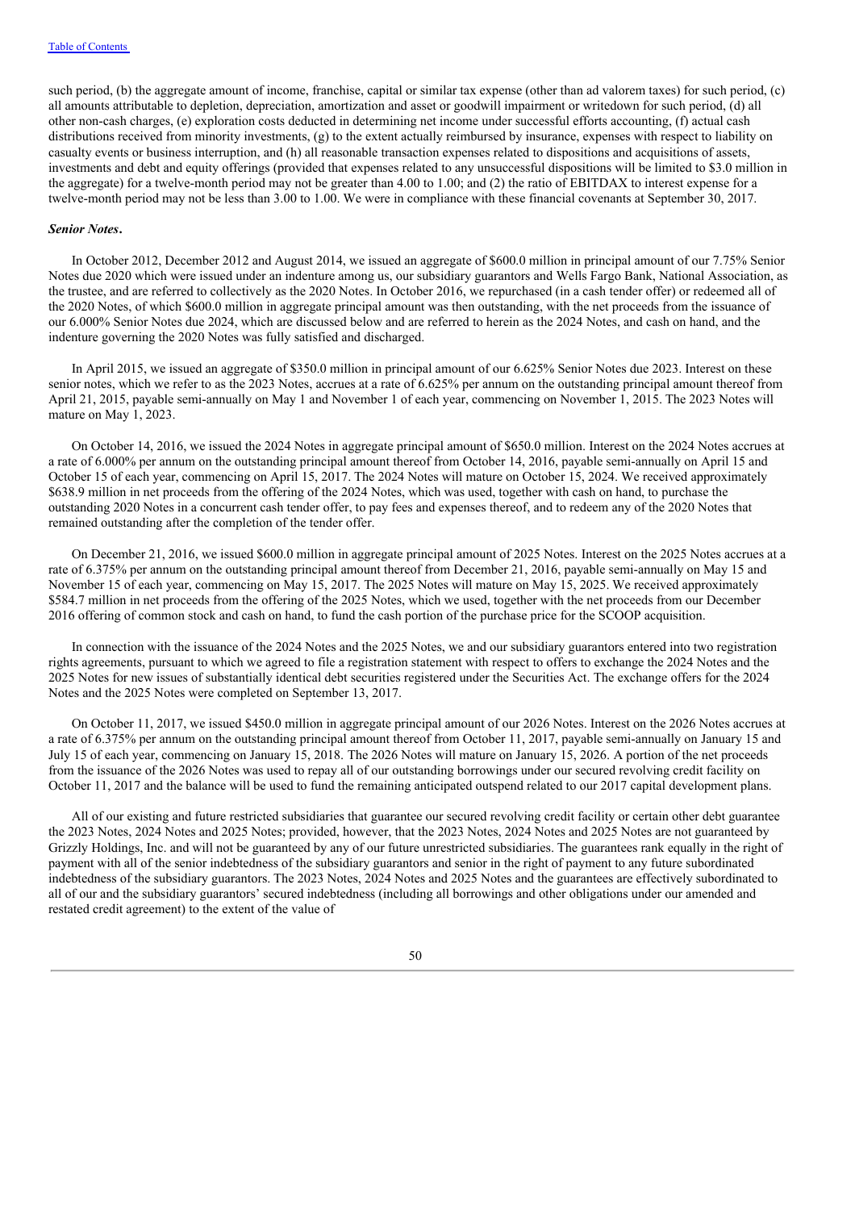such period, (b) the aggregate amount of income, franchise, capital or similar tax expense (other than ad valorem taxes) for such period, (c) all amounts attributable to depletion, depreciation, amortization and asset or goodwill impairment or writedown for such period, (d) all other non-cash charges, (e) exploration costs deducted in determining net income under successful efforts accounting, (f) actual cash distributions received from minority investments, (g) to the extent actually reimbursed by insurance, expenses with respect to liability on casualty events or business interruption, and (h) all reasonable transaction expenses related to dispositions and acquisitions of assets, investments and debt and equity offerings (provided that expenses related to any unsuccessful dispositions will be limited to $3.0 million in the aggregate) for a twelve-month period may not be greater than 4.00 to 1.00; and (2) the ratio of EBITDAX to interest expense for a twelve-month period may not be less than 3.00 to 1.00. We were in compliance with these financial covenants at September 30, 2017.

***Senior Notes*.**

In October 2012, December 2012 and August 2014, we issued an aggregate of $600.0 million in principal amount of our 7.75% Senior Notes due 2020 which were issued under an indenture among us, our subsidiary guarantors and Wells Fargo Bank, National Association, as the trustee, and are referred to collectively as the 2020 Notes. In October 2016, we repurchased (in a cash tender offer) or redeemed all of the 2020 Notes, of which $600.0 million in aggregate principal amount was then outstanding, with the net proceeds from the issuance of our 6.000% Senior Notes due 2024, which are discussed below and are referred to herein as the 2024 Notes, and cash on hand, and the indenture governing the 2020 Notes was fully satisfied and discharged.

In April 2015, we issued an aggregate of $350.0 million in principal amount of our 6.625% Senior Notes due 2023. Interest on these senior notes, which we refer to as the 2023 Notes, accrues at a rate of 6.625% per annum on the outstanding principal amount thereof from April 21, 2015, payable semi-annually on May 1 and November 1 of each year, commencing on November 1, 2015. The 2023 Notes will mature on May 1, 2023.

On October 14, 2016, we issued the 2024 Notes in aggregate principal amount of $650.0 million. Interest on the 2024 Notes accrues at a rate of 6.000% per annum on the outstanding principal amount thereof from October 14, 2016, payable semi-annually on April 15 and October 15 of each year, commencing on April 15, 2017. The 2024 Notes will mature on October 15, 2024. We received approximately $638.9 million in net proceeds from the offering of the 2024 Notes, which was used, together with cash on hand, to purchase the outstanding 2020 Notes in a concurrent cash tender offer, to pay fees and expenses thereof, and to redeem any of the 2020 Notes that remained outstanding after the completion of the tender offer.

On December 21, 2016, we issued $600.0 million in aggregate principal amount of 2025 Notes. Interest on the 2025 Notes accrues at a rate of 6.375% per annum on the outstanding principal amount thereof from December 21, 2016, payable semi-annually on May 15 and November 15 of each year, commencing on May 15, 2017. The 2025 Notes will mature on May 15, 2025. We received approximately $584.7 million in net proceeds from the offering of the 2025 Notes, which we used, together with the net proceeds from our December 2016 offering of common stock and cash on hand, to fund the cash portion of the purchase price for the SCOOP acquisition.

In connection with the issuance of the 2024 Notes and the 2025 Notes, we and our subsidiary guarantors entered into two registration rights agreements, pursuant to which we agreed to file a registration statement with respect to offers to exchange the 2024 Notes and the 2025 Notes for new issues of substantially identical debt securities registered under the Securities Act. The exchange offers for the 2024 Notes and the 2025 Notes were completed on September 13, 2017.

On October 11, 2017, we issued $450.0 million in aggregate principal amount of our 2026 Notes. Interest on the 2026 Notes accrues at a rate of 6.375% per annum on the outstanding principal amount thereof from October 11, 2017, payable semi-annually on January 15 and July 15 of each year, commencing on January 15, 2018. The 2026 Notes will mature on January 15, 2026. A portion of the net proceeds from the issuance of the 2026 Notes was used to repay all of our outstanding borrowings under our secured revolving credit facility on October 11, 2017 and the balance will be used to fund the remaining anticipated outspend related to our 2017 capital development plans.

All of our existing and future restricted subsidiaries that guarantee our secured revolving credit facility or certain other debt guarantee the 2023 Notes, 2024 Notes and 2025 Notes; provided, however, that the 2023 Notes, 2024 Notes and 2025 Notes are not guaranteed by Grizzly Holdings, Inc. and will not be guaranteed by any of our future unrestricted subsidiaries. The guarantees rank equally in the right of payment with all of the senior indebtedness of the subsidiary guarantors and senior in the right of payment to any future subordinated indebtedness of the subsidiary guarantors. The 2023 Notes, 2024 Notes and 2025 Notes and the guarantees are effectively subordinated to all of our and the subsidiary guarantors' secured indebtedness (including all borrowings and other obligations under our amended and restated credit agreement) to the extent of the value of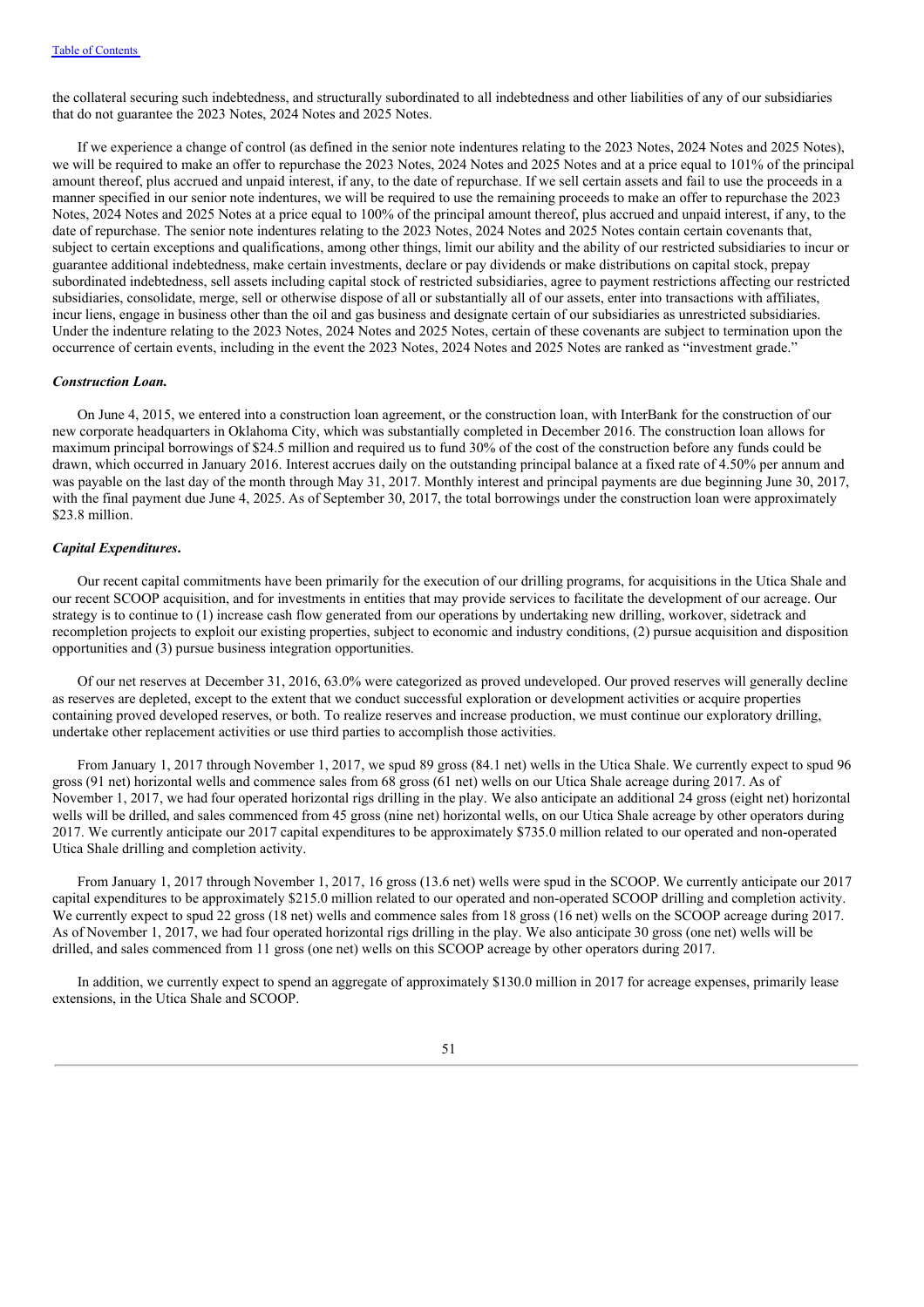the collateral securing such indebtedness, and structurally subordinated to all indebtedness and other liabilities of any of our subsidiaries that do not guarantee the 2023 Notes, 2024 Notes and 2025 Notes.

If we experience a change of control (as defined in the senior note indentures relating to the 2023 Notes, 2024 Notes and 2025 Notes), we will be required to make an offer to repurchase the 2023 Notes, 2024 Notes and 2025 Notes and at a price equal to 101% of the principal amount thereof, plus accrued and unpaid interest, if any, to the date of repurchase. If we sell certain assets and fail to use the proceeds in a manner specified in our senior note indentures, we will be required to use the remaining proceeds to make an offer to repurchase the 2023 Notes, 2024 Notes and 2025 Notes at a price equal to 100% of the principal amount thereof, plus accrued and unpaid interest, if any, to the date of repurchase. The senior note indentures relating to the 2023 Notes, 2024 Notes and 2025 Notes contain certain covenants that, subject to certain exceptions and qualifications, among other things, limit our ability and the ability of our restricted subsidiaries to incur or guarantee additional indebtedness, make certain investments, declare or pay dividends or make distributions on capital stock, prepay subordinated indebtedness, sell assets including capital stock of restricted subsidiaries, agree to payment restrictions affecting our restricted subsidiaries, consolidate, merge, sell or otherwise dispose of all or substantially all of our assets, enter into transactions with affiliates, incur liens, engage in business other than the oil and gas business and designate certain of our subsidiaries as unrestricted subsidiaries. Under the indenture relating to the 2023 Notes, 2024 Notes and 2025 Notes, certain of these covenants are subject to termination upon the occurrence of certain events, including in the event the 2023 Notes, 2024 Notes and 2025 Notes are ranked as "investment grade."

***Construction Loan.***

On June 4, 2015, we entered into a construction loan agreement, or the construction loan, with InterBank for the construction of our new corporate headquarters in Oklahoma City, which was substantially completed in December 2016. The construction loan allows for maximum principal borrowings of $24.5 million and required us to fund 30% of the cost of the construction before any funds could be drawn, which occurred in January 2016. Interest accrues daily on the outstanding principal balance at a fixed rate of 4.50% per annum and was payable on the last day of the month through May 31, 2017. Monthly interest and principal payments are due beginning June 30, 2017, with the final payment due June 4, 2025. As of September 30, 2017, the total borrowings under the construction loan were approximately $23.8 million.

***Capital Expenditures.***

Our recent capital commitments have been primarily for the execution of our drilling programs, for acquisitions in the Utica Shale and our recent SCOOP acquisition, and for investments in entities that may provide services to facilitate the development of our acreage. Our strategy is to continue to (1) increase cash flow generated from our operations by undertaking new drilling, workover, sidetrack and recompletion projects to exploit our existing properties, subject to economic and industry conditions, (2) pursue acquisition and disposition opportunities and (3) pursue business integration opportunities.

Of our net reserves at December 31, 2016, 63.0% were categorized as proved undeveloped. Our proved reserves will generally decline as reserves are depleted, except to the extent that we conduct successful exploration or development activities or acquire properties containing proved developed reserves, or both. To realize reserves and increase production, we must continue our exploratory drilling, undertake other replacement activities or use third parties to accomplish those activities.

From January 1, 2017 through November 1, 2017, we spud 89 gross (84.1 net) wells in the Utica Shale. We currently expect to spud 96 gross (91 net) horizontal wells and commence sales from 68 gross (61 net) wells on our Utica Shale acreage during 2017. As of November 1, 2017, we had four operated horizontal rigs drilling in the play. We also anticipate an additional 24 gross (eight net) horizontal wells will be drilled, and sales commenced from 45 gross (nine net) horizontal wells, on our Utica Shale acreage by other operators during 2017. We currently anticipate our 2017 capital expenditures to be approximately $735.0 million related to our operated and non-operated Utica Shale drilling and completion activity.

From January 1, 2017 through November 1, 2017, 16 gross (13.6 net) wells were spud in the SCOOP. We currently anticipate our 2017 capital expenditures to be approximately $215.0 million related to our operated and non-operated SCOOP drilling and completion activity. We currently expect to spud 22 gross (18 net) wells and commence sales from 18 gross (16 net) wells on the SCOOP acreage during 2017. As of November 1, 2017, we had four operated horizontal rigs drilling in the play. We also anticipate 30 gross (one net) wells will be drilled, and sales commenced from 11 gross (one net) wells on this SCOOP acreage by other operators during 2017.

In addition, we currently expect to spend an aggregate of approximately $130.0 million in 2017 for acreage expenses, primarily lease extensions, in the Utica Shale and SCOOP.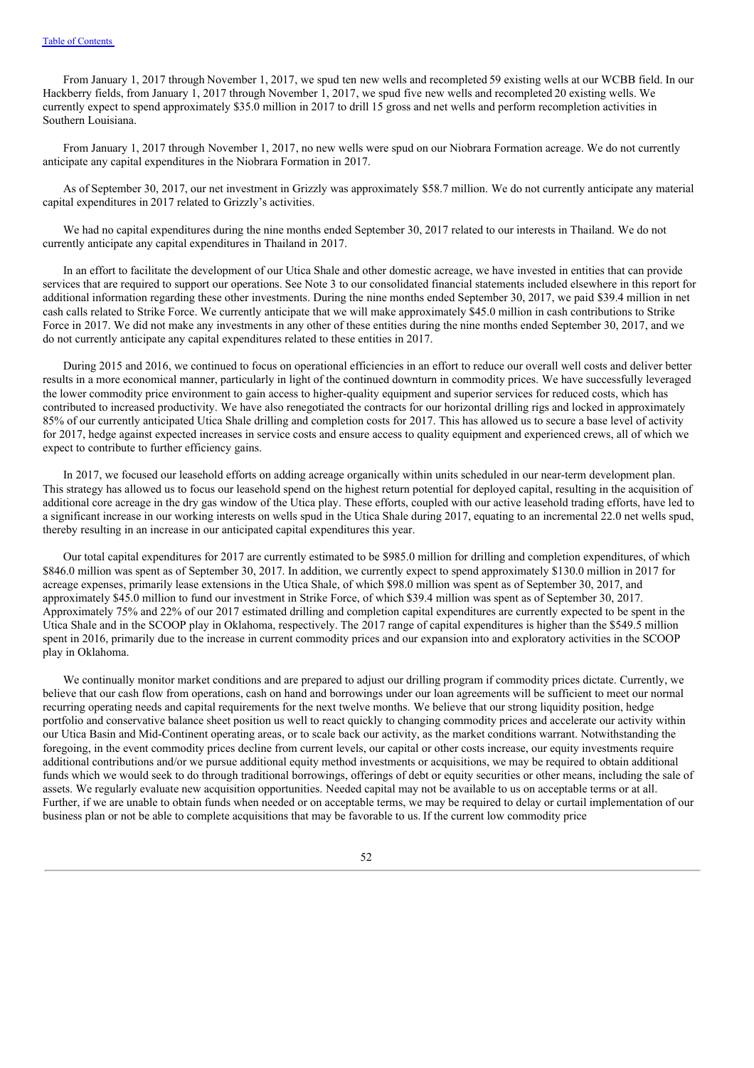From January 1, 2017 through November 1, 2017, we spud ten new wells and recompleted 59 existing wells at our WCBB field. In our Hackberry fields, from January 1, 2017 through November 1, 2017, we spud five new wells and recompleted 20 existing wells. We currently expect to spend approximately $35.0 million in 2017 to drill 15 gross and net wells and perform recompletion activities in Southern Louisiana.

From January 1, 2017 through November 1, 2017, no new wells were spud on our Niobrara Formation acreage. We do not currently anticipate any capital expenditures in the Niobrara Formation in 2017.

As of September 30, 2017, our net investment in Grizzly was approximately $58.7 million. We do not currently anticipate any material capital expenditures in 2017 related to Grizzly's activities.

We had no capital expenditures during the nine months ended September 30, 2017 related to our interests in Thailand. We do not currently anticipate any capital expenditures in Thailand in 2017.

In an effort to facilitate the development of our Utica Shale and other domestic acreage, we have invested in entities that can provide services that are required to support our operations. See Note 3 to our consolidated financial statements included elsewhere in this report for additional information regarding these other investments. During the nine months ended September 30, 2017, we paid $39.4 million in net cash calls related to Strike Force. We currently anticipate that we will make approximately $45.0 million in cash contributions to Strike Force in 2017. We did not make any investments in any other of these entities during the nine months ended September 30, 2017, and we do not currently anticipate any capital expenditures related to these entities in 2017.

During 2015 and 2016, we continued to focus on operational efficiencies in an effort to reduce our overall well costs and deliver better results in a more economical manner, particularly in light of the continued downturn in commodity prices. We have successfully leveraged the lower commodity price environment to gain access to higher-quality equipment and superior services for reduced costs, which has contributed to increased productivity. We have also renegotiated the contracts for our horizontal drilling rigs and locked in approximately 85% of our currently anticipated Utica Shale drilling and completion costs for 2017. This has allowed us to secure a base level of activity for 2017, hedge against expected increases in service costs and ensure access to quality equipment and experienced crews, all of which we expect to contribute to further efficiency gains.

In 2017, we focused our leasehold efforts on adding acreage organically within units scheduled in our near-term development plan. This strategy has allowed us to focus our leasehold spend on the highest return potential for deployed capital, resulting in the acquisition of additional core acreage in the dry gas window of the Utica play. These efforts, coupled with our active leasehold trading efforts, have led to a significant increase in our working interests on wells spud in the Utica Shale during 2017, equating to an incremental 22.0 net wells spud, thereby resulting in an increase in our anticipated capital expenditures this year.

Our total capital expenditures for 2017 are currently estimated to be $985.0 million for drilling and completion expenditures, of which $846.0 million was spent as of September 30, 2017. In addition, we currently expect to spend approximately $130.0 million in 2017 for acreage expenses, primarily lease extensions in the Utica Shale, of which $98.0 million was spent as of September 30, 2017, and approximately $45.0 million to fund our investment in Strike Force, of which $39.4 million was spent as of September 30, 2017. Approximately 75% and 22% of our 2017 estimated drilling and completion capital expenditures are currently expected to be spent in the Utica Shale and in the SCOOP play in Oklahoma, respectively. The 2017 range of capital expenditures is higher than the $549.5 million spent in 2016, primarily due to the increase in current commodity prices and our expansion into and exploratory activities in the SCOOP play in Oklahoma.

We continually monitor market conditions and are prepared to adjust our drilling program if commodity prices dictate. Currently, we believe that our cash flow from operations, cash on hand and borrowings under our loan agreements will be sufficient to meet our normal recurring operating needs and capital requirements for the next twelve months. We believe that our strong liquidity position, hedge portfolio and conservative balance sheet position us well to react quickly to changing commodity prices and accelerate our activity within our Utica Basin and Mid-Continent operating areas, or to scale back our activity, as the market conditions warrant. Notwithstanding the foregoing, in the event commodity prices decline from current levels, our capital or other costs increase, our equity investments require additional contributions and/or we pursue additional equity method investments or acquisitions, we may be required to obtain additional funds which we would seek to do through traditional borrowings, offerings of debt or equity securities or other means, including the sale of assets. We regularly evaluate new acquisition opportunities. Needed capital may not be available to us on acceptable terms or at all. Further, if we are unable to obtain funds when needed or on acceptable terms, we may be required to delay or curtail implementation of our business plan or not be able to complete acquisitions that may be favorable to us. If the current low commodity price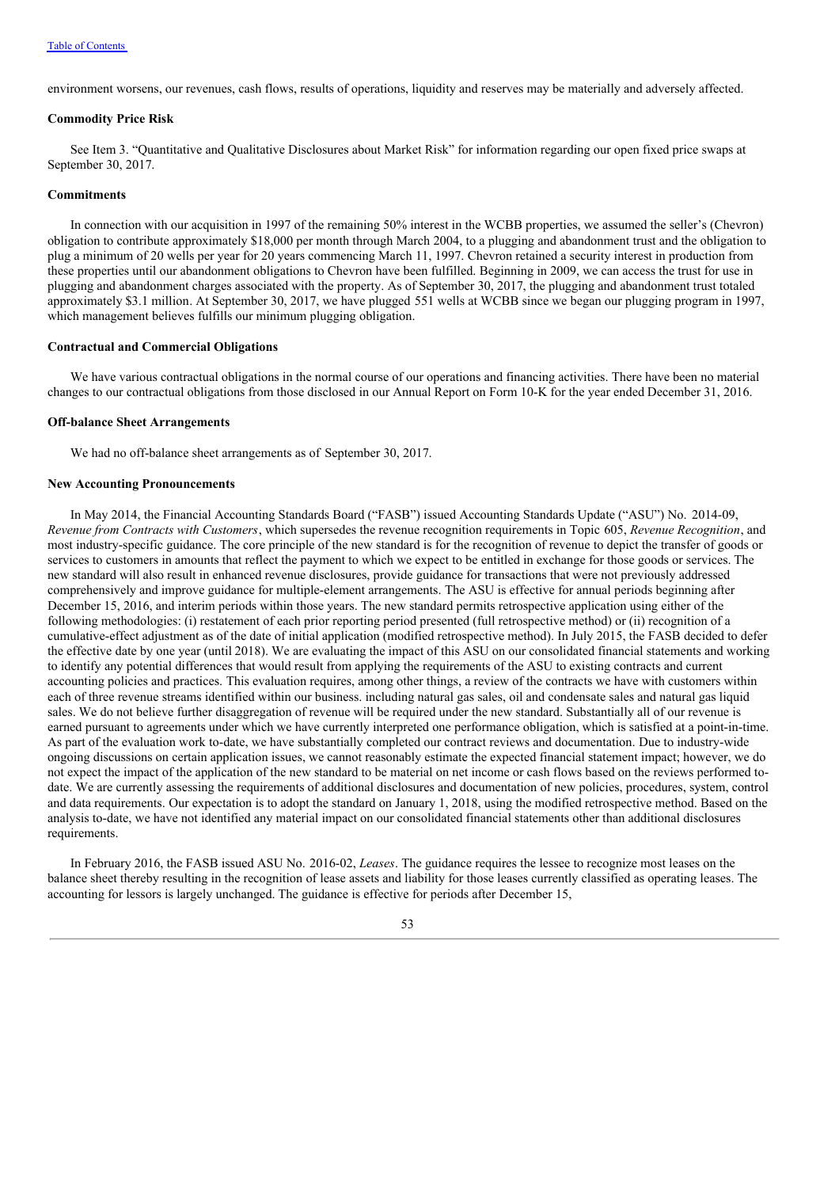environment worsens, our revenues, cash flows, results of operations, liquidity and reserves may be materially and adversely affected.

**Commodity Price Risk**

See Item 3. "Quantitative and Qualitative Disclosures about Market Risk" for information regarding our open fixed price swaps at September 30, 2017.

**Commitments**

In connection with our acquisition in 1997 of the remaining 50% interest in the WCBB properties, we assumed the seller's (Chevron) obligation to contribute approximately $18,000 per month through March 2004, to a plugging and abandonment trust and the obligation to plug a minimum of 20 wells per year for 20 years commencing March 11, 1997. Chevron retained a security interest in production from these properties until our abandonment obligations to Chevron have been fulfilled. Beginning in 2009, we can access the trust for use in plugging and abandonment charges associated with the property. As of September 30, 2017, the plugging and abandonment trust totaled approximately $3.1 million. At September 30, 2017, we have plugged 551 wells at WCBB since we began our plugging program in 1997, which management believes fulfills our minimum plugging obligation.

**Contractual and Commercial Obligations**

We have various contractual obligations in the normal course of our operations and financing activities. There have been no material changes to our contractual obligations from those disclosed in our Annual Report on Form 10-K for the year ended December 31, 2016.

**Off-balance Sheet Arrangements**

We had no off-balance sheet arrangements as of September 30, 2017.

**New Accounting Pronouncements**

In May 2014, the Financial Accounting Standards Board ("FASB") issued Accounting Standards Update ("ASU") No. 2014-09, *Revenue from Contracts with Customers*, which supersedes the revenue recognition requirements in Topic 605, *Revenue Recognition*, and most industry-specific guidance. The core principle of the new standard is for the recognition of revenue to depict the transfer of goods or services to customers in amounts that reflect the payment to which we expect to be entitled in exchange for those goods or services. The new standard will also result in enhanced revenue disclosures, provide guidance for transactions that were not previously addressed comprehensively and improve guidance for multiple-element arrangements. The ASU is effective for annual periods beginning after December 15, 2016, and interim periods within those years. The new standard permits retrospective application using either of the following methodologies: (i) restatement of each prior reporting period presented (full retrospective method) or (ii) recognition of a cumulative-effect adjustment as of the date of initial application (modified retrospective method). In July 2015, the FASB decided to defer the effective date by one year (until 2018). We are evaluating the impact of this ASU on our consolidated financial statements and working to identify any potential differences that would result from applying the requirements of the ASU to existing contracts and current accounting policies and practices. This evaluation requires, among other things, a review of the contracts we have with customers within each of three revenue streams identified within our business. including natural gas sales, oil and condensate sales and natural gas liquid sales. We do not believe further disaggregation of revenue will be required under the new standard. Substantially all of our revenue is earned pursuant to agreements under which we have currently interpreted one performance obligation, which is satisfied at a point-in-time. As part of the evaluation work to-date, we have substantially completed our contract reviews and documentation. Due to industry-wide ongoing discussions on certain application issues, we cannot reasonably estimate the expected financial statement impact; however, we do not expect the impact of the application of the new standard to be material on net income or cash flows based on the reviews performed to-date. We are currently assessing the requirements of additional disclosures and documentation of new policies, procedures, system, control and data requirements. Our expectation is to adopt the standard on January 1, 2018, using the modified retrospective method. Based on the analysis to-date, we have not identified any material impact on our consolidated financial statements other than additional disclosures requirements.

In February 2016, the FASB issued ASU No. 2016-02, *Leases*. The guidance requires the lessee to recognize most leases on the balance sheet thereby resulting in the recognition of lease assets and liability for those leases currently classified as operating leases. The accounting for lessors is largely unchanged. The guidance is effective for periods after December 15,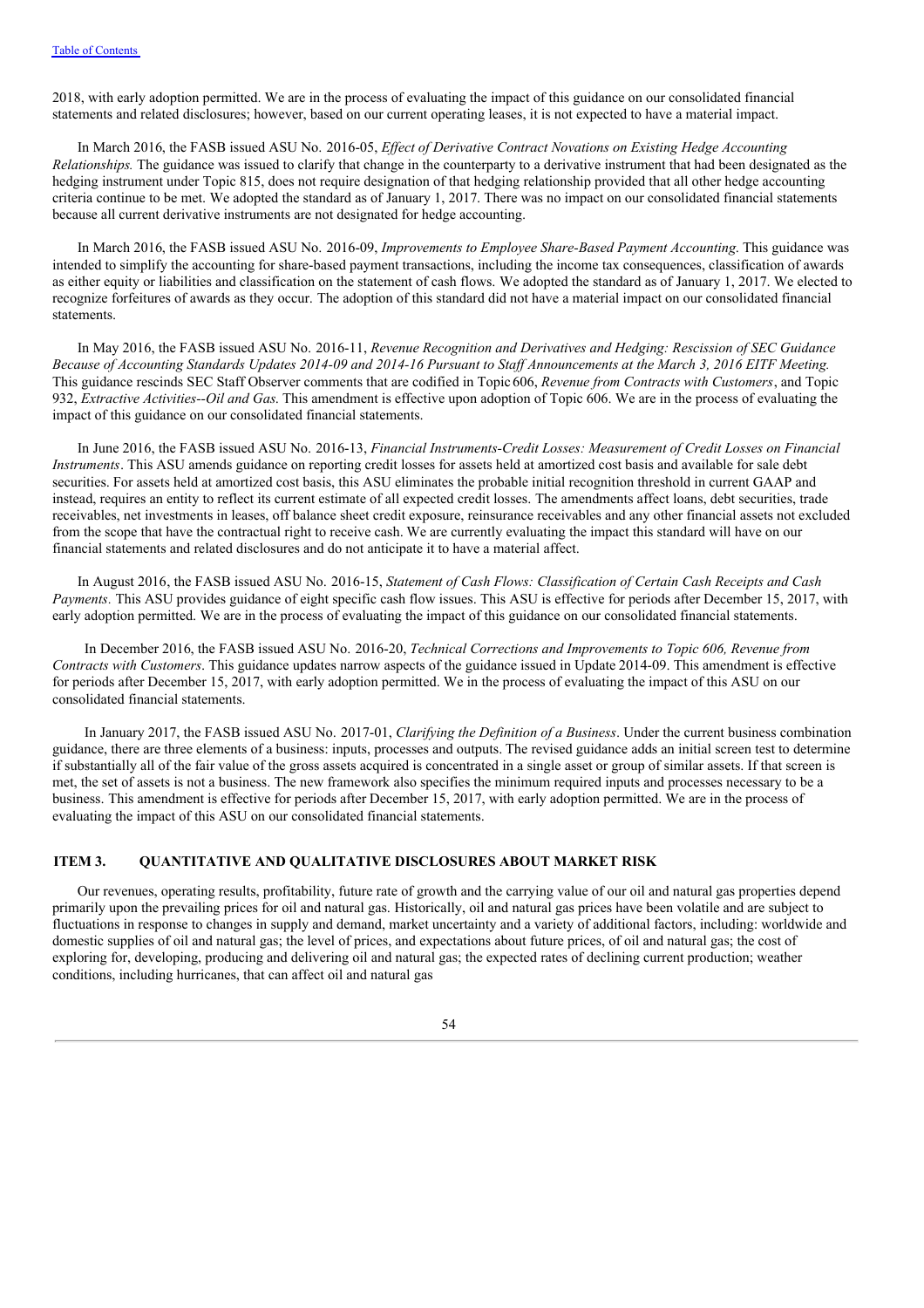2018, with early adoption permitted. We are in the process of evaluating the impact of this guidance on our consolidated financial statements and related disclosures; however, based on our current operating leases, it is not expected to have a material impact.

In March 2016, the FASB issued ASU No. 2016-05, *Effect of Derivative Contract Novations on Existing Hedge Accounting Relationships.* The guidance was issued to clarify that change in the counterparty to a derivative instrument that had been designated as the hedging instrument under Topic 815, does not require designation of that hedging relationship provided that all other hedge accounting criteria continue to be met. We adopted the standard as of January 1, 2017. There was no impact on our consolidated financial statements because all current derivative instruments are not designated for hedge accounting.

In March 2016, the FASB issued ASU No. 2016-09, *Improvements to Employee Share-Based Payment Accounting*. This guidance was intended to simplify the accounting for share-based payment transactions, including the income tax consequences, classification of awards as either equity or liabilities and classification on the statement of cash flows. We adopted the standard as of January 1, 2017. We elected to recognize forfeitures of awards as they occur. The adoption of this standard did not have a material impact on our consolidated financial statements.

In May 2016, the FASB issued ASU No. 2016-11, *Revenue Recognition and Derivatives and Hedging: Rescission of SEC Guidance Because of Accounting Standards Updates 2014-09 and 2014-16 Pursuant to Staff Announcements at the March 3, 2016 EITF Meeting.* This guidance rescinds SEC Staff Observer comments that are codified in Topic 606, *Revenue from Contracts with Customers*, and Topic 932, *Extractive Activities--Oil and Gas.* This amendment is effective upon adoption of Topic 606. We are in the process of evaluating the impact of this guidance on our consolidated financial statements.

In June 2016, the FASB issued ASU No. 2016-13, *Financial Instruments-Credit Losses: Measurement of Credit Losses on Financial Instruments*. This ASU amends guidance on reporting credit losses for assets held at amortized cost basis and available for sale debt securities. For assets held at amortized cost basis, this ASU eliminates the probable initial recognition threshold in current GAAP and instead, requires an entity to reflect its current estimate of all expected credit losses. The amendments affect loans, debt securities, trade receivables, net investments in leases, off balance sheet credit exposure, reinsurance receivables and any other financial assets not excluded from the scope that have the contractual right to receive cash. We are currently evaluating the impact this standard will have on our financial statements and related disclosures and do not anticipate it to have a material affect.

In August 2016, the FASB issued ASU No. 2016-15, *Statement of Cash Flows: Classification of Certain Cash Receipts and Cash Payments.* This ASU provides guidance of eight specific cash flow issues. This ASU is effective for periods after December 15, 2017, with early adoption permitted. We are in the process of evaluating the impact of this guidance on our consolidated financial statements.

In December 2016, the FASB issued ASU No. 2016-20, *Technical Corrections and Improvements to Topic 606, Revenue from Contracts with Customers*. This guidance updates narrow aspects of the guidance issued in Update 2014-09. This amendment is effective for periods after December 15, 2017, with early adoption permitted. We in the process of evaluating the impact of this ASU on our consolidated financial statements.

In January 2017, the FASB issued ASU No. 2017-01, *Clarifying the Definition of a Business*. Under the current business combination guidance, there are three elements of a business: inputs, processes and outputs. The revised guidance adds an initial screen test to determine if substantially all of the fair value of the gross assets acquired is concentrated in a single asset or group of similar assets. If that screen is met, the set of assets is not a business. The new framework also specifies the minimum required inputs and processes necessary to be a business. This amendment is effective for periods after December 15, 2017, with early adoption permitted. We are in the process of evaluating the impact of this ASU on our consolidated financial statements.

## ITEM 3. QUANTITATIVE AND QUALITATIVE DISCLOSURES ABOUT MARKET RISK

Our revenues, operating results, profitability, future rate of growth and the carrying value of our oil and natural gas properties depend primarily upon the prevailing prices for oil and natural gas. Historically, oil and natural gas prices have been volatile and are subject to fluctuations in response to changes in supply and demand, market uncertainty and a variety of additional factors, including: worldwide and domestic supplies of oil and natural gas; the level of prices, and expectations about future prices, of oil and natural gas; the cost of exploring for, developing, producing and delivering oil and natural gas; the expected rates of declining current production; weather conditions, including hurricanes, that can affect oil and natural gas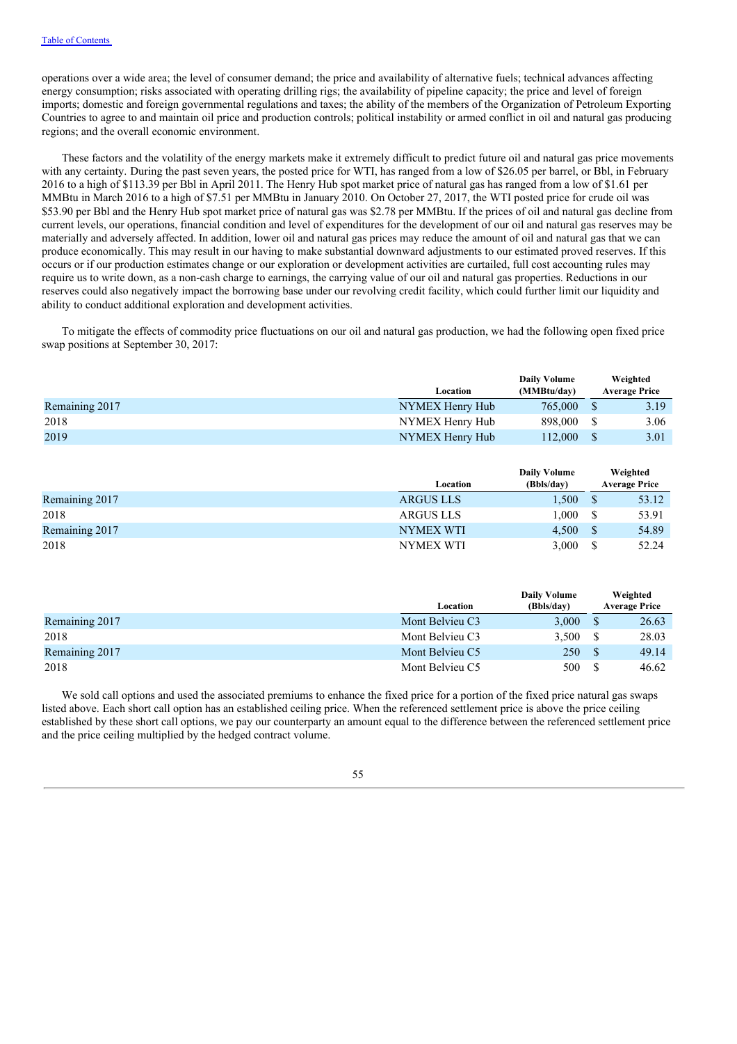operations over a wide area; the level of consumer demand; the price and availability of alternative fuels; technical advances affecting energy consumption; risks associated with operating drilling rigs; the availability of pipeline capacity; the price and level of foreign imports; domestic and foreign governmental regulations and taxes; the ability of the members of the Organization of Petroleum Exporting Countries to agree to and maintain oil price and production controls; political instability or armed conflict in oil and natural gas producing regions; and the overall economic environment.

These factors and the volatility of the energy markets make it extremely difficult to predict future oil and natural gas price movements with any certainty. During the past seven years, the posted price for WTI, has ranged from a low of $26.05 per barrel, or Bbl, in February 2016 to a high of $113.39 per Bbl in April 2011. The Henry Hub spot market price of natural gas has ranged from a low of $1.61 per MMBtu in March 2016 to a high of $7.51 per MMBtu in January 2010. On October 27, 2017, the WTI posted price for crude oil was $53.90 per Bbl and the Henry Hub spot market price of natural gas was $2.78 per MMBtu. If the prices of oil and natural gas decline from current levels, our operations, financial condition and level of expenditures for the development of our oil and natural gas reserves may be materially and adversely affected. In addition, lower oil and natural gas prices may reduce the amount of oil and natural gas that we can produce economically. This may result in our having to make substantial downward adjustments to our estimated proved reserves. If this occurs or if our production estimates change or our exploration or development activities are curtailed, full cost accounting rules may require us to write down, as a non-cash charge to earnings, the carrying value of our oil and natural gas properties. Reductions in our reserves could also negatively impact the borrowing base under our revolving credit facility, which could further limit our liquidity and ability to conduct additional exploration and development activities.

To mitigate the effects of commodity price fluctuations on our oil and natural gas production, we had the following open fixed price swap positions at September 30, 2017:

| | Location | Daily Volume (MMBtu/day) | Weighted Average Price |
|---|---|---|---|
| Remaining 2017 | NYMEX Henry Hub | 765,000 | $ 3.19 |
| 2018 | NYMEX Henry Hub | 898,000 | $ 3.06 |
| 2019 | NYMEX Henry Hub | 112,000 | $ 3.01 |

| | Location | Daily Volume (Bbls/day) | Weighted Average Price |
|---|---|---|---|
| Remaining 2017 | ARGUS LLS | 1,500 | $ 53.12 |
| 2018 | ARGUS LLS | 1,000 | $ 53.91 |
| Remaining 2017 | NYMEX WTI | 4,500 | $ 54.89 |
| 2018 | NYMEX WTI | 3,000 | $ 52.24 |

| | Location | Daily Volume (Bbls/day) | Weighted Average Price |
|---|---|---|---|
| Remaining 2017 | Mont Belvieu C3 | 3,000 | $ 26.63 |
| 2018 | Mont Belvieu C3 | 3,500 | $ 28.03 |
| Remaining 2017 | Mont Belvieu C5 | 250 | $ 49.14 |
| 2018 | Mont Belvieu C5 | 500 | $ 46.62 |

We sold call options and used the associated premiums to enhance the fixed price for a portion of the fixed price natural gas swaps listed above. Each short call option has an established ceiling price. When the referenced settlement price is above the price ceiling established by these short call options, we pay our counterparty an amount equal to the difference between the referenced settlement price and the price ceiling multiplied by the hedged contract volume.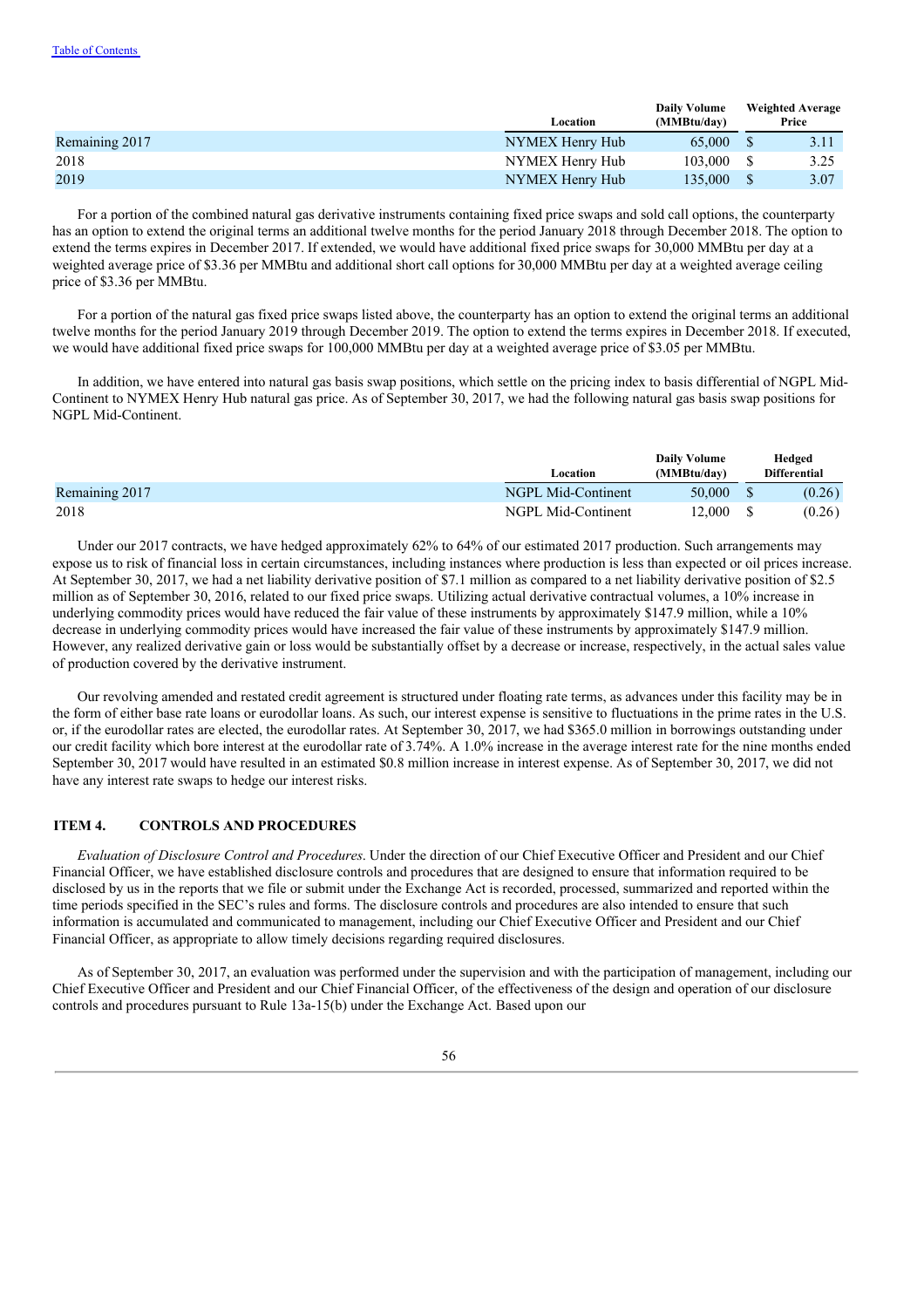|  | Location | Daily Volume (MMBtu/day) | Weighted Average Price |
|---|---|---|---|
| Remaining 2017 | NYMEX Henry Hub | 65,000 | $ 3.11 |
| 2018 | NYMEX Henry Hub | 103,000 | $ 3.25 |
| 2019 | NYMEX Henry Hub | 135,000 | $ 3.07 |

For a portion of the combined natural gas derivative instruments containing fixed price swaps and sold call options, the counterparty has an option to extend the original terms an additional twelve months for the period January 2018 through December 2018. The option to extend the terms expires in December 2017. If extended, we would have additional fixed price swaps for 30,000 MMBtu per day at a weighted average price of $3.36 per MMBtu and additional short call options for 30,000 MMBtu per day at a weighted average ceiling price of $3.36 per MMBtu.

For a portion of the natural gas fixed price swaps listed above, the counterparty has an option to extend the original terms an additional twelve months for the period January 2019 through December 2019. The option to extend the terms expires in December 2018. If executed, we would have additional fixed price swaps for 100,000 MMBtu per day at a weighted average price of $3.05 per MMBtu.

In addition, we have entered into natural gas basis swap positions, which settle on the pricing index to basis differential of NGPL Mid-Continent to NYMEX Henry Hub natural gas price. As of September 30, 2017, we had the following natural gas basis swap positions for NGPL Mid-Continent.

|  | Location | Daily Volume (MMBtu/day) | Hedged Differential |
|---|---|---|---|
| Remaining 2017 | NGPL Mid-Continent | 50,000 | $ (0.26) |
| 2018 | NGPL Mid-Continent | 12,000 | $ (0.26) |

Under our 2017 contracts, we have hedged approximately 62% to 64% of our estimated 2017 production. Such arrangements may expose us to risk of financial loss in certain circumstances, including instances where production is less than expected or oil prices increase. At September 30, 2017, we had a net liability derivative position of $7.1 million as compared to a net liability derivative position of $2.5 million as of September 30, 2016, related to our fixed price swaps. Utilizing actual derivative contractual volumes, a 10% increase in underlying commodity prices would have reduced the fair value of these instruments by approximately $147.9 million, while a 10% decrease in underlying commodity prices would have increased the fair value of these instruments by approximately $147.9 million. However, any realized derivative gain or loss would be substantially offset by a decrease or increase, respectively, in the actual sales value of production covered by the derivative instrument.

Our revolving amended and restated credit agreement is structured under floating rate terms, as advances under this facility may be in the form of either base rate loans or eurodollar loans. As such, our interest expense is sensitive to fluctuations in the prime rates in the U.S. or, if the eurodollar rates are elected, the eurodollar rates. At September 30, 2017, we had $365.0 million in borrowings outstanding under our credit facility which bore interest at the eurodollar rate of 3.74%. A 1.0% increase in the average interest rate for the nine months ended September 30, 2017 would have resulted in an estimated $0.8 million increase in interest expense. As of September 30, 2017, we did not have any interest rate swaps to hedge our interest risks.

## ITEM 4. CONTROLS AND PROCEDURES

*Evaluation of Disclosure Control and Procedures*. Under the direction of our Chief Executive Officer and President and our Chief Financial Officer, we have established disclosure controls and procedures that are designed to ensure that information required to be disclosed by us in the reports that we file or submit under the Exchange Act is recorded, processed, summarized and reported within the time periods specified in the SEC's rules and forms. The disclosure controls and procedures are also intended to ensure that such information is accumulated and communicated to management, including our Chief Executive Officer and President and our Chief Financial Officer, as appropriate to allow timely decisions regarding required disclosures.

As of September 30, 2017, an evaluation was performed under the supervision and with the participation of management, including our Chief Executive Officer and President and our Chief Financial Officer, of the effectiveness of the design and operation of our disclosure controls and procedures pursuant to Rule 13a-15(b) under the Exchange Act. Based upon our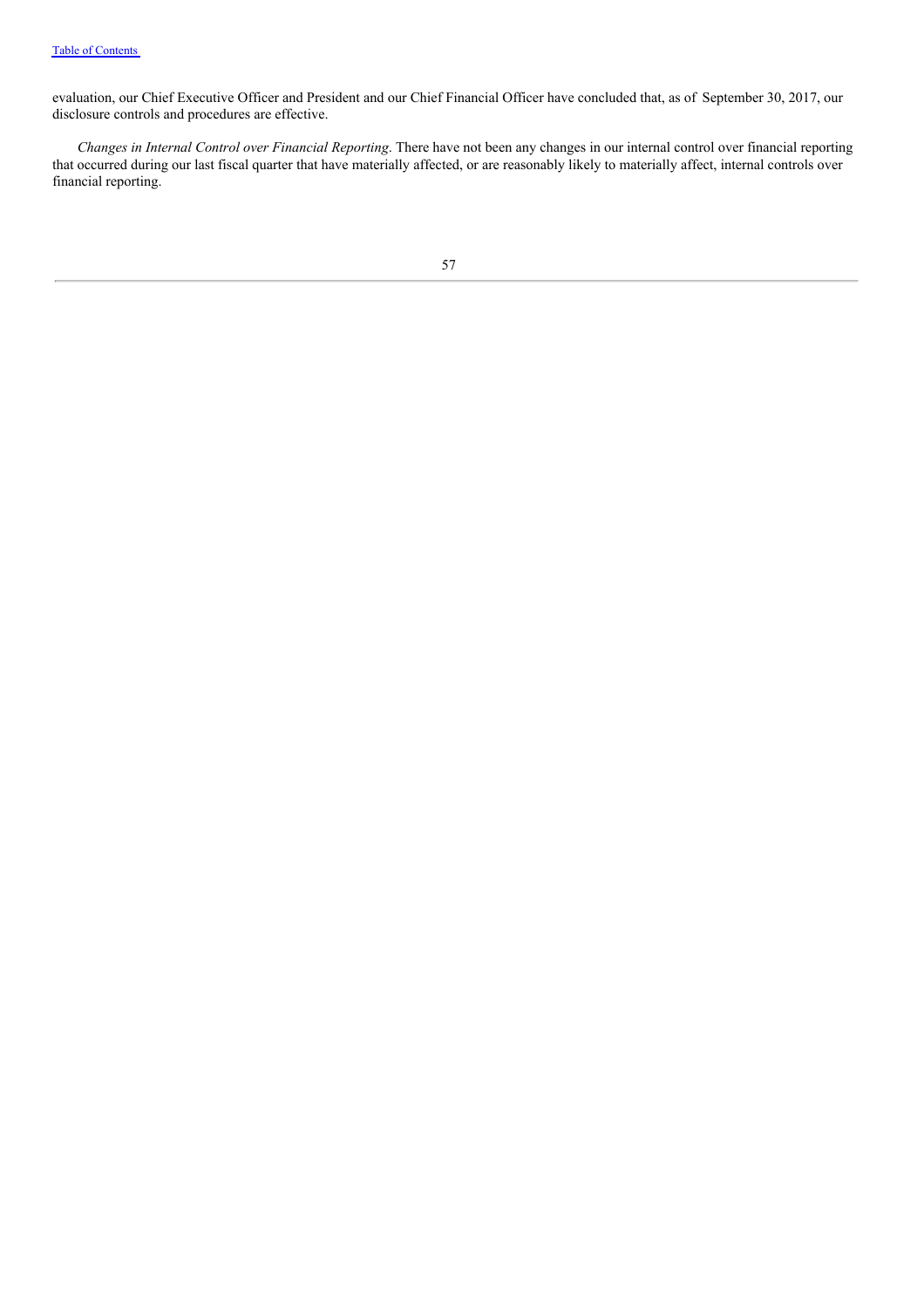evaluation, our Chief Executive Officer and President and our Chief Financial Officer have concluded that, as of September 30, 2017, our disclosure controls and procedures are effective.

*Changes in Internal Control over Financial Reporting*. There have not been any changes in our internal control over financial reporting that occurred during our last fiscal quarter that have materially affected, or are reasonably likely to materially affect, internal controls over financial reporting.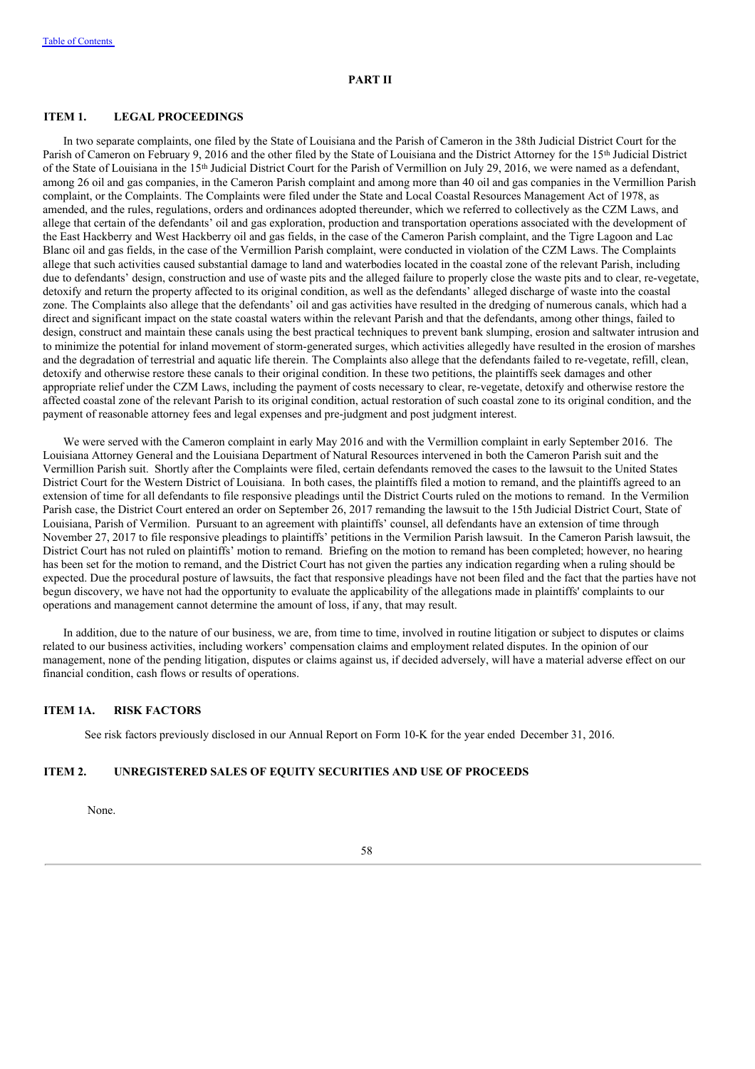# PART II

## ITEM 1. LEGAL PROCEEDINGS

In two separate complaints, one filed by the State of Louisiana and the Parish of Cameron in the 38th Judicial District Court for the Parish of Cameron on February 9, 2016 and the other filed by the State of Louisiana and the District Attorney for the 15th Judicial District of the State of Louisiana in the 15th Judicial District Court for the Parish of Vermillion on July 29, 2016, we were named as a defendant, among 26 oil and gas companies, in the Cameron Parish complaint and among more than 40 oil and gas companies in the Vermillion Parish complaint, or the Complaints. The Complaints were filed under the State and Local Coastal Resources Management Act of 1978, as amended, and the rules, regulations, orders and ordinances adopted thereunder, which we referred to collectively as the CZM Laws, and allege that certain of the defendants' oil and gas exploration, production and transportation operations associated with the development of the East Hackberry and West Hackberry oil and gas fields, in the case of the Cameron Parish complaint, and the Tigre Lagoon and Lac Blanc oil and gas fields, in the case of the Vermillion Parish complaint, were conducted in violation of the CZM Laws. The Complaints allege that such activities caused substantial damage to land and waterbodies located in the coastal zone of the relevant Parish, including due to defendants' design, construction and use of waste pits and the alleged failure to properly close the waste pits and to clear, re-vegetate, detoxify and return the property affected to its original condition, as well as the defendants' alleged discharge of waste into the coastal zone. The Complaints also allege that the defendants' oil and gas activities have resulted in the dredging of numerous canals, which had a direct and significant impact on the state coastal waters within the relevant Parish and that the defendants, among other things, failed to design, construct and maintain these canals using the best practical techniques to prevent bank slumping, erosion and saltwater intrusion and to minimize the potential for inland movement of storm-generated surges, which activities allegedly have resulted in the erosion of marshes and the degradation of terrestrial and aquatic life therein. The Complaints also allege that the defendants failed to re-vegetate, refill, clean, detoxify and otherwise restore these canals to their original condition. In these two petitions, the plaintiffs seek damages and other appropriate relief under the CZM Laws, including the payment of costs necessary to clear, re-vegetate, detoxify and otherwise restore the affected coastal zone of the relevant Parish to its original condition, actual restoration of such coastal zone to its original condition, and the payment of reasonable attorney fees and legal expenses and pre-judgment and post judgment interest.

We were served with the Cameron complaint in early May 2016 and with the Vermillion complaint in early September 2016. The Louisiana Attorney General and the Louisiana Department of Natural Resources intervened in both the Cameron Parish suit and the Vermillion Parish suit. Shortly after the Complaints were filed, certain defendants removed the cases to the lawsuit to the United States District Court for the Western District of Louisiana. In both cases, the plaintiffs filed a motion to remand, and the plaintiffs agreed to an extension of time for all defendants to file responsive pleadings until the District Courts ruled on the motions to remand. In the Vermilion Parish case, the District Court entered an order on September 26, 2017 remanding the lawsuit to the 15th Judicial District Court, State of Louisiana, Parish of Vermilion. Pursuant to an agreement with plaintiffs' counsel, all defendants have an extension of time through November 27, 2017 to file responsive pleadings to plaintiffs' petitions in the Vermilion Parish lawsuit. In the Cameron Parish lawsuit, the District Court has not ruled on plaintiffs' motion to remand. Briefing on the motion to remand has been completed; however, no hearing has been set for the motion to remand, and the District Court has not given the parties any indication regarding when a ruling should be expected. Due the procedural posture of lawsuits, the fact that responsive pleadings have not been filed and the fact that the parties have not begun discovery, we have not had the opportunity to evaluate the applicability of the allegations made in plaintiffs' complaints to our operations and management cannot determine the amount of loss, if any, that may result.

In addition, due to the nature of our business, we are, from time to time, involved in routine litigation or subject to disputes or claims related to our business activities, including workers' compensation claims and employment related disputes. In the opinion of our management, none of the pending litigation, disputes or claims against us, if decided adversely, will have a material adverse effect on our financial condition, cash flows or results of operations.

## ITEM 1A. RISK FACTORS

See risk factors previously disclosed in our Annual Report on Form 10-K for the year ended December 31, 2016.

## ITEM 2. UNREGISTERED SALES OF EQUITY SECURITIES AND USE OF PROCEEDS

None.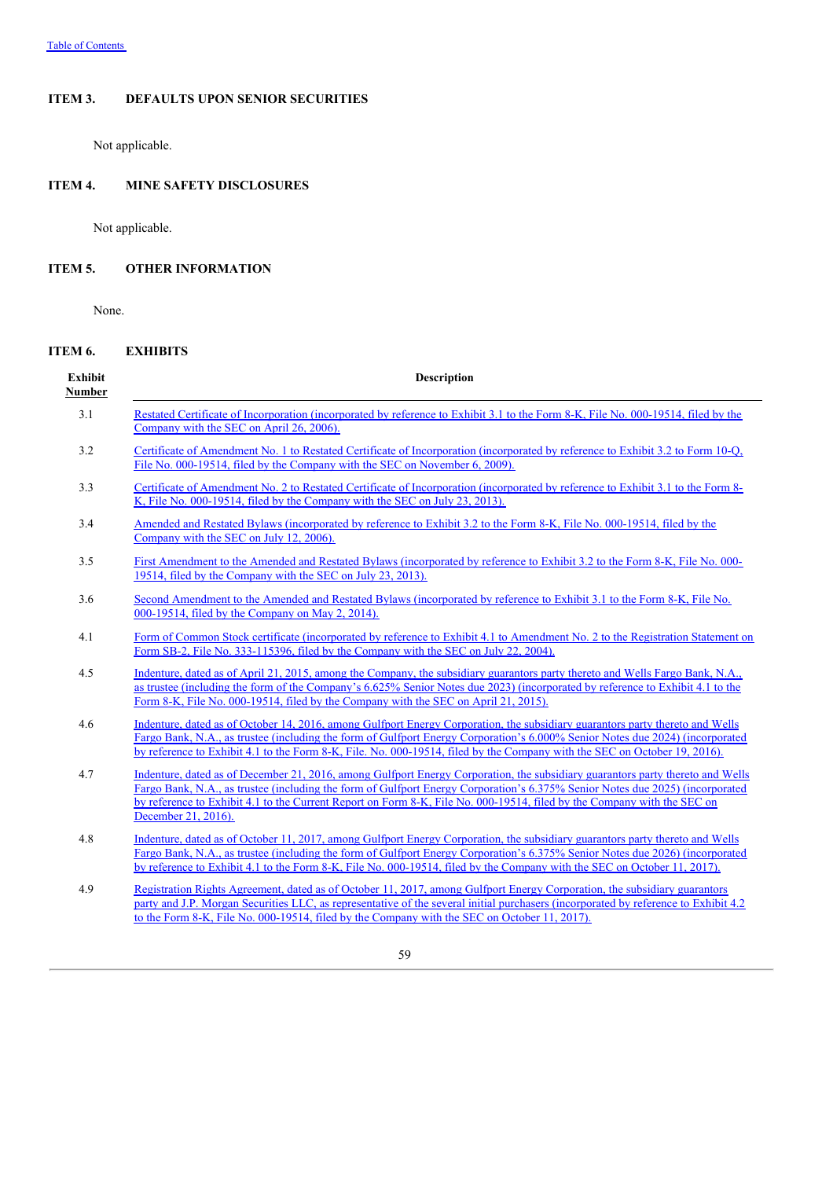[Table of Contents](#)

## ITEM 3. DEFAULTS UPON SENIOR SECURITIES

Not applicable.

## ITEM 4. MINE SAFETY DISCLOSURES

Not applicable.

## ITEM 5. OTHER INFORMATION

None.

## ITEM 6. EXHIBITS

| Exhibit Number | Description |
|---|---|
| 3.1 | Restated Certificate of Incorporation (incorporated by reference to Exhibit 3.1 to the Form 8-K, File No. 000-19514, filed by the Company with the SEC on April 26, 2006). |
| 3.2 | Certificate of Amendment No. 1 to Restated Certificate of Incorporation (incorporated by reference to Exhibit 3.2 to Form 10-Q, File No. 000-19514, filed by the Company with the SEC on November 6, 2009). |
| 3.3 | Certificate of Amendment No. 2 to Restated Certificate of Incorporation (incorporated by reference to Exhibit 3.1 to the Form 8-K, File No. 000-19514, filed by the Company with the SEC on July 23, 2013). |
| 3.4 | Amended and Restated Bylaws (incorporated by reference to Exhibit 3.2 to the Form 8-K, File No. 000-19514, filed by the Company with the SEC on July 12, 2006). |
| 3.5 | First Amendment to the Amended and Restated Bylaws (incorporated by reference to Exhibit 3.2 to the Form 8-K, File No. 000-19514, filed by the Company with the SEC on July 23, 2013). |
| 3.6 | Second Amendment to the Amended and Restated Bylaws (incorporated by reference to Exhibit 3.1 to the Form 8-K, File No. 000-19514, filed by the Company on May 2, 2014). |
| 4.1 | Form of Common Stock certificate (incorporated by reference to Exhibit 4.1 to Amendment No. 2 to the Registration Statement on Form SB-2, File No. 333-115396, filed by the Company with the SEC on July 22, 2004). |
| 4.5 | Indenture, dated as of April 21, 2015, among the Company, the subsidiary guarantors party thereto and Wells Fargo Bank, N.A., as trustee (including the form of the Company's 6.625% Senior Notes due 2023) (incorporated by reference to Exhibit 4.1 to the Form 8-K, File No. 000-19514, filed by the Company with the SEC on April 21, 2015). |
| 4.6 | Indenture, dated as of October 14, 2016, among Gulfport Energy Corporation, the subsidiary guarantors party thereto and Wells Fargo Bank, N.A., as trustee (including the form of Gulfport Energy Corporation's 6.000% Senior Notes due 2024) (incorporated by reference to Exhibit 4.1 to the Form 8-K, File. No. 000-19514, filed by the Company with the SEC on October 19, 2016). |
| 4.7 | Indenture, dated as of December 21, 2016, among Gulfport Energy Corporation, the subsidiary guarantors party thereto and Wells Fargo Bank, N.A., as trustee (including the form of Gulfport Energy Corporation's 6.375% Senior Notes due 2025) (incorporated by reference to Exhibit 4.1 to the Current Report on Form 8-K, File No. 000-19514, filed by the Company with the SEC on December 21, 2016). |
| 4.8 | Indenture, dated as of October 11, 2017, among Gulfport Energy Corporation, the subsidiary guarantors party thereto and Wells Fargo Bank, N.A., as trustee (including the form of Gulfport Energy Corporation's 6.375% Senior Notes due 2026) (incorporated by reference to Exhibit 4.1 to the Form 8-K, File No. 000-19514, filed by the Company with the SEC on October 11, 2017). |
| 4.9 | Registration Rights Agreement, dated as of October 11, 2017, among Gulfport Energy Corporation, the subsidiary guarantors party and J.P. Morgan Securities LLC, as representative of the several initial purchasers (incorporated by reference to Exhibit 4.2 to the Form 8-K, File No. 000-19514, filed by the Company with the SEC on October 11, 2017). |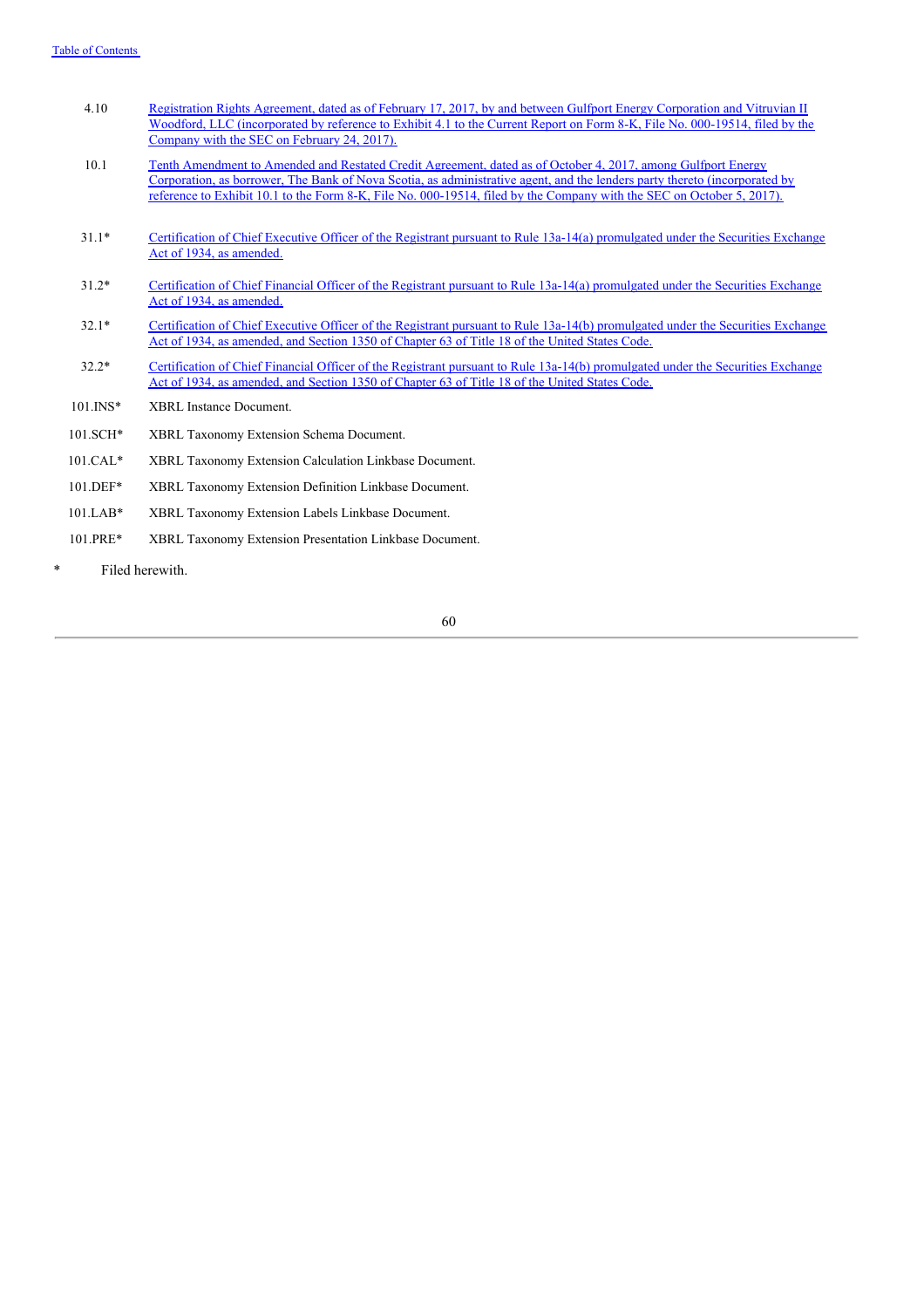| | |
|---|---|
| 4.10 | Registration Rights Agreement, dated as of February 17, 2017, by and between Gulfport Energy Corporation and Vitruvian II Woodford, LLC (incorporated by reference to Exhibit 4.1 to the Current Report on Form 8-K, File No. 000-19514, filed by the Company with the SEC on February 24, 2017). |
| 10.1 | Tenth Amendment to Amended and Restated Credit Agreement, dated as of October 4, 2017, among Gulfport Energy Corporation, as borrower, The Bank of Nova Scotia, as administrative agent, and the lenders party thereto (incorporated by reference to Exhibit 10.1 to the Form 8-K, File No. 000-19514, filed by the Company with the SEC on October 5, 2017). |
| 31.1* | Certification of Chief Executive Officer of the Registrant pursuant to Rule 13a-14(a) promulgated under the Securities Exchange Act of 1934, as amended. |
| 31.2* | Certification of Chief Financial Officer of the Registrant pursuant to Rule 13a-14(a) promulgated under the Securities Exchange Act of 1934, as amended. |
| 32.1* | Certification of Chief Executive Officer of the Registrant pursuant to Rule 13a-14(b) promulgated under the Securities Exchange Act of 1934, as amended, and Section 1350 of Chapter 63 of Title 18 of the United States Code. |
| 32.2* | Certification of Chief Financial Officer of the Registrant pursuant to Rule 13a-14(b) promulgated under the Securities Exchange Act of 1934, as amended, and Section 1350 of Chapter 63 of Title 18 of the United States Code. |
| 101.INS* | XBRL Instance Document. |
| 101.SCH* | XBRL Taxonomy Extension Schema Document. |
| 101.CAL* | XBRL Taxonomy Extension Calculation Linkbase Document. |
| 101.DEF* | XBRL Taxonomy Extension Definition Linkbase Document. |
| 101.LAB* | XBRL Taxonomy Extension Labels Linkbase Document. |
| 101.PRE* | XBRL Taxonomy Extension Presentation Linkbase Document. |

\* Filed herewith.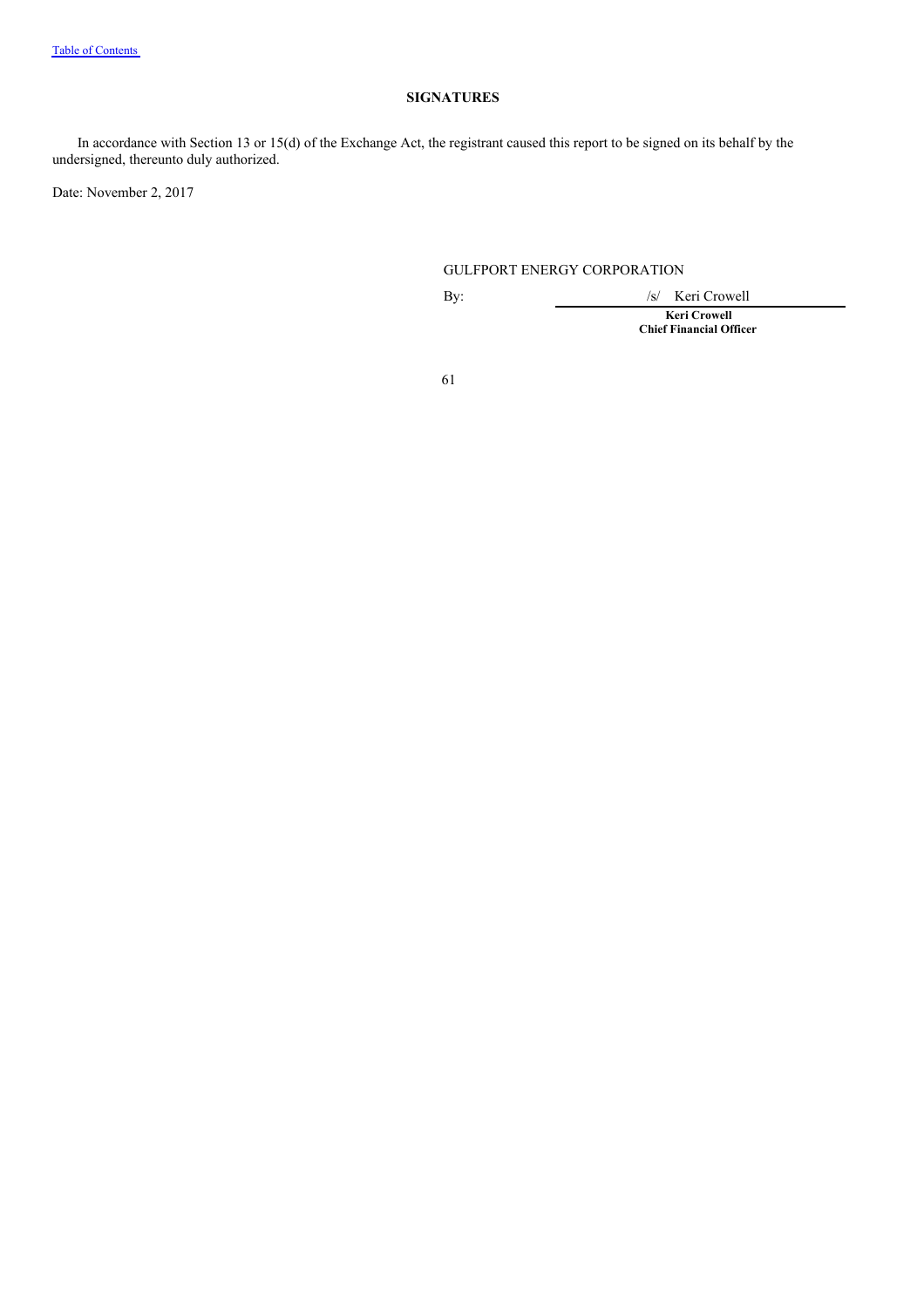## SIGNATURES

In accordance with Section 13 or 15(d) of the Exchange Act, the registrant caused this report to be signed on its behalf by the undersigned, thereunto duly authorized.

Date: November 2, 2017

GULFPORT ENERGY CORPORATION

By: /s/ Keri Crowell

**Keri Crowell**
**Chief Financial Officer**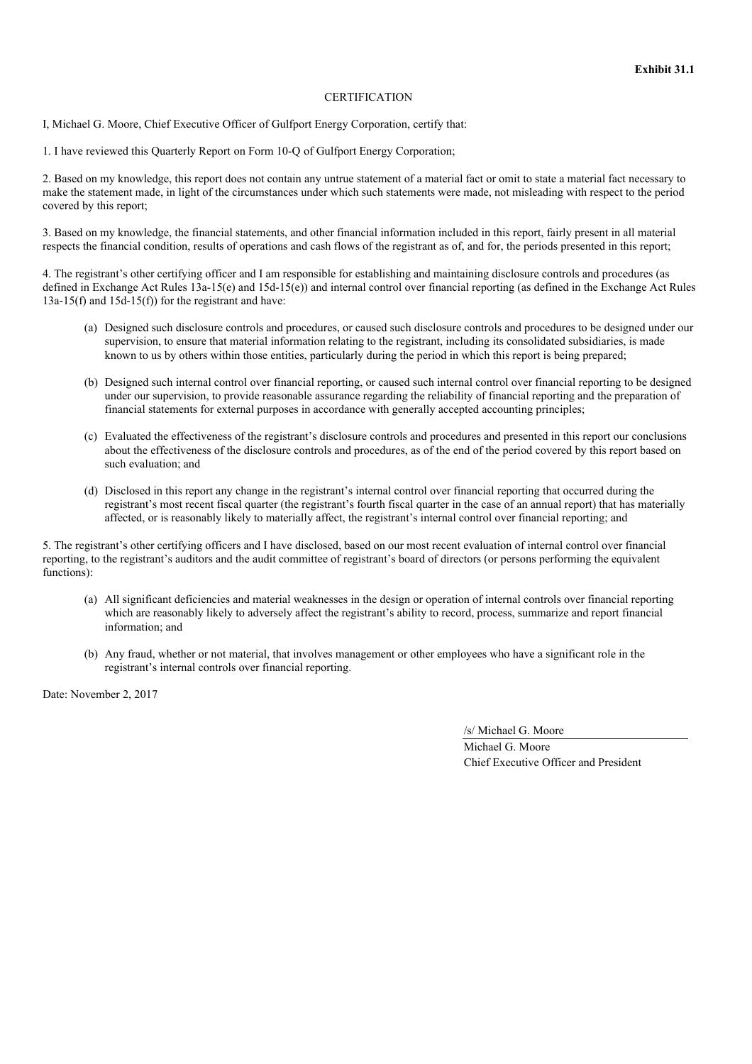**Exhibit 31.1**

CERTIFICATION

I, Michael G. Moore, Chief Executive Officer of Gulfport Energy Corporation, certify that:

1. I have reviewed this Quarterly Report on Form 10-Q of Gulfport Energy Corporation;

2. Based on my knowledge, this report does not contain any untrue statement of a material fact or omit to state a material fact necessary to make the statement made, in light of the circumstances under which such statements were made, not misleading with respect to the period covered by this report;

3. Based on my knowledge, the financial statements, and other financial information included in this report, fairly present in all material respects the financial condition, results of operations and cash flows of the registrant as of, and for, the periods presented in this report;

4. The registrant's other certifying officer and I am responsible for establishing and maintaining disclosure controls and procedures (as defined in Exchange Act Rules 13a-15(e) and 15d-15(e)) and internal control over financial reporting (as defined in the Exchange Act Rules 13a-15(f) and 15d-15(f)) for the registrant and have:

(a) Designed such disclosure controls and procedures, or caused such disclosure controls and procedures to be designed under our supervision, to ensure that material information relating to the registrant, including its consolidated subsidiaries, is made known to us by others within those entities, particularly during the period in which this report is being prepared;

(b) Designed such internal control over financial reporting, or caused such internal control over financial reporting to be designed under our supervision, to provide reasonable assurance regarding the reliability of financial reporting and the preparation of financial statements for external purposes in accordance with generally accepted accounting principles;

(c) Evaluated the effectiveness of the registrant's disclosure controls and procedures and presented in this report our conclusions about the effectiveness of the disclosure controls and procedures, as of the end of the period covered by this report based on such evaluation; and

(d) Disclosed in this report any change in the registrant's internal control over financial reporting that occurred during the registrant's most recent fiscal quarter (the registrant's fourth fiscal quarter in the case of an annual report) that has materially affected, or is reasonably likely to materially affect, the registrant's internal control over financial reporting; and

5. The registrant's other certifying officers and I have disclosed, based on our most recent evaluation of internal control over financial reporting, to the registrant's auditors and the audit committee of registrant's board of directors (or persons performing the equivalent functions):

(a) All significant deficiencies and material weaknesses in the design or operation of internal controls over financial reporting which are reasonably likely to adversely affect the registrant's ability to record, process, summarize and report financial information; and

(b) Any fraud, whether or not material, that involves management or other employees who have a significant role in the registrant's internal controls over financial reporting.

Date: November 2, 2017

/s/ Michael G. Moore

Michael G. Moore
Chief Executive Officer and President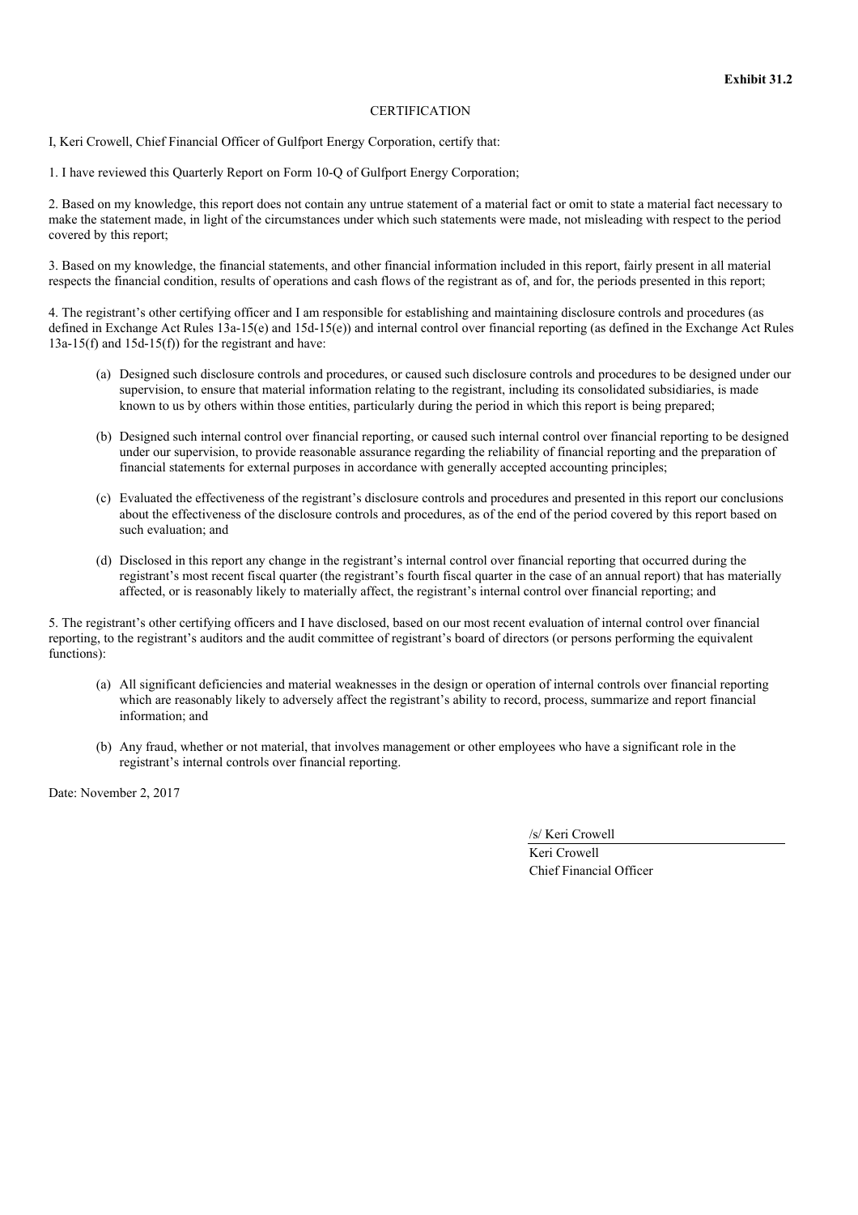**Exhibit 31.2**

CERTIFICATION

I, Keri Crowell, Chief Financial Officer of Gulfport Energy Corporation, certify that:

1. I have reviewed this Quarterly Report on Form 10-Q of Gulfport Energy Corporation;

2. Based on my knowledge, this report does not contain any untrue statement of a material fact or omit to state a material fact necessary to make the statement made, in light of the circumstances under which such statements were made, not misleading with respect to the period covered by this report;

3. Based on my knowledge, the financial statements, and other financial information included in this report, fairly present in all material respects the financial condition, results of operations and cash flows of the registrant as of, and for, the periods presented in this report;

4. The registrant's other certifying officer and I am responsible for establishing and maintaining disclosure controls and procedures (as defined in Exchange Act Rules 13a-15(e) and 15d-15(e)) and internal control over financial reporting (as defined in the Exchange Act Rules 13a-15(f) and 15d-15(f)) for the registrant and have:

(a) Designed such disclosure controls and procedures, or caused such disclosure controls and procedures to be designed under our supervision, to ensure that material information relating to the registrant, including its consolidated subsidiaries, is made known to us by others within those entities, particularly during the period in which this report is being prepared;

(b) Designed such internal control over financial reporting, or caused such internal control over financial reporting to be designed under our supervision, to provide reasonable assurance regarding the reliability of financial reporting and the preparation of financial statements for external purposes in accordance with generally accepted accounting principles;

(c) Evaluated the effectiveness of the registrant's disclosure controls and procedures and presented in this report our conclusions about the effectiveness of the disclosure controls and procedures, as of the end of the period covered by this report based on such evaluation; and

(d) Disclosed in this report any change in the registrant's internal control over financial reporting that occurred during the registrant's most recent fiscal quarter (the registrant's fourth fiscal quarter in the case of an annual report) that has materially affected, or is reasonably likely to materially affect, the registrant's internal control over financial reporting; and

5. The registrant's other certifying officers and I have disclosed, based on our most recent evaluation of internal control over financial reporting, to the registrant's auditors and the audit committee of registrant's board of directors (or persons performing the equivalent functions):

(a) All significant deficiencies and material weaknesses in the design or operation of internal controls over financial reporting which are reasonably likely to adversely affect the registrant's ability to record, process, summarize and report financial information; and

(b) Any fraud, whether or not material, that involves management or other employees who have a significant role in the registrant's internal controls over financial reporting.

Date: November 2, 2017

/s/ Keri Crowell

Keri Crowell
Chief Financial Officer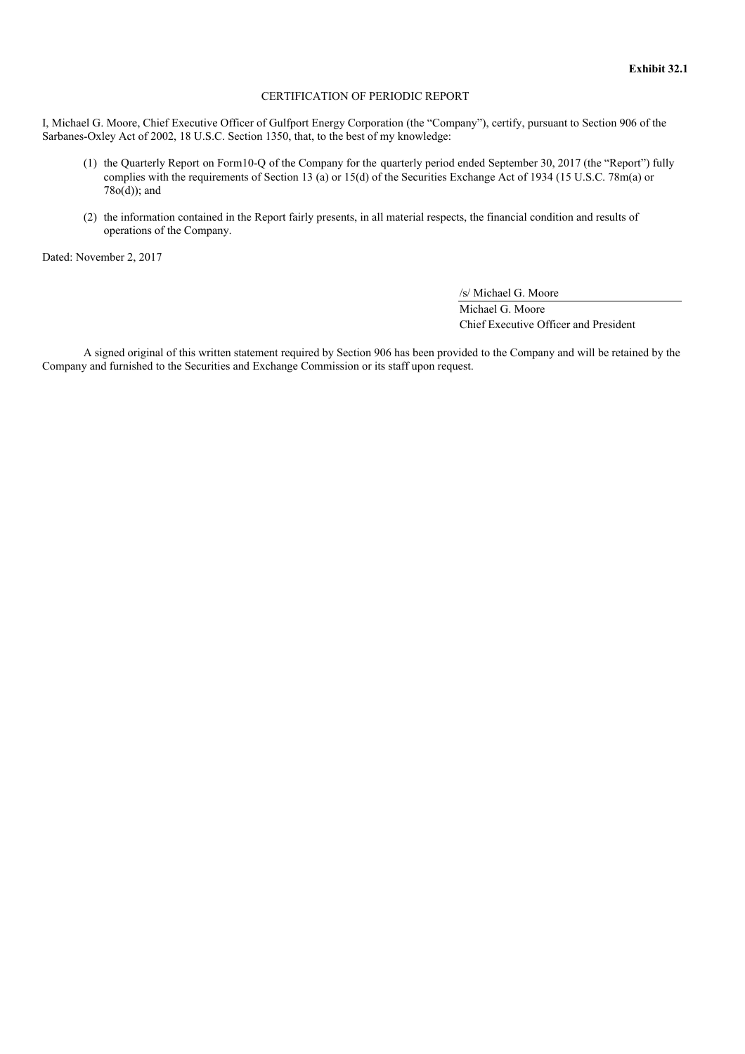**Exhibit 32.1**

CERTIFICATION OF PERIODIC REPORT

I, Michael G. Moore, Chief Executive Officer of Gulfport Energy Corporation (the "Company"), certify, pursuant to Section 906 of the Sarbanes-Oxley Act of 2002, 18 U.S.C. Section 1350, that, to the best of my knowledge:

(1) the Quarterly Report on Form10-Q of the Company for the quarterly period ended September 30, 2017 (the "Report") fully complies with the requirements of Section 13 (a) or 15(d) of the Securities Exchange Act of 1934 (15 U.S.C. 78m(a) or 78o(d)); and

(2) the information contained in the Report fairly presents, in all material respects, the financial condition and results of operations of the Company.

Dated: November 2, 2017

/s/ Michael G. Moore
Michael G. Moore
Chief Executive Officer and President

A signed original of this written statement required by Section 906 has been provided to the Company and will be retained by the Company and furnished to the Securities and Exchange Commission or its staff upon request.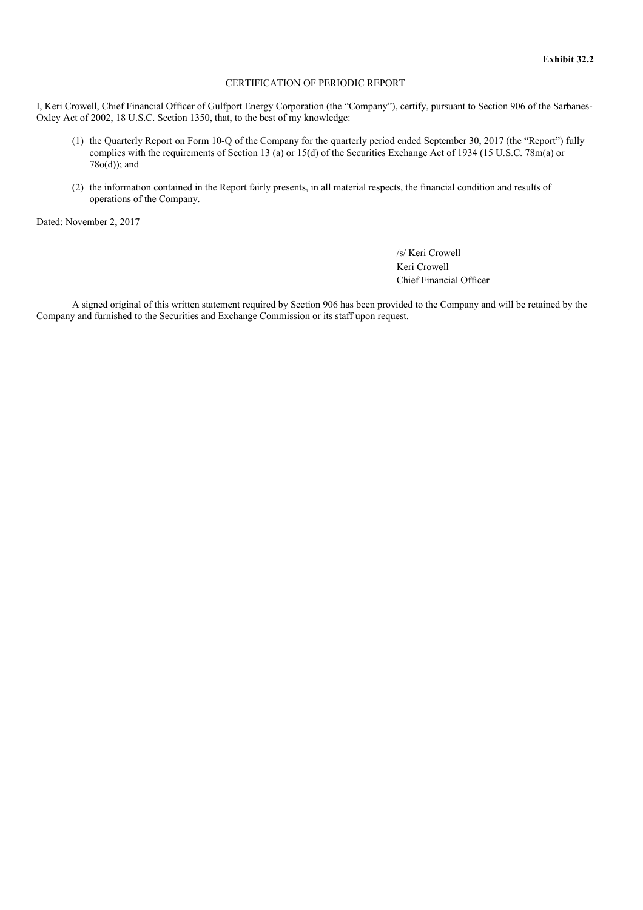**Exhibit 32.2**

CERTIFICATION OF PERIODIC REPORT

I, Keri Crowell, Chief Financial Officer of Gulfport Energy Corporation (the "Company"), certify, pursuant to Section 906 of the Sarbanes-Oxley Act of 2002, 18 U.S.C. Section 1350, that, to the best of my knowledge:

(1) the Quarterly Report on Form 10-Q of the Company for the quarterly period ended September 30, 2017 (the "Report") fully complies with the requirements of Section 13 (a) or 15(d) of the Securities Exchange Act of 1934 (15 U.S.C. 78m(a) or 78o(d)); and

(2) the information contained in the Report fairly presents, in all material respects, the financial condition and results of operations of the Company.

Dated: November 2, 2017

/s/ Keri Crowell

Keri Crowell

Chief Financial Officer

A signed original of this written statement required by Section 906 has been provided to the Company and will be retained by the Company and furnished to the Securities and Exchange Commission or its staff upon request.